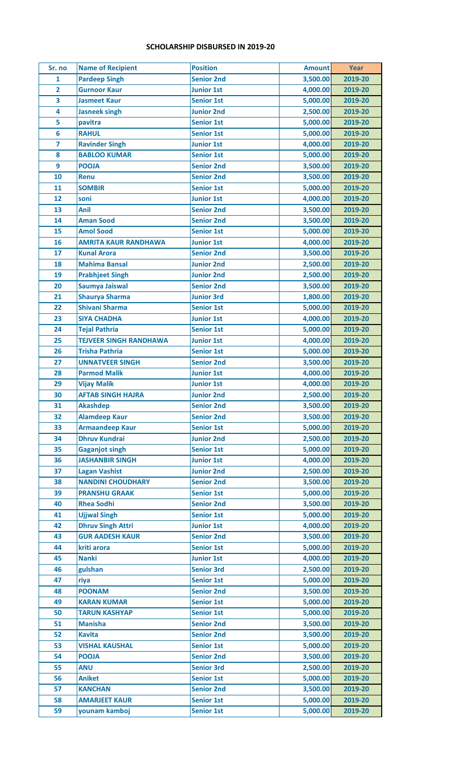## SCHOLARSHIP DISBURSED IN 2019-20

| Sr. no | Name of Recipient | Position | Amount | Year |
|---|---|---|---|---|
| 1 | Pardeep Singh | Senior 2nd | 3,500.00 | 2019-20 |
| 2 | Gurnoor Kaur | Junior 1st | 4,000.00 | 2019-20 |
| 3 | Jasmeet Kaur | Senior 1st | 5,000.00 | 2019-20 |
| 4 | Jasneek singh | Junior 2nd | 2,500.00 | 2019-20 |
| 5 | pavitra | Senior 1st | 5,000.00 | 2019-20 |
| 6 | RAHUL | Senior 1st | 5,000.00 | 2019-20 |
| 7 | Ravinder Singh | Junior 1st | 4,000.00 | 2019-20 |
| 8 | BABLOO KUMAR | Senior 1st | 5,000.00 | 2019-20 |
| 9 | POOJA | Senior 2nd | 3,500.00 | 2019-20 |
| 10 | Renu | Senior 2nd | 3,500.00 | 2019-20 |
| 11 | SOMBIR | Senior 1st | 5,000.00 | 2019-20 |
| 12 | soni | Junior 1st | 4,000.00 | 2019-20 |
| 13 | Anil | Senior 2nd | 3,500.00 | 2019-20 |
| 14 | Aman Sood | Senior 2nd | 3,500.00 | 2019-20 |
| 15 | Amol Sood | Senior 1st | 5,000.00 | 2019-20 |
| 16 | AMRITA KAUR RANDHAWA | Junior 1st | 4,000.00 | 2019-20 |
| 17 | Kunal Arora | Senior 2nd | 3,500.00 | 2019-20 |
| 18 | Mahima Bansal | Junior 2nd | 2,500.00 | 2019-20 |
| 19 | Prabhjeet Singh | Junior 2nd | 2,500.00 | 2019-20 |
| 20 | Saumya Jaiswal | Senior 2nd | 3,500.00 | 2019-20 |
| 21 | Shaurya Sharma | Junior 3rd | 1,800.00 | 2019-20 |
| 22 | Shivani Sharma | Senior 1st | 5,000.00 | 2019-20 |
| 23 | SIYA CHADHA | Junior 1st | 4,000.00 | 2019-20 |
| 24 | Tejal Pathria | Senior 1st | 5,000.00 | 2019-20 |
| 25 | TEJVEER SINGH RANDHAWA | Junior 1st | 4,000.00 | 2019-20 |
| 26 | Trisha Pathria | Senior 1st | 5,000.00 | 2019-20 |
| 27 | UNNATVEER SINGH | Senior 2nd | 3,500.00 | 2019-20 |
| 28 | Parmod Malik | Junior 1st | 4,000.00 | 2019-20 |
| 29 | Vijay Malik | Junior 1st | 4,000.00 | 2019-20 |
| 30 | AFTAB SINGH HAJRA | Junior 2nd | 2,500.00 | 2019-20 |
| 31 | Akashdep | Senior 2nd | 3,500.00 | 2019-20 |
| 32 | Alamdeep Kaur | Senior 2nd | 3,500.00 | 2019-20 |
| 33 | Armaandeep Kaur | Senior 1st | 5,000.00 | 2019-20 |
| 34 | Dhruv Kundrai | Junior 2nd | 2,500.00 | 2019-20 |
| 35 | Gaganjot singh | Senior 1st | 5,000.00 | 2019-20 |
| 36 | JASHANBIR SINGH | Junior 1st | 4,000.00 | 2019-20 |
| 37 | Lagan Vashist | Junior 2nd | 2,500.00 | 2019-20 |
| 38 | NANDINI CHOUDHARY | Senior 2nd | 3,500.00 | 2019-20 |
| 39 | PRANSHU GRAAK | Senior 1st | 5,000.00 | 2019-20 |
| 40 | Rhea Sodhi | Senior 2nd | 3,500.00 | 2019-20 |
| 41 | Ujjwal Singh | Senior 1st | 5,000.00 | 2019-20 |
| 42 | Dhruv Singh Attri | Junior 1st | 4,000.00 | 2019-20 |
| 43 | GUR AADESH KAUR | Senior 2nd | 3,500.00 | 2019-20 |
| 44 | kriti arora | Senior 1st | 5,000.00 | 2019-20 |
| 45 | Nanki | Junior 1st | 4,000.00 | 2019-20 |
| 46 | gulshan | Senior 3rd | 2,500.00 | 2019-20 |
| 47 | riya | Senior 1st | 5,000.00 | 2019-20 |
| 48 | POONAM | Senior 2nd | 3,500.00 | 2019-20 |
| 49 | KARAN KUMAR | Senior 1st | 5,000.00 | 2019-20 |
| 50 | TARUN KASHYAP | Senior 1st | 5,000.00 | 2019-20 |
| 51 | Manisha | Senior 2nd | 3,500.00 | 2019-20 |
| 52 | Kavita | Senior 2nd | 3,500.00 | 2019-20 |
| 53 | VISHAL KAUSHAL | Senior 1st | 5,000.00 | 2019-20 |
| 54 | POOJA | Senior 2nd | 3,500.00 | 2019-20 |
| 55 | ANU | Senior 3rd | 2,500.00 | 2019-20 |
| 56 | Aniket | Senior 1st | 5,000.00 | 2019-20 |
| 57 | KANCHAN | Senior 2nd | 3,500.00 | 2019-20 |
| 58 | AMARJEET KAUR | Senior 1st | 5,000.00 | 2019-20 |
| 59 | younam kamboj | Senior 1st | 5,000.00 | 2019-20 |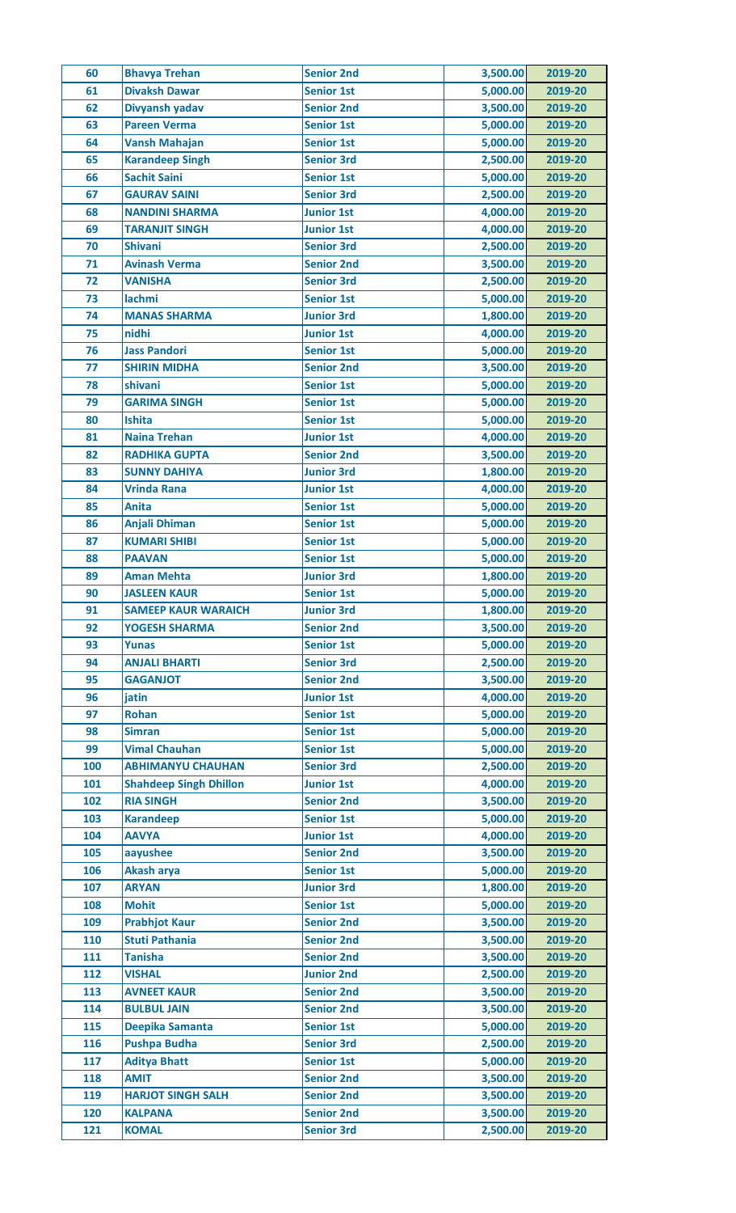| 60 | Bhavya Trehan | Senior 2nd | 3,500.00 | 2019-20 |
|---|---|---|---|---|
| 61 | Divaksh Dawar | Senior 1st | 5,000.00 | 2019-20 |
| 62 | Divyansh yadav | Senior 2nd | 3,500.00 | 2019-20 |
| 63 | Pareen Verma | Senior 1st | 5,000.00 | 2019-20 |
| 64 | Vansh Mahajan | Senior 1st | 5,000.00 | 2019-20 |
| 65 | Karandeep Singh | Senior 3rd | 2,500.00 | 2019-20 |
| 66 | Sachit Saini | Senior 1st | 5,000.00 | 2019-20 |
| 67 | GAURAV SAINI | Senior 3rd | 2,500.00 | 2019-20 |
| 68 | NANDINI SHARMA | Junior 1st | 4,000.00 | 2019-20 |
| 69 | TARANJIT SINGH | Junior 1st | 4,000.00 | 2019-20 |
| 70 | Shivani | Senior 3rd | 2,500.00 | 2019-20 |
| 71 | Avinash Verma | Senior 2nd | 3,500.00 | 2019-20 |
| 72 | VANISHA | Senior 3rd | 2,500.00 | 2019-20 |
| 73 | lachmi | Senior 1st | 5,000.00 | 2019-20 |
| 74 | MANAS SHARMA | Junior 3rd | 1,800.00 | 2019-20 |
| 75 | nidhi | Junior 1st | 4,000.00 | 2019-20 |
| 76 | Jass Pandori | Senior 1st | 5,000.00 | 2019-20 |
| 77 | SHIRIN MIDHA | Senior 2nd | 3,500.00 | 2019-20 |
| 78 | shivani | Senior 1st | 5,000.00 | 2019-20 |
| 79 | GARIMA SINGH | Senior 1st | 5,000.00 | 2019-20 |
| 80 | Ishita | Senior 1st | 5,000.00 | 2019-20 |
| 81 | Naina Trehan | Junior 1st | 4,000.00 | 2019-20 |
| 82 | RADHIKA GUPTA | Senior 2nd | 3,500.00 | 2019-20 |
| 83 | SUNNY DAHIYA | Junior 3rd | 1,800.00 | 2019-20 |
| 84 | Vrinda Rana | Junior 1st | 4,000.00 | 2019-20 |
| 85 | Anita | Senior 1st | 5,000.00 | 2019-20 |
| 86 | Anjali Dhiman | Senior 1st | 5,000.00 | 2019-20 |
| 87 | KUMARI SHIBI | Senior 1st | 5,000.00 | 2019-20 |
| 88 | PAAVAN | Senior 1st | 5,000.00 | 2019-20 |
| 89 | Aman Mehta | Junior 3rd | 1,800.00 | 2019-20 |
| 90 | JASLEEN KAUR | Senior 1st | 5,000.00 | 2019-20 |
| 91 | SAMEEP KAUR WARAICH | Junior 3rd | 1,800.00 | 2019-20 |
| 92 | YOGESH SHARMA | Senior 2nd | 3,500.00 | 2019-20 |
| 93 | Yunas | Senior 1st | 5,000.00 | 2019-20 |
| 94 | ANJALI BHARTI | Senior 3rd | 2,500.00 | 2019-20 |
| 95 | GAGANJOT | Senior 2nd | 3,500.00 | 2019-20 |
| 96 | jatin | Junior 1st | 4,000.00 | 2019-20 |
| 97 | Rohan | Senior 1st | 5,000.00 | 2019-20 |
| 98 | Simran | Senior 1st | 5,000.00 | 2019-20 |
| 99 | Vimal Chauhan | Senior 1st | 5,000.00 | 2019-20 |
| 100 | ABHIMANYU CHAUHAN | Senior 3rd | 2,500.00 | 2019-20 |
| 101 | Shahdeep Singh Dhillon | Junior 1st | 4,000.00 | 2019-20 |
| 102 | RIA SINGH | Senior 2nd | 3,500.00 | 2019-20 |
| 103 | Karandeep | Senior 1st | 5,000.00 | 2019-20 |
| 104 | AAVYA | Junior 1st | 4,000.00 | 2019-20 |
| 105 | aayushee | Senior 2nd | 3,500.00 | 2019-20 |
| 106 | Akash arya | Senior 1st | 5,000.00 | 2019-20 |
| 107 | ARYAN | Junior 3rd | 1,800.00 | 2019-20 |
| 108 | Mohit | Senior 1st | 5,000.00 | 2019-20 |
| 109 | Prabhjot Kaur | Senior 2nd | 3,500.00 | 2019-20 |
| 110 | Stuti Pathania | Senior 2nd | 3,500.00 | 2019-20 |
| 111 | Tanisha | Senior 2nd | 3,500.00 | 2019-20 |
| 112 | VISHAL | Junior 2nd | 2,500.00 | 2019-20 |
| 113 | AVNEET KAUR | Senior 2nd | 3,500.00 | 2019-20 |
| 114 | BULBUL JAIN | Senior 2nd | 3,500.00 | 2019-20 |
| 115 | Deepika Samanta | Senior 1st | 5,000.00 | 2019-20 |
| 116 | Pushpa Budha | Senior 3rd | 2,500.00 | 2019-20 |
| 117 | Aditya Bhatt | Senior 1st | 5,000.00 | 2019-20 |
| 118 | AMIT | Senior 2nd | 3,500.00 | 2019-20 |
| 119 | HARJOT SINGH SALH | Senior 2nd | 3,500.00 | 2019-20 |
| 120 | KALPANA | Senior 2nd | 3,500.00 | 2019-20 |
| 121 | KOMAL | Senior 3rd | 2,500.00 | 2019-20 |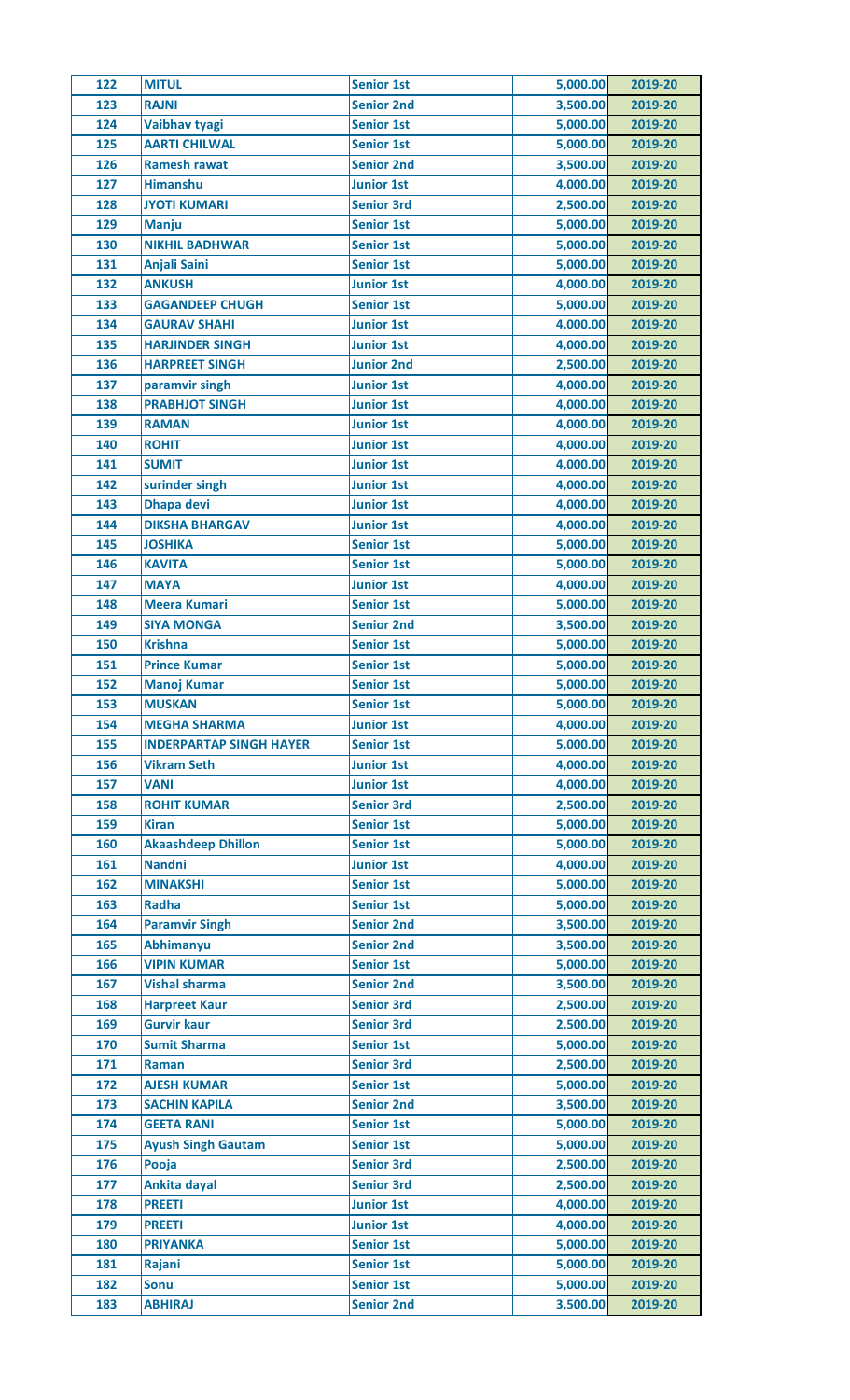| 122 | MITUL | Senior 1st | 5,000.00 | 2019-20 |
|---|---|---|---|---|
| 123 | RAJNI | Senior 2nd | 3,500.00 | 2019-20 |
| 124 | Vaibhav tyagi | Senior 1st | 5,000.00 | 2019-20 |
| 125 | AARTI CHILWAL | Senior 1st | 5,000.00 | 2019-20 |
| 126 | Ramesh rawat | Senior 2nd | 3,500.00 | 2019-20 |
| 127 | Himanshu | Junior 1st | 4,000.00 | 2019-20 |
| 128 | JYOTI KUMARI | Senior 3rd | 2,500.00 | 2019-20 |
| 129 | Manju | Senior 1st | 5,000.00 | 2019-20 |
| 130 | NIKHIL BADHWAR | Senior 1st | 5,000.00 | 2019-20 |
| 131 | Anjali Saini | Senior 1st | 5,000.00 | 2019-20 |
| 132 | ANKUSH | Junior 1st | 4,000.00 | 2019-20 |
| 133 | GAGANDEEP CHUGH | Senior 1st | 5,000.00 | 2019-20 |
| 134 | GAURAV SHAHI | Junior 1st | 4,000.00 | 2019-20 |
| 135 | HARJINDER SINGH | Junior 1st | 4,000.00 | 2019-20 |
| 136 | HARPREET SINGH | Junior 2nd | 2,500.00 | 2019-20 |
| 137 | paramvir singh | Junior 1st | 4,000.00 | 2019-20 |
| 138 | PRABHJOT SINGH | Junior 1st | 4,000.00 | 2019-20 |
| 139 | RAMAN | Junior 1st | 4,000.00 | 2019-20 |
| 140 | ROHIT | Junior 1st | 4,000.00 | 2019-20 |
| 141 | SUMIT | Junior 1st | 4,000.00 | 2019-20 |
| 142 | surinder singh | Junior 1st | 4,000.00 | 2019-20 |
| 143 | Dhapa devi | Junior 1st | 4,000.00 | 2019-20 |
| 144 | DIKSHA BHARGAV | Junior 1st | 4,000.00 | 2019-20 |
| 145 | JOSHIKA | Senior 1st | 5,000.00 | 2019-20 |
| 146 | KAVITA | Senior 1st | 5,000.00 | 2019-20 |
| 147 | MAYA | Junior 1st | 4,000.00 | 2019-20 |
| 148 | Meera Kumari | Senior 1st | 5,000.00 | 2019-20 |
| 149 | SIYA MONGA | Senior 2nd | 3,500.00 | 2019-20 |
| 150 | Krishna | Senior 1st | 5,000.00 | 2019-20 |
| 151 | Prince Kumar | Senior 1st | 5,000.00 | 2019-20 |
| 152 | Manoj Kumar | Senior 1st | 5,000.00 | 2019-20 |
| 153 | MUSKAN | Senior 1st | 5,000.00 | 2019-20 |
| 154 | MEGHA SHARMA | Junior 1st | 4,000.00 | 2019-20 |
| 155 | INDERPARTAP SINGH HAYER | Senior 1st | 5,000.00 | 2019-20 |
| 156 | Vikram Seth | Junior 1st | 4,000.00 | 2019-20 |
| 157 | VANI | Junior 1st | 4,000.00 | 2019-20 |
| 158 | ROHIT KUMAR | Senior 3rd | 2,500.00 | 2019-20 |
| 159 | Kiran | Senior 1st | 5,000.00 | 2019-20 |
| 160 | Akaashdeep Dhillon | Senior 1st | 5,000.00 | 2019-20 |
| 161 | Nandni | Junior 1st | 4,000.00 | 2019-20 |
| 162 | MINAKSHI | Senior 1st | 5,000.00 | 2019-20 |
| 163 | Radha | Senior 1st | 5,000.00 | 2019-20 |
| 164 | Paramvir Singh | Senior 2nd | 3,500.00 | 2019-20 |
| 165 | Abhimanyu | Senior 2nd | 3,500.00 | 2019-20 |
| 166 | VIPIN KUMAR | Senior 1st | 5,000.00 | 2019-20 |
| 167 | Vishal sharma | Senior 2nd | 3,500.00 | 2019-20 |
| 168 | Harpreet Kaur | Senior 3rd | 2,500.00 | 2019-20 |
| 169 | Gurvir kaur | Senior 3rd | 2,500.00 | 2019-20 |
| 170 | Sumit Sharma | Senior 1st | 5,000.00 | 2019-20 |
| 171 | Raman | Senior 3rd | 2,500.00 | 2019-20 |
| 172 | AJESH KUMAR | Senior 1st | 5,000.00 | 2019-20 |
| 173 | SACHIN KAPILA | Senior 2nd | 3,500.00 | 2019-20 |
| 174 | GEETA RANI | Senior 1st | 5,000.00 | 2019-20 |
| 175 | Ayush Singh Gautam | Senior 1st | 5,000.00 | 2019-20 |
| 176 | Pooja | Senior 3rd | 2,500.00 | 2019-20 |
| 177 | Ankita dayal | Senior 3rd | 2,500.00 | 2019-20 |
| 178 | PREETI | Junior 1st | 4,000.00 | 2019-20 |
| 179 | PREETI | Junior 1st | 4,000.00 | 2019-20 |
| 180 | PRIYANKA | Senior 1st | 5,000.00 | 2019-20 |
| 181 | Rajani | Senior 1st | 5,000.00 | 2019-20 |
| 182 | Sonu | Senior 1st | 5,000.00 | 2019-20 |
| 183 | ABHIRAJ | Senior 2nd | 3,500.00 | 2019-20 |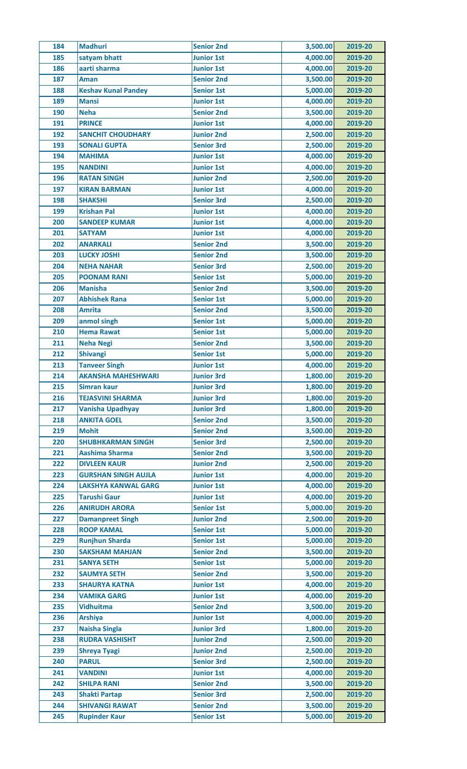| 184 | Madhuri | Senior 2nd | 3,500.00 | 2019-20 |
|---|---|---|---|---|
| 185 | satyam bhatt | Junior 1st | 4,000.00 | 2019-20 |
| 186 | aarti sharma | Junior 1st | 4,000.00 | 2019-20 |
| 187 | Aman | Senior 2nd | 3,500.00 | 2019-20 |
| 188 | Keshav Kunal Pandey | Senior 1st | 5,000.00 | 2019-20 |
| 189 | Mansi | Junior 1st | 4,000.00 | 2019-20 |
| 190 | Neha | Senior 2nd | 3,500.00 | 2019-20 |
| 191 | PRINCE | Junior 1st | 4,000.00 | 2019-20 |
| 192 | SANCHIT CHOUDHARY | Junior 2nd | 2,500.00 | 2019-20 |
| 193 | SONALI GUPTA | Senior 3rd | 2,500.00 | 2019-20 |
| 194 | MAHIMA | Junior 1st | 4,000.00 | 2019-20 |
| 195 | NANDINI | Junior 1st | 4,000.00 | 2019-20 |
| 196 | RATAN SINGH | Junior 2nd | 2,500.00 | 2019-20 |
| 197 | KIRAN BARMAN | Junior 1st | 4,000.00 | 2019-20 |
| 198 | SHAKSHI | Senior 3rd | 2,500.00 | 2019-20 |
| 199 | Krishan Pal | Junior 1st | 4,000.00 | 2019-20 |
| 200 | SANDEEP KUMAR | Junior 1st | 4,000.00 | 2019-20 |
| 201 | SATYAM | Junior 1st | 4,000.00 | 2019-20 |
| 202 | ANARKALI | Senior 2nd | 3,500.00 | 2019-20 |
| 203 | LUCKY JOSHI | Senior 2nd | 3,500.00 | 2019-20 |
| 204 | NEHA NAHAR | Senior 3rd | 2,500.00 | 2019-20 |
| 205 | POONAM RANI | Senior 1st | 5,000.00 | 2019-20 |
| 206 | Manisha | Senior 2nd | 3,500.00 | 2019-20 |
| 207 | Abhishek Rana | Senior 1st | 5,000.00 | 2019-20 |
| 208 | Amrita | Senior 2nd | 3,500.00 | 2019-20 |
| 209 | anmol singh | Senior 1st | 5,000.00 | 2019-20 |
| 210 | Hema Rawat | Senior 1st | 5,000.00 | 2019-20 |
| 211 | Neha Negi | Senior 2nd | 3,500.00 | 2019-20 |
| 212 | Shivangi | Senior 1st | 5,000.00 | 2019-20 |
| 213 | Tanveer Singh | Junior 1st | 4,000.00 | 2019-20 |
| 214 | AKANSHA MAHESHWARI | Junior 3rd | 1,800.00 | 2019-20 |
| 215 | Simran kaur | Junior 3rd | 1,800.00 | 2019-20 |
| 216 | TEJASVINI SHARMA | Junior 3rd | 1,800.00 | 2019-20 |
| 217 | Vanisha Upadhyay | Junior 3rd | 1,800.00 | 2019-20 |
| 218 | ANKITA GOEL | Senior 2nd | 3,500.00 | 2019-20 |
| 219 | Mohit | Senior 2nd | 3,500.00 | 2019-20 |
| 220 | SHUBHKARMAN SINGH | Senior 3rd | 2,500.00 | 2019-20 |
| 221 | Aashima Sharma | Senior 2nd | 3,500.00 | 2019-20 |
| 222 | DIVLEEN KAUR | Junior 2nd | 2,500.00 | 2019-20 |
| 223 | GURSHAN SINGH AUJLA | Junior 1st | 4,000.00 | 2019-20 |
| 224 | LAKSHYA KANWAL GARG | Junior 1st | 4,000.00 | 2019-20 |
| 225 | Tarushi Gaur | Junior 1st | 4,000.00 | 2019-20 |
| 226 | ANIRUDH ARORA | Senior 1st | 5,000.00 | 2019-20 |
| 227 | Damanpreet Singh | Junior 2nd | 2,500.00 | 2019-20 |
| 228 | ROOP KAMAL | Senior 1st | 5,000.00 | 2019-20 |
| 229 | Runjhun Sharda | Senior 1st | 5,000.00 | 2019-20 |
| 230 | SAKSHAM MAHJAN | Senior 2nd | 3,500.00 | 2019-20 |
| 231 | SANYA SETH | Senior 1st | 5,000.00 | 2019-20 |
| 232 | SAUMYA SETH | Senior 2nd | 3,500.00 | 2019-20 |
| 233 | SHAURYA KATNA | Junior 1st | 4,000.00 | 2019-20 |
| 234 | VAMIKA GARG | Junior 1st | 4,000.00 | 2019-20 |
| 235 | Vidhuitma | Senior 2nd | 3,500.00 | 2019-20 |
| 236 | Arshiya | Junior 1st | 4,000.00 | 2019-20 |
| 237 | Naisha Singla | Junior 3rd | 1,800.00 | 2019-20 |
| 238 | RUDRA VASHISHT | Junior 2nd | 2,500.00 | 2019-20 |
| 239 | Shreya Tyagi | Junior 2nd | 2,500.00 | 2019-20 |
| 240 | PARUL | Senior 3rd | 2,500.00 | 2019-20 |
| 241 | VANDINI | Junior 1st | 4,000.00 | 2019-20 |
| 242 | SHILPA RANI | Senior 2nd | 3,500.00 | 2019-20 |
| 243 | Shakti Partap | Senior 3rd | 2,500.00 | 2019-20 |
| 244 | SHIVANGI RAWAT | Senior 2nd | 3,500.00 | 2019-20 |
| 245 | Rupinder Kaur | Senior 1st | 5,000.00 | 2019-20 |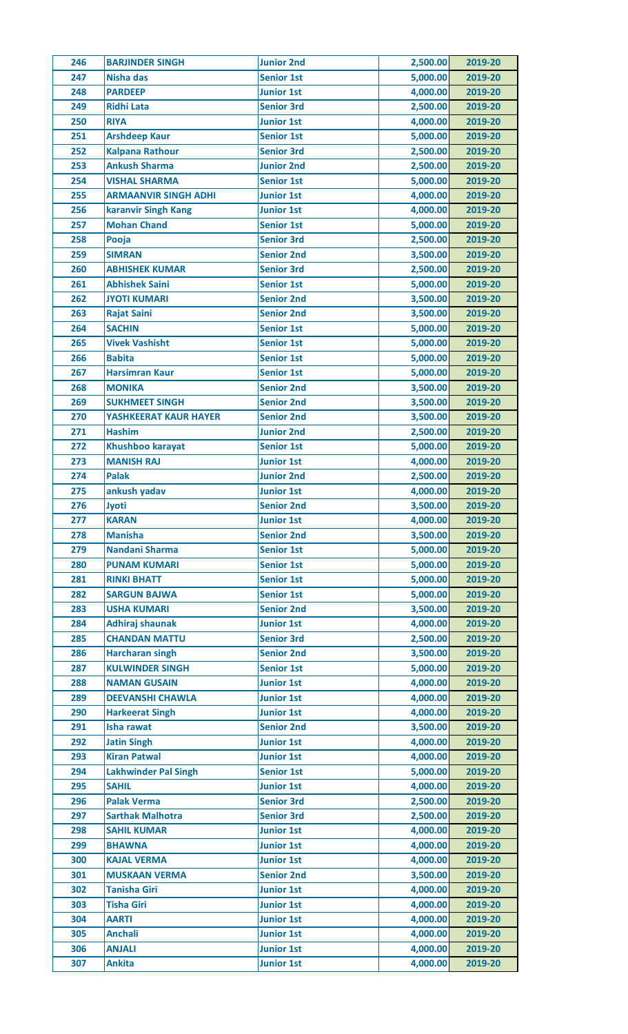| 246 | BARJINDER SINGH | Junior 2nd | 2,500.00 | 2019-20 |
|---|---|---|---|---|
| 247 | Nisha das | Senior 1st | 5,000.00 | 2019-20 |
| 248 | PARDEEP | Junior 1st | 4,000.00 | 2019-20 |
| 249 | Ridhi Lata | Senior 3rd | 2,500.00 | 2019-20 |
| 250 | RIYA | Junior 1st | 4,000.00 | 2019-20 |
| 251 | Arshdeep Kaur | Senior 1st | 5,000.00 | 2019-20 |
| 252 | Kalpana Rathour | Senior 3rd | 2,500.00 | 2019-20 |
| 253 | Ankush Sharma | Junior 2nd | 2,500.00 | 2019-20 |
| 254 | VISHAL SHARMA | Senior 1st | 5,000.00 | 2019-20 |
| 255 | ARMAANVIR SINGH ADHI | Junior 1st | 4,000.00 | 2019-20 |
| 256 | karanvir Singh Kang | Junior 1st | 4,000.00 | 2019-20 |
| 257 | Mohan Chand | Senior 1st | 5,000.00 | 2019-20 |
| 258 | Pooja | Senior 3rd | 2,500.00 | 2019-20 |
| 259 | SIMRAN | Senior 2nd | 3,500.00 | 2019-20 |
| 260 | ABHISHEK KUMAR | Senior 3rd | 2,500.00 | 2019-20 |
| 261 | Abhishek Saini | Senior 1st | 5,000.00 | 2019-20 |
| 262 | JYOTI KUMARI | Senior 2nd | 3,500.00 | 2019-20 |
| 263 | Rajat Saini | Senior 2nd | 3,500.00 | 2019-20 |
| 264 | SACHIN | Senior 1st | 5,000.00 | 2019-20 |
| 265 | Vivek Vashisht | Senior 1st | 5,000.00 | 2019-20 |
| 266 | Babita | Senior 1st | 5,000.00 | 2019-20 |
| 267 | Harsimran Kaur | Senior 1st | 5,000.00 | 2019-20 |
| 268 | MONIKA | Senior 2nd | 3,500.00 | 2019-20 |
| 269 | SUKHMEET SINGH | Senior 2nd | 3,500.00 | 2019-20 |
| 270 | YASHKEERAT KAUR HAYER | Senior 2nd | 3,500.00 | 2019-20 |
| 271 | Hashim | Junior 2nd | 2,500.00 | 2019-20 |
| 272 | Khushboo karayat | Senior 1st | 5,000.00 | 2019-20 |
| 273 | MANISH RAJ | Junior 1st | 4,000.00 | 2019-20 |
| 274 | Palak | Junior 2nd | 2,500.00 | 2019-20 |
| 275 | ankush yadav | Junior 1st | 4,000.00 | 2019-20 |
| 276 | Jyoti | Senior 2nd | 3,500.00 | 2019-20 |
| 277 | KARAN | Junior 1st | 4,000.00 | 2019-20 |
| 278 | Manisha | Senior 2nd | 3,500.00 | 2019-20 |
| 279 | Nandani Sharma | Senior 1st | 5,000.00 | 2019-20 |
| 280 | PUNAM KUMARI | Senior 1st | 5,000.00 | 2019-20 |
| 281 | RINKI BHATT | Senior 1st | 5,000.00 | 2019-20 |
| 282 | SARGUN BAJWA | Senior 1st | 5,000.00 | 2019-20 |
| 283 | USHA KUMARI | Senior 2nd | 3,500.00 | 2019-20 |
| 284 | Adhiraj shaunak | Junior 1st | 4,000.00 | 2019-20 |
| 285 | CHANDAN MATTU | Senior 3rd | 2,500.00 | 2019-20 |
| 286 | Harcharan singh | Senior 2nd | 3,500.00 | 2019-20 |
| 287 | KULWINDER SINGH | Senior 1st | 5,000.00 | 2019-20 |
| 288 | NAMAN GUSAIN | Junior 1st | 4,000.00 | 2019-20 |
| 289 | DEEVANSHI CHAWLA | Junior 1st | 4,000.00 | 2019-20 |
| 290 | Harkeerat Singh | Junior 1st | 4,000.00 | 2019-20 |
| 291 | Isha rawat | Senior 2nd | 3,500.00 | 2019-20 |
| 292 | Jatin Singh | Junior 1st | 4,000.00 | 2019-20 |
| 293 | Kiran Patwal | Junior 1st | 4,000.00 | 2019-20 |
| 294 | Lakhwinder Pal Singh | Senior 1st | 5,000.00 | 2019-20 |
| 295 | SAHIL | Junior 1st | 4,000.00 | 2019-20 |
| 296 | Palak Verma | Senior 3rd | 2,500.00 | 2019-20 |
| 297 | Sarthak Malhotra | Senior 3rd | 2,500.00 | 2019-20 |
| 298 | SAHIL KUMAR | Junior 1st | 4,000.00 | 2019-20 |
| 299 | BHAWNA | Junior 1st | 4,000.00 | 2019-20 |
| 300 | KAJAL VERMA | Junior 1st | 4,000.00 | 2019-20 |
| 301 | MUSKAAN VERMA | Senior 2nd | 3,500.00 | 2019-20 |
| 302 | Tanisha Giri | Junior 1st | 4,000.00 | 2019-20 |
| 303 | Tisha Giri | Junior 1st | 4,000.00 | 2019-20 |
| 304 | AARTI | Junior 1st | 4,000.00 | 2019-20 |
| 305 | Anchali | Junior 1st | 4,000.00 | 2019-20 |
| 306 | ANJALI | Junior 1st | 4,000.00 | 2019-20 |
| 307 | Ankita | Junior 1st | 4,000.00 | 2019-20 |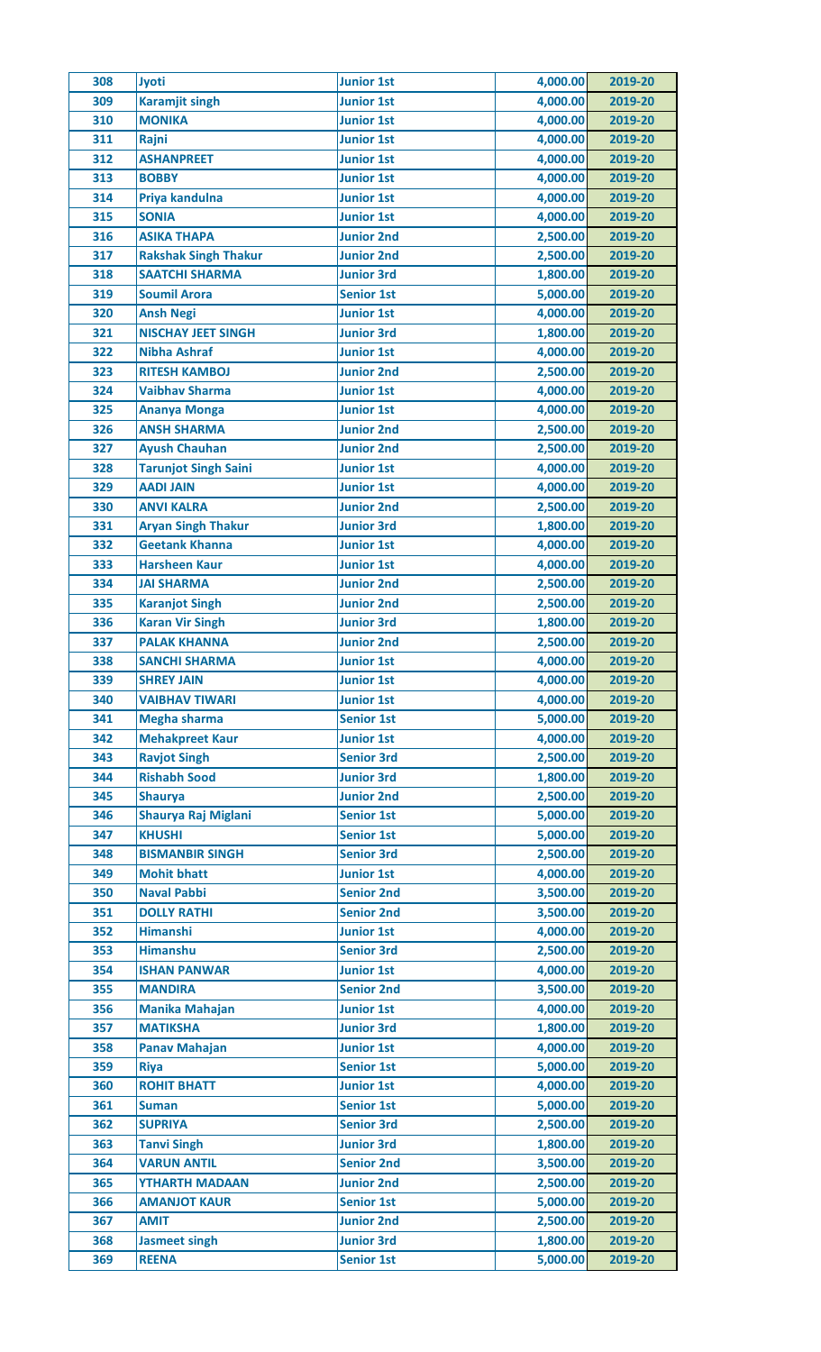| 308 | Jyoti | Junior 1st | 4,000.00 | 2019-20 |
|---|---|---|---|---|
| 309 | Karamjit singh | Junior 1st | 4,000.00 | 2019-20 |
| 310 | MONIKA | Junior 1st | 4,000.00 | 2019-20 |
| 311 | Rajni | Junior 1st | 4,000.00 | 2019-20 |
| 312 | ASHANPREET | Junior 1st | 4,000.00 | 2019-20 |
| 313 | BOBBY | Junior 1st | 4,000.00 | 2019-20 |
| 314 | Priya kandulna | Junior 1st | 4,000.00 | 2019-20 |
| 315 | SONIA | Junior 1st | 4,000.00 | 2019-20 |
| 316 | ASIKA THAPA | Junior 2nd | 2,500.00 | 2019-20 |
| 317 | Rakshak Singh Thakur | Junior 2nd | 2,500.00 | 2019-20 |
| 318 | SAATCHI SHARMA | Junior 3rd | 1,800.00 | 2019-20 |
| 319 | Soumil Arora | Senior 1st | 5,000.00 | 2019-20 |
| 320 | Ansh Negi | Junior 1st | 4,000.00 | 2019-20 |
| 321 | NISCHAY JEET SINGH | Junior 3rd | 1,800.00 | 2019-20 |
| 322 | Nibha Ashraf | Junior 1st | 4,000.00 | 2019-20 |
| 323 | RITESH KAMBOJ | Junior 2nd | 2,500.00 | 2019-20 |
| 324 | Vaibhav Sharma | Junior 1st | 4,000.00 | 2019-20 |
| 325 | Ananya Monga | Junior 1st | 4,000.00 | 2019-20 |
| 326 | ANSH SHARMA | Junior 2nd | 2,500.00 | 2019-20 |
| 327 | Ayush Chauhan | Junior 2nd | 2,500.00 | 2019-20 |
| 328 | Tarunjot Singh Saini | Junior 1st | 4,000.00 | 2019-20 |
| 329 | AADI JAIN | Junior 1st | 4,000.00 | 2019-20 |
| 330 | ANVI KALRA | Junior 2nd | 2,500.00 | 2019-20 |
| 331 | Aryan Singh Thakur | Junior 3rd | 1,800.00 | 2019-20 |
| 332 | Geetank Khanna | Junior 1st | 4,000.00 | 2019-20 |
| 333 | Harsheen Kaur | Junior 1st | 4,000.00 | 2019-20 |
| 334 | JAI SHARMA | Junior 2nd | 2,500.00 | 2019-20 |
| 335 | Karanjot Singh | Junior 2nd | 2,500.00 | 2019-20 |
| 336 | Karan Vir Singh | Junior 3rd | 1,800.00 | 2019-20 |
| 337 | PALAK KHANNA | Junior 2nd | 2,500.00 | 2019-20 |
| 338 | SANCHI SHARMA | Junior 1st | 4,000.00 | 2019-20 |
| 339 | SHREY JAIN | Junior 1st | 4,000.00 | 2019-20 |
| 340 | VAIBHAV TIWARI | Junior 1st | 4,000.00 | 2019-20 |
| 341 | Megha sharma | Senior 1st | 5,000.00 | 2019-20 |
| 342 | Mehakpreet Kaur | Junior 1st | 4,000.00 | 2019-20 |
| 343 | Ravjot Singh | Senior 3rd | 2,500.00 | 2019-20 |
| 344 | Rishabh Sood | Junior 3rd | 1,800.00 | 2019-20 |
| 345 | Shaurya | Junior 2nd | 2,500.00 | 2019-20 |
| 346 | Shaurya Raj Miglani | Senior 1st | 5,000.00 | 2019-20 |
| 347 | KHUSHI | Senior 1st | 5,000.00 | 2019-20 |
| 348 | BISMANBIR SINGH | Senior 3rd | 2,500.00 | 2019-20 |
| 349 | Mohit bhatt | Junior 1st | 4,000.00 | 2019-20 |
| 350 | Naval Pabbi | Senior 2nd | 3,500.00 | 2019-20 |
| 351 | DOLLY RATHI | Senior 2nd | 3,500.00 | 2019-20 |
| 352 | Himanshi | Junior 1st | 4,000.00 | 2019-20 |
| 353 | Himanshu | Senior 3rd | 2,500.00 | 2019-20 |
| 354 | ISHAN PANWAR | Junior 1st | 4,000.00 | 2019-20 |
| 355 | MANDIRA | Senior 2nd | 3,500.00 | 2019-20 |
| 356 | Manika Mahajan | Junior 1st | 4,000.00 | 2019-20 |
| 357 | MATIKSHA | Junior 3rd | 1,800.00 | 2019-20 |
| 358 | Panav Mahajan | Junior 1st | 4,000.00 | 2019-20 |
| 359 | Riya | Senior 1st | 5,000.00 | 2019-20 |
| 360 | ROHIT BHATT | Junior 1st | 4,000.00 | 2019-20 |
| 361 | Suman | Senior 1st | 5,000.00 | 2019-20 |
| 362 | SUPRIYA | Senior 3rd | 2,500.00 | 2019-20 |
| 363 | Tanvi Singh | Junior 3rd | 1,800.00 | 2019-20 |
| 364 | VARUN ANTIL | Senior 2nd | 3,500.00 | 2019-20 |
| 365 | YTHARTH MADAAN | Junior 2nd | 2,500.00 | 2019-20 |
| 366 | AMANJOT KAUR | Senior 1st | 5,000.00 | 2019-20 |
| 367 | AMIT | Junior 2nd | 2,500.00 | 2019-20 |
| 368 | Jasmeet singh | Junior 3rd | 1,800.00 | 2019-20 |
| 369 | REENA | Senior 1st | 5,000.00 | 2019-20 |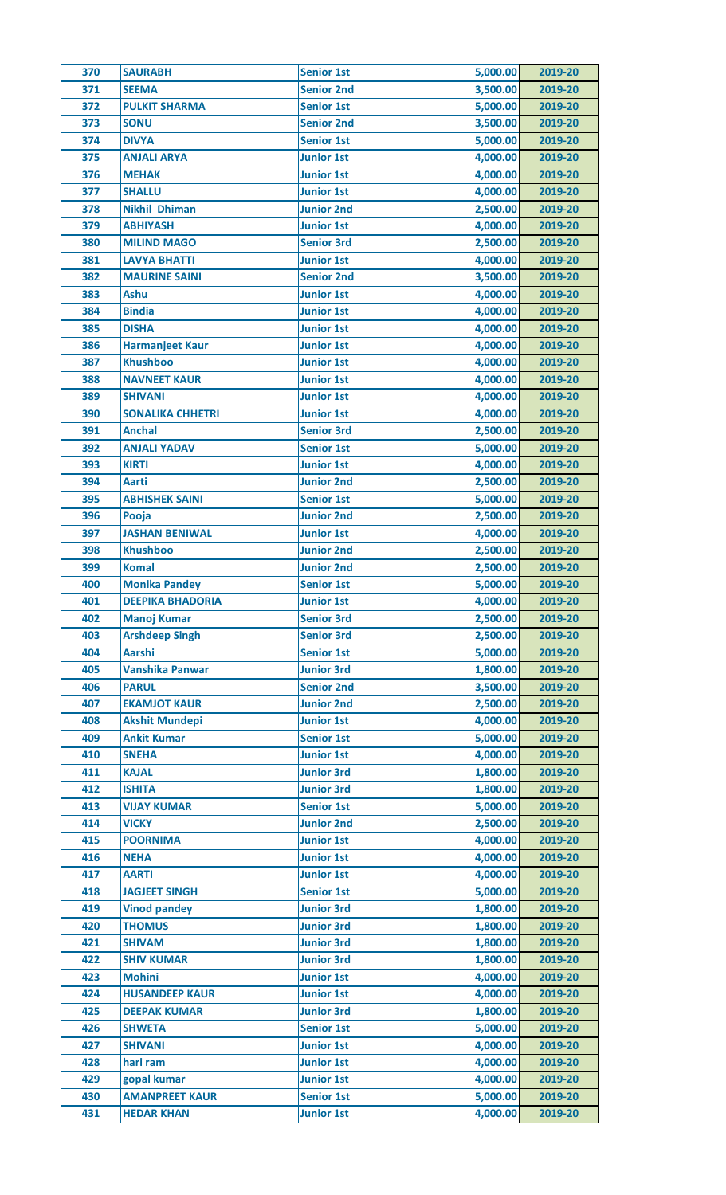| 370 | SAURABH | Senior 1st | 5,000.00 | 2019-20 |
|---|---|---|---|---|
| 371 | SEEMA | Senior 2nd | 3,500.00 | 2019-20 |
| 372 | PULKIT SHARMA | Senior 1st | 5,000.00 | 2019-20 |
| 373 | SONU | Senior 2nd | 3,500.00 | 2019-20 |
| 374 | DIVYA | Senior 1st | 5,000.00 | 2019-20 |
| 375 | ANJALI ARYA | Junior 1st | 4,000.00 | 2019-20 |
| 376 | MEHAK | Junior 1st | 4,000.00 | 2019-20 |
| 377 | SHALLU | Junior 1st | 4,000.00 | 2019-20 |
| 378 | Nikhil Dhiman | Junior 2nd | 2,500.00 | 2019-20 |
| 379 | ABHIYASH | Junior 1st | 4,000.00 | 2019-20 |
| 380 | MILIND MAGO | Senior 3rd | 2,500.00 | 2019-20 |
| 381 | LAVYA BHATTI | Junior 1st | 4,000.00 | 2019-20 |
| 382 | MAURINE SAINI | Senior 2nd | 3,500.00 | 2019-20 |
| 383 | Ashu | Junior 1st | 4,000.00 | 2019-20 |
| 384 | Bindia | Junior 1st | 4,000.00 | 2019-20 |
| 385 | DISHA | Junior 1st | 4,000.00 | 2019-20 |
| 386 | Harmanjeet Kaur | Junior 1st | 4,000.00 | 2019-20 |
| 387 | Khushboo | Junior 1st | 4,000.00 | 2019-20 |
| 388 | NAVNEET KAUR | Junior 1st | 4,000.00 | 2019-20 |
| 389 | SHIVANI | Junior 1st | 4,000.00 | 2019-20 |
| 390 | SONALIKA CHHETRI | Junior 1st | 4,000.00 | 2019-20 |
| 391 | Anchal | Senior 3rd | 2,500.00 | 2019-20 |
| 392 | ANJALI YADAV | Senior 1st | 5,000.00 | 2019-20 |
| 393 | KIRTI | Junior 1st | 4,000.00 | 2019-20 |
| 394 | Aarti | Junior 2nd | 2,500.00 | 2019-20 |
| 395 | ABHISHEK SAINI | Senior 1st | 5,000.00 | 2019-20 |
| 396 | Pooja | Junior 2nd | 2,500.00 | 2019-20 |
| 397 | JASHAN BENIWAL | Junior 1st | 4,000.00 | 2019-20 |
| 398 | Khushboo | Junior 2nd | 2,500.00 | 2019-20 |
| 399 | Komal | Junior 2nd | 2,500.00 | 2019-20 |
| 400 | Monika Pandey | Senior 1st | 5,000.00 | 2019-20 |
| 401 | DEEPIKA BHADORIA | Junior 1st | 4,000.00 | 2019-20 |
| 402 | Manoj Kumar | Senior 3rd | 2,500.00 | 2019-20 |
| 403 | Arshdeep Singh | Senior 3rd | 2,500.00 | 2019-20 |
| 404 | Aarshi | Senior 1st | 5,000.00 | 2019-20 |
| 405 | Vanshika Panwar | Junior 3rd | 1,800.00 | 2019-20 |
| 406 | PARUL | Senior 2nd | 3,500.00 | 2019-20 |
| 407 | EKAMJOT KAUR | Junior 2nd | 2,500.00 | 2019-20 |
| 408 | Akshit Mundepi | Junior 1st | 4,000.00 | 2019-20 |
| 409 | Ankit Kumar | Senior 1st | 5,000.00 | 2019-20 |
| 410 | SNEHA | Junior 1st | 4,000.00 | 2019-20 |
| 411 | KAJAL | Junior 3rd | 1,800.00 | 2019-20 |
| 412 | ISHITA | Junior 3rd | 1,800.00 | 2019-20 |
| 413 | VIJAY KUMAR | Senior 1st | 5,000.00 | 2019-20 |
| 414 | VICKY | Junior 2nd | 2,500.00 | 2019-20 |
| 415 | POORNIMA | Junior 1st | 4,000.00 | 2019-20 |
| 416 | NEHA | Junior 1st | 4,000.00 | 2019-20 |
| 417 | AARTI | Junior 1st | 4,000.00 | 2019-20 |
| 418 | JAGJEET SINGH | Senior 1st | 5,000.00 | 2019-20 |
| 419 | Vinod pandey | Junior 3rd | 1,800.00 | 2019-20 |
| 420 | THOMUS | Junior 3rd | 1,800.00 | 2019-20 |
| 421 | SHIVAM | Junior 3rd | 1,800.00 | 2019-20 |
| 422 | SHIV KUMAR | Junior 3rd | 1,800.00 | 2019-20 |
| 423 | Mohini | Junior 1st | 4,000.00 | 2019-20 |
| 424 | HUSANDEEP KAUR | Junior 1st | 4,000.00 | 2019-20 |
| 425 | DEEPAK KUMAR | Junior 3rd | 1,800.00 | 2019-20 |
| 426 | SHWETA | Senior 1st | 5,000.00 | 2019-20 |
| 427 | SHIVANI | Junior 1st | 4,000.00 | 2019-20 |
| 428 | hari ram | Junior 1st | 4,000.00 | 2019-20 |
| 429 | gopal kumar | Junior 1st | 4,000.00 | 2019-20 |
| 430 | AMANPREET KAUR | Senior 1st | 5,000.00 | 2019-20 |
| 431 | HEDAR KHAN | Junior 1st | 4,000.00 | 2019-20 |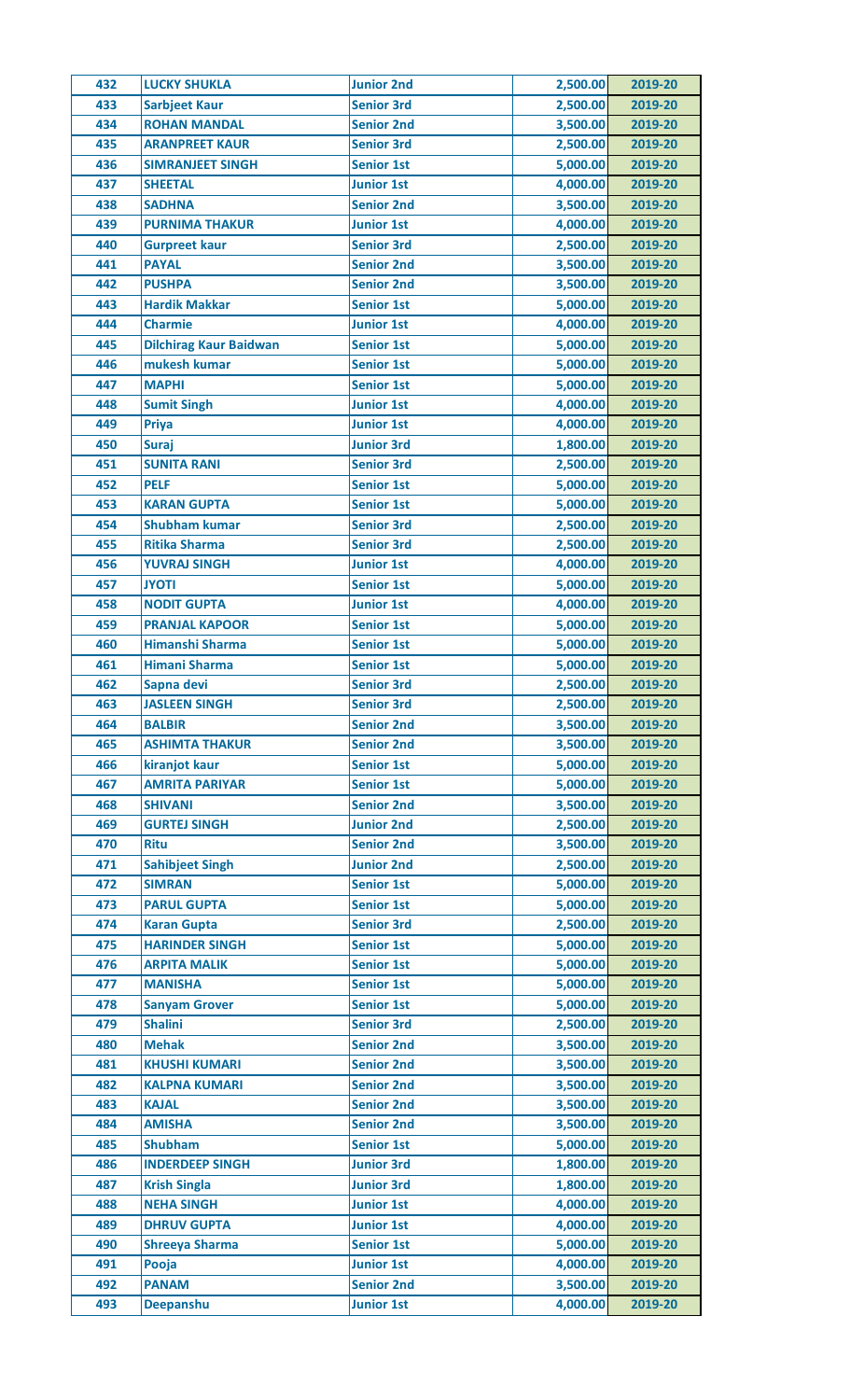| 432 | LUCKY SHUKLA | Junior 2nd | 2,500.00 | 2019-20 |
|---|---|---|---|---|
| 433 | Sarbjeet Kaur | Senior 3rd | 2,500.00 | 2019-20 |
| 434 | ROHAN MANDAL | Senior 2nd | 3,500.00 | 2019-20 |
| 435 | ARANPREET KAUR | Senior 3rd | 2,500.00 | 2019-20 |
| 436 | SIMRANJEET SINGH | Senior 1st | 5,000.00 | 2019-20 |
| 437 | SHEETAL | Junior 1st | 4,000.00 | 2019-20 |
| 438 | SADHNA | Senior 2nd | 3,500.00 | 2019-20 |
| 439 | PURNIMA THAKUR | Junior 1st | 4,000.00 | 2019-20 |
| 440 | Gurpreet kaur | Senior 3rd | 2,500.00 | 2019-20 |
| 441 | PAYAL | Senior 2nd | 3,500.00 | 2019-20 |
| 442 | PUSHPA | Senior 2nd | 3,500.00 | 2019-20 |
| 443 | Hardik Makkar | Senior 1st | 5,000.00 | 2019-20 |
| 444 | Charmie | Junior 1st | 4,000.00 | 2019-20 |
| 445 | Dilchirag Kaur Baidwan | Senior 1st | 5,000.00 | 2019-20 |
| 446 | mukesh kumar | Senior 1st | 5,000.00 | 2019-20 |
| 447 | MAPHI | Senior 1st | 5,000.00 | 2019-20 |
| 448 | Sumit Singh | Junior 1st | 4,000.00 | 2019-20 |
| 449 | Priya | Junior 1st | 4,000.00 | 2019-20 |
| 450 | Suraj | Junior 3rd | 1,800.00 | 2019-20 |
| 451 | SUNITA RANI | Senior 3rd | 2,500.00 | 2019-20 |
| 452 | PELF | Senior 1st | 5,000.00 | 2019-20 |
| 453 | KARAN GUPTA | Senior 1st | 5,000.00 | 2019-20 |
| 454 | Shubham kumar | Senior 3rd | 2,500.00 | 2019-20 |
| 455 | Ritika Sharma | Senior 3rd | 2,500.00 | 2019-20 |
| 456 | YUVRAJ SINGH | Junior 1st | 4,000.00 | 2019-20 |
| 457 | JYOTI | Senior 1st | 5,000.00 | 2019-20 |
| 458 | NODIT GUPTA | Junior 1st | 4,000.00 | 2019-20 |
| 459 | PRANJAL KAPOOR | Senior 1st | 5,000.00 | 2019-20 |
| 460 | Himanshi Sharma | Senior 1st | 5,000.00 | 2019-20 |
| 461 | Himani Sharma | Senior 1st | 5,000.00 | 2019-20 |
| 462 | Sapna devi | Senior 3rd | 2,500.00 | 2019-20 |
| 463 | JASLEEN SINGH | Senior 3rd | 2,500.00 | 2019-20 |
| 464 | BALBIR | Senior 2nd | 3,500.00 | 2019-20 |
| 465 | ASHIMTA THAKUR | Senior 2nd | 3,500.00 | 2019-20 |
| 466 | kiranjot kaur | Senior 1st | 5,000.00 | 2019-20 |
| 467 | AMRITA PARIYAR | Senior 1st | 5,000.00 | 2019-20 |
| 468 | SHIVANI | Senior 2nd | 3,500.00 | 2019-20 |
| 469 | GURTEJ SINGH | Junior 2nd | 2,500.00 | 2019-20 |
| 470 | Ritu | Senior 2nd | 3,500.00 | 2019-20 |
| 471 | Sahibjeet Singh | Junior 2nd | 2,500.00 | 2019-20 |
| 472 | SIMRAN | Senior 1st | 5,000.00 | 2019-20 |
| 473 | PARUL GUPTA | Senior 1st | 5,000.00 | 2019-20 |
| 474 | Karan Gupta | Senior 3rd | 2,500.00 | 2019-20 |
| 475 | HARINDER SINGH | Senior 1st | 5,000.00 | 2019-20 |
| 476 | ARPITA MALIK | Senior 1st | 5,000.00 | 2019-20 |
| 477 | MANISHA | Senior 1st | 5,000.00 | 2019-20 |
| 478 | Sanyam Grover | Senior 1st | 5,000.00 | 2019-20 |
| 479 | Shalini | Senior 3rd | 2,500.00 | 2019-20 |
| 480 | Mehak | Senior 2nd | 3,500.00 | 2019-20 |
| 481 | KHUSHI KUMARI | Senior 2nd | 3,500.00 | 2019-20 |
| 482 | KALPNA KUMARI | Senior 2nd | 3,500.00 | 2019-20 |
| 483 | KAJAL | Senior 2nd | 3,500.00 | 2019-20 |
| 484 | AMISHA | Senior 2nd | 3,500.00 | 2019-20 |
| 485 | Shubham | Senior 1st | 5,000.00 | 2019-20 |
| 486 | INDERDEEP SINGH | Junior 3rd | 1,800.00 | 2019-20 |
| 487 | Krish Singla | Junior 3rd | 1,800.00 | 2019-20 |
| 488 | NEHA SINGH | Junior 1st | 4,000.00 | 2019-20 |
| 489 | DHRUV GUPTA | Junior 1st | 4,000.00 | 2019-20 |
| 490 | Shreeya Sharma | Senior 1st | 5,000.00 | 2019-20 |
| 491 | Pooja | Junior 1st | 4,000.00 | 2019-20 |
| 492 | PANAM | Senior 2nd | 3,500.00 | 2019-20 |
| 493 | Deepanshu | Junior 1st | 4,000.00 | 2019-20 |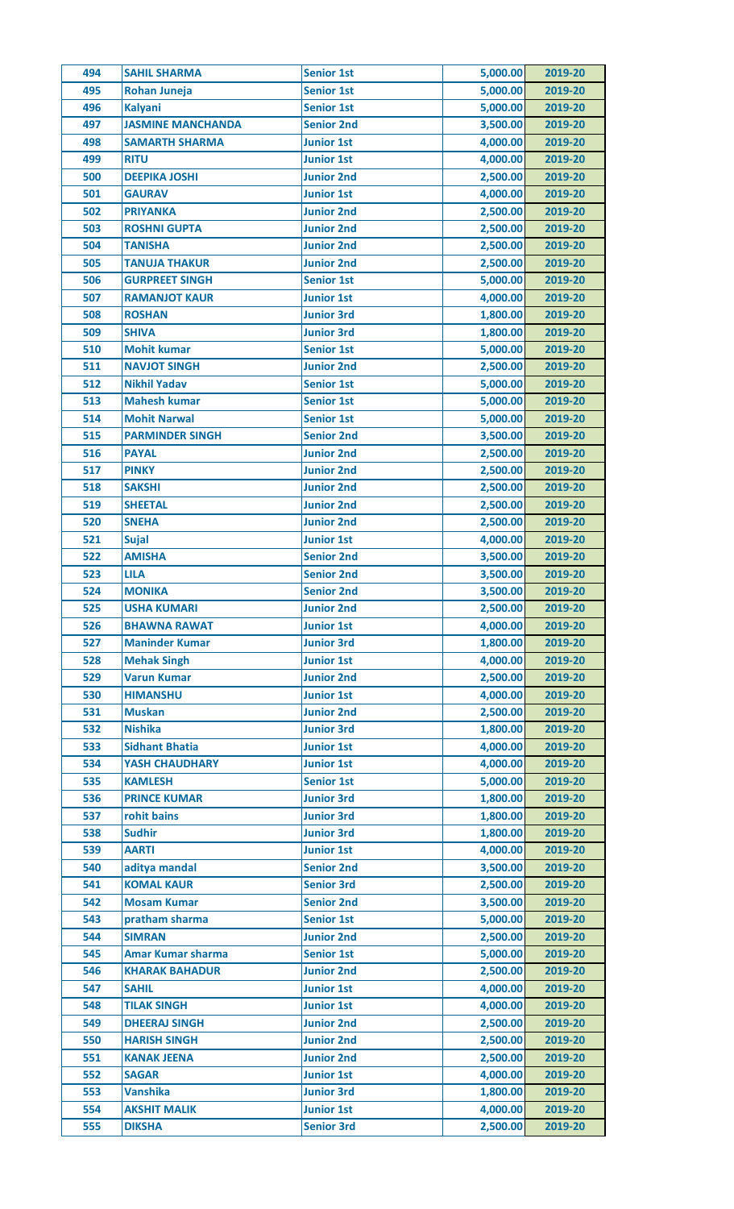| | | | | |
|---|---|---|---|---|
| 494 | SAHIL SHARMA | Senior 1st | 5,000.00 | 2019-20 |
| 495 | Rohan Juneja | Senior 1st | 5,000.00 | 2019-20 |
| 496 | Kalyani | Senior 1st | 5,000.00 | 2019-20 |
| 497 | JASMINE MANCHANDA | Senior 2nd | 3,500.00 | 2019-20 |
| 498 | SAMARTH SHARMA | Junior 1st | 4,000.00 | 2019-20 |
| 499 | RITU | Junior 1st | 4,000.00 | 2019-20 |
| 500 | DEEPIKA JOSHI | Junior 2nd | 2,500.00 | 2019-20 |
| 501 | GAURAV | Junior 1st | 4,000.00 | 2019-20 |
| 502 | PRIYANKA | Junior 2nd | 2,500.00 | 2019-20 |
| 503 | ROSHNI GUPTA | Junior 2nd | 2,500.00 | 2019-20 |
| 504 | TANISHA | Junior 2nd | 2,500.00 | 2019-20 |
| 505 | TANUJA THAKUR | Junior 2nd | 2,500.00 | 2019-20 |
| 506 | GURPREET SINGH | Senior 1st | 5,000.00 | 2019-20 |
| 507 | RAMANJOT KAUR | Junior 1st | 4,000.00 | 2019-20 |
| 508 | ROSHAN | Junior 3rd | 1,800.00 | 2019-20 |
| 509 | SHIVA | Junior 3rd | 1,800.00 | 2019-20 |
| 510 | Mohit kumar | Senior 1st | 5,000.00 | 2019-20 |
| 511 | NAVJOT SINGH | Junior 2nd | 2,500.00 | 2019-20 |
| 512 | Nikhil Yadav | Senior 1st | 5,000.00 | 2019-20 |
| 513 | Mahesh kumar | Senior 1st | 5,000.00 | 2019-20 |
| 514 | Mohit Narwal | Senior 1st | 5,000.00 | 2019-20 |
| 515 | PARMINDER SINGH | Senior 2nd | 3,500.00 | 2019-20 |
| 516 | PAYAL | Junior 2nd | 2,500.00 | 2019-20 |
| 517 | PINKY | Junior 2nd | 2,500.00 | 2019-20 |
| 518 | SAKSHI | Junior 2nd | 2,500.00 | 2019-20 |
| 519 | SHEETAL | Junior 2nd | 2,500.00 | 2019-20 |
| 520 | SNEHA | Junior 2nd | 2,500.00 | 2019-20 |
| 521 | Sujal | Junior 1st | 4,000.00 | 2019-20 |
| 522 | AMISHA | Senior 2nd | 3,500.00 | 2019-20 |
| 523 | LILA | Senior 2nd | 3,500.00 | 2019-20 |
| 524 | MONIKA | Senior 2nd | 3,500.00 | 2019-20 |
| 525 | USHA KUMARI | Junior 2nd | 2,500.00 | 2019-20 |
| 526 | BHAWNA RAWAT | Junior 1st | 4,000.00 | 2019-20 |
| 527 | Maninder Kumar | Junior 3rd | 1,800.00 | 2019-20 |
| 528 | Mehak Singh | Junior 1st | 4,000.00 | 2019-20 |
| 529 | Varun Kumar | Junior 2nd | 2,500.00 | 2019-20 |
| 530 | HIMANSHU | Junior 1st | 4,000.00 | 2019-20 |
| 531 | Muskan | Junior 2nd | 2,500.00 | 2019-20 |
| 532 | Nishika | Junior 3rd | 1,800.00 | 2019-20 |
| 533 | Sidhant Bhatia | Junior 1st | 4,000.00 | 2019-20 |
| 534 | YASH CHAUDHARY | Junior 1st | 4,000.00 | 2019-20 |
| 535 | KAMLESH | Senior 1st | 5,000.00 | 2019-20 |
| 536 | PRINCE KUMAR | Junior 3rd | 1,800.00 | 2019-20 |
| 537 | rohit bains | Junior 3rd | 1,800.00 | 2019-20 |
| 538 | Sudhir | Junior 3rd | 1,800.00 | 2019-20 |
| 539 | AARTI | Junior 1st | 4,000.00 | 2019-20 |
| 540 | aditya mandal | Senior 2nd | 3,500.00 | 2019-20 |
| 541 | KOMAL KAUR | Senior 3rd | 2,500.00 | 2019-20 |
| 542 | Mosam Kumar | Senior 2nd | 3,500.00 | 2019-20 |
| 543 | pratham sharma | Senior 1st | 5,000.00 | 2019-20 |
| 544 | SIMRAN | Junior 2nd | 2,500.00 | 2019-20 |
| 545 | Amar Kumar sharma | Senior 1st | 5,000.00 | 2019-20 |
| 546 | KHARAK BAHADUR | Junior 2nd | 2,500.00 | 2019-20 |
| 547 | SAHIL | Junior 1st | 4,000.00 | 2019-20 |
| 548 | TILAK SINGH | Junior 1st | 4,000.00 | 2019-20 |
| 549 | DHEERAJ SINGH | Junior 2nd | 2,500.00 | 2019-20 |
| 550 | HARISH SINGH | Junior 2nd | 2,500.00 | 2019-20 |
| 551 | KANAK JEENA | Junior 2nd | 2,500.00 | 2019-20 |
| 552 | SAGAR | Junior 1st | 4,000.00 | 2019-20 |
| 553 | Vanshika | Junior 3rd | 1,800.00 | 2019-20 |
| 554 | AKSHIT MALIK | Junior 1st | 4,000.00 | 2019-20 |
| 555 | DIKSHA | Senior 3rd | 2,500.00 | 2019-20 |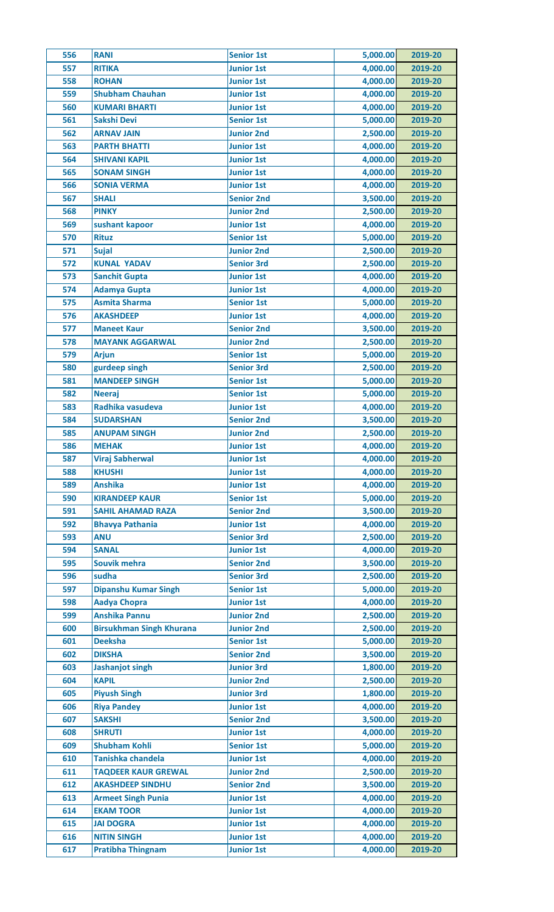| | | | | |
|---|---|---|---|---|
| 556 | RANI | Senior 1st | 5,000.00 | 2019-20 |
| 557 | RITIKA | Junior 1st | 4,000.00 | 2019-20 |
| 558 | ROHAN | Junior 1st | 4,000.00 | 2019-20 |
| 559 | Shubham Chauhan | Junior 1st | 4,000.00 | 2019-20 |
| 560 | KUMARI BHARTI | Junior 1st | 4,000.00 | 2019-20 |
| 561 | Sakshi Devi | Senior 1st | 5,000.00 | 2019-20 |
| 562 | ARNAV JAIN | Junior 2nd | 2,500.00 | 2019-20 |
| 563 | PARTH BHATTI | Junior 1st | 4,000.00 | 2019-20 |
| 564 | SHIVANI KAPIL | Junior 1st | 4,000.00 | 2019-20 |
| 565 | SONAM SINGH | Junior 1st | 4,000.00 | 2019-20 |
| 566 | SONIA VERMA | Junior 1st | 4,000.00 | 2019-20 |
| 567 | SHALI | Senior 2nd | 3,500.00 | 2019-20 |
| 568 | PINKY | Junior 2nd | 2,500.00 | 2019-20 |
| 569 | sushant kapoor | Junior 1st | 4,000.00 | 2019-20 |
| 570 | Rituz | Senior 1st | 5,000.00 | 2019-20 |
| 571 | Sujal | Junior 2nd | 2,500.00 | 2019-20 |
| 572 | KUNAL YADAV | Senior 3rd | 2,500.00 | 2019-20 |
| 573 | Sanchit Gupta | Junior 1st | 4,000.00 | 2019-20 |
| 574 | Adamya Gupta | Junior 1st | 4,000.00 | 2019-20 |
| 575 | Asmita Sharma | Senior 1st | 5,000.00 | 2019-20 |
| 576 | AKASHDEEP | Junior 1st | 4,000.00 | 2019-20 |
| 577 | Maneet Kaur | Senior 2nd | 3,500.00 | 2019-20 |
| 578 | MAYANK AGGARWAL | Junior 2nd | 2,500.00 | 2019-20 |
| 579 | Arjun | Senior 1st | 5,000.00 | 2019-20 |
| 580 | gurdeep singh | Senior 3rd | 2,500.00 | 2019-20 |
| 581 | MANDEEP SINGH | Senior 1st | 5,000.00 | 2019-20 |
| 582 | Neeraj | Senior 1st | 5,000.00 | 2019-20 |
| 583 | Radhika vasudeva | Junior 1st | 4,000.00 | 2019-20 |
| 584 | SUDARSHAN | Senior 2nd | 3,500.00 | 2019-20 |
| 585 | ANUPAM SINGH | Junior 2nd | 2,500.00 | 2019-20 |
| 586 | MEHAK | Junior 1st | 4,000.00 | 2019-20 |
| 587 | Viraj Sabherwal | Junior 1st | 4,000.00 | 2019-20 |
| 588 | KHUSHI | Junior 1st | 4,000.00 | 2019-20 |
| 589 | Anshika | Junior 1st | 4,000.00 | 2019-20 |
| 590 | KIRANDEEP KAUR | Senior 1st | 5,000.00 | 2019-20 |
| 591 | SAHIL AHAMAD RAZA | Senior 2nd | 3,500.00 | 2019-20 |
| 592 | Bhavya Pathania | Junior 1st | 4,000.00 | 2019-20 |
| 593 | ANU | Senior 3rd | 2,500.00 | 2019-20 |
| 594 | SANAL | Junior 1st | 4,000.00 | 2019-20 |
| 595 | Souvik mehra | Senior 2nd | 3,500.00 | 2019-20 |
| 596 | sudha | Senior 3rd | 2,500.00 | 2019-20 |
| 597 | Dipanshu Kumar Singh | Senior 1st | 5,000.00 | 2019-20 |
| 598 | Aadya Chopra | Junior 1st | 4,000.00 | 2019-20 |
| 599 | Anshika Pannu | Junior 2nd | 2,500.00 | 2019-20 |
| 600 | Birsukhman Singh Khurana | Junior 2nd | 2,500.00 | 2019-20 |
| 601 | Deeksha | Senior 1st | 5,000.00 | 2019-20 |
| 602 | DIKSHA | Senior 2nd | 3,500.00 | 2019-20 |
| 603 | Jashanjot singh | Junior 3rd | 1,800.00 | 2019-20 |
| 604 | KAPIL | Junior 2nd | 2,500.00 | 2019-20 |
| 605 | Piyush Singh | Junior 3rd | 1,800.00 | 2019-20 |
| 606 | Riya Pandey | Junior 1st | 4,000.00 | 2019-20 |
| 607 | SAKSHI | Senior 2nd | 3,500.00 | 2019-20 |
| 608 | SHRUTI | Junior 1st | 4,000.00 | 2019-20 |
| 609 | Shubham Kohli | Senior 1st | 5,000.00 | 2019-20 |
| 610 | Tanishka chandela | Junior 1st | 4,000.00 | 2019-20 |
| 611 | TAQDEER KAUR GREWAL | Junior 2nd | 2,500.00 | 2019-20 |
| 612 | AKASHDEEP SINDHU | Senior 2nd | 3,500.00 | 2019-20 |
| 613 | Armeet Singh Punia | Junior 1st | 4,000.00 | 2019-20 |
| 614 | EKAM TOOR | Junior 1st | 4,000.00 | 2019-20 |
| 615 | JAI DOGRA | Junior 1st | 4,000.00 | 2019-20 |
| 616 | NITIN SINGH | Junior 1st | 4,000.00 | 2019-20 |
| 617 | Pratibha Thingnam | Junior 1st | 4,000.00 | 2019-20 |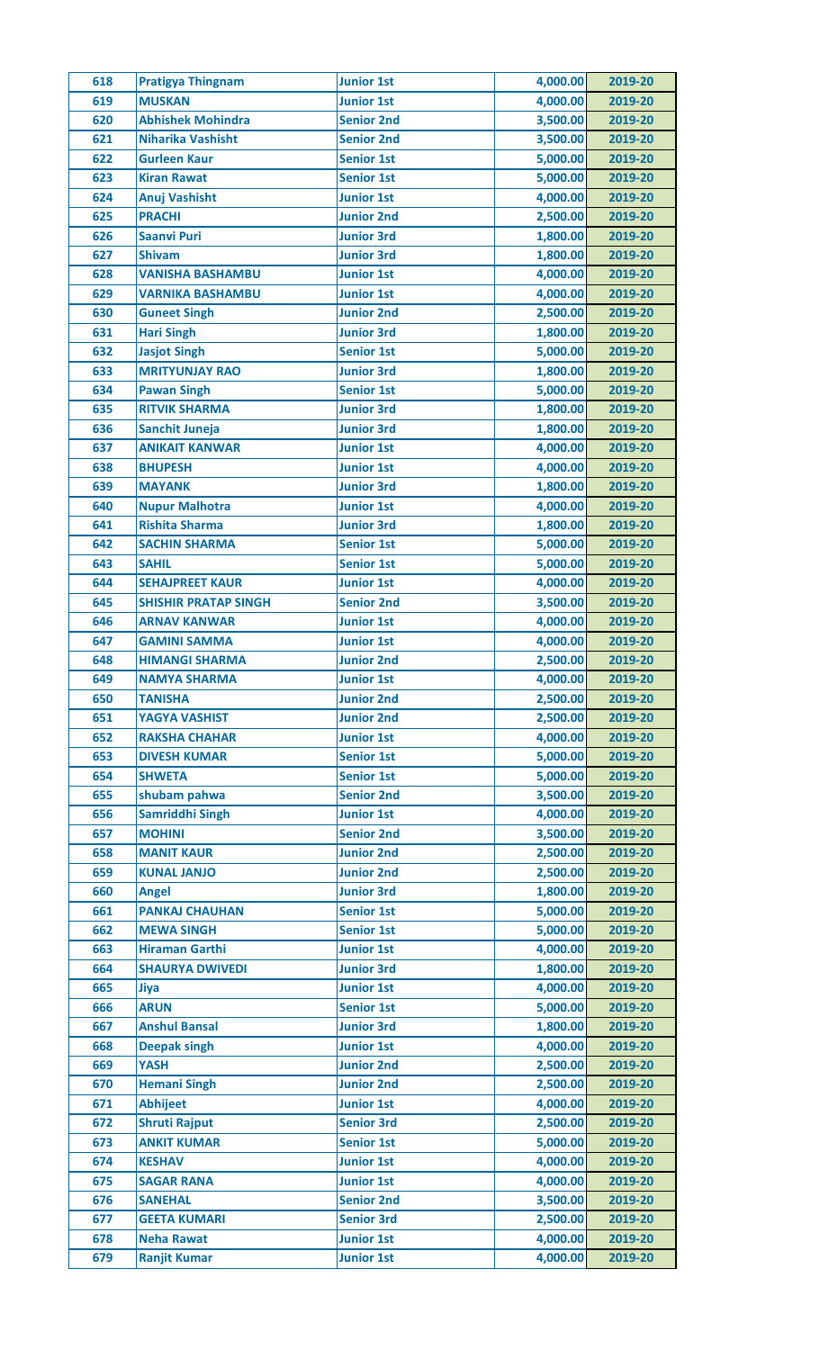| | | | | |
|---|---|---|---|---|
| 618 | Pratigya Thingnam | Junior 1st | 4,000.00 | 2019-20 |
| 619 | MUSKAN | Junior 1st | 4,000.00 | 2019-20 |
| 620 | Abhishek Mohindra | Senior 2nd | 3,500.00 | 2019-20 |
| 621 | Niharika Vashisht | Senior 2nd | 3,500.00 | 2019-20 |
| 622 | Gurleen Kaur | Senior 1st | 5,000.00 | 2019-20 |
| 623 | Kiran Rawat | Senior 1st | 5,000.00 | 2019-20 |
| 624 | Anuj Vashisht | Junior 1st | 4,000.00 | 2019-20 |
| 625 | PRACHI | Junior 2nd | 2,500.00 | 2019-20 |
| 626 | Saanvi Puri | Junior 3rd | 1,800.00 | 2019-20 |
| 627 | Shivam | Junior 3rd | 1,800.00 | 2019-20 |
| 628 | VANISHA BASHAMBU | Junior 1st | 4,000.00 | 2019-20 |
| 629 | VARNIKA BASHAMBU | Junior 1st | 4,000.00 | 2019-20 |
| 630 | Guneet Singh | Junior 2nd | 2,500.00 | 2019-20 |
| 631 | Hari Singh | Junior 3rd | 1,800.00 | 2019-20 |
| 632 | Jasjot Singh | Senior 1st | 5,000.00 | 2019-20 |
| 633 | MRITYUNJAY RAO | Junior 3rd | 1,800.00 | 2019-20 |
| 634 | Pawan Singh | Senior 1st | 5,000.00 | 2019-20 |
| 635 | RITVIK SHARMA | Junior 3rd | 1,800.00 | 2019-20 |
| 636 | Sanchit Juneja | Junior 3rd | 1,800.00 | 2019-20 |
| 637 | ANIKAIT KANWAR | Junior 1st | 4,000.00 | 2019-20 |
| 638 | BHUPESH | Junior 1st | 4,000.00 | 2019-20 |
| 639 | MAYANK | Junior 3rd | 1,800.00 | 2019-20 |
| 640 | Nupur Malhotra | Junior 1st | 4,000.00 | 2019-20 |
| 641 | Rishita Sharma | Junior 3rd | 1,800.00 | 2019-20 |
| 642 | SACHIN SHARMA | Senior 1st | 5,000.00 | 2019-20 |
| 643 | SAHIL | Senior 1st | 5,000.00 | 2019-20 |
| 644 | SEHAJPREET KAUR | Junior 1st | 4,000.00 | 2019-20 |
| 645 | SHISHIR PRATAP SINGH | Senior 2nd | 3,500.00 | 2019-20 |
| 646 | ARNAV KANWAR | Junior 1st | 4,000.00 | 2019-20 |
| 647 | GAMINI SAMMA | Junior 1st | 4,000.00 | 2019-20 |
| 648 | HIMANGI SHARMA | Junior 2nd | 2,500.00 | 2019-20 |
| 649 | NAMYA SHARMA | Junior 1st | 4,000.00 | 2019-20 |
| 650 | TANISHA | Junior 2nd | 2,500.00 | 2019-20 |
| 651 | YAGYA VASHIST | Junior 2nd | 2,500.00 | 2019-20 |
| 652 | RAKSHA CHAHAR | Junior 1st | 4,000.00 | 2019-20 |
| 653 | DIVESH KUMAR | Senior 1st | 5,000.00 | 2019-20 |
| 654 | SHWETA | Senior 1st | 5,000.00 | 2019-20 |
| 655 | shubam pahwa | Senior 2nd | 3,500.00 | 2019-20 |
| 656 | Samriddhi Singh | Junior 1st | 4,000.00 | 2019-20 |
| 657 | MOHINI | Senior 2nd | 3,500.00 | 2019-20 |
| 658 | MANIT KAUR | Junior 2nd | 2,500.00 | 2019-20 |
| 659 | KUNAL JANJO | Junior 2nd | 2,500.00 | 2019-20 |
| 660 | Angel | Junior 3rd | 1,800.00 | 2019-20 |
| 661 | PANKAJ CHAUHAN | Senior 1st | 5,000.00 | 2019-20 |
| 662 | MEWA SINGH | Senior 1st | 5,000.00 | 2019-20 |
| 663 | Hiraman Garthi | Junior 1st | 4,000.00 | 2019-20 |
| 664 | SHAURYA DWIVEDI | Junior 3rd | 1,800.00 | 2019-20 |
| 665 | Jiya | Junior 1st | 4,000.00 | 2019-20 |
| 666 | ARUN | Senior 1st | 5,000.00 | 2019-20 |
| 667 | Anshul Bansal | Junior 3rd | 1,800.00 | 2019-20 |
| 668 | Deepak singh | Junior 1st | 4,000.00 | 2019-20 |
| 669 | YASH | Junior 2nd | 2,500.00 | 2019-20 |
| 670 | Hemani Singh | Junior 2nd | 2,500.00 | 2019-20 |
| 671 | Abhijeet | Junior 1st | 4,000.00 | 2019-20 |
| 672 | Shruti Rajput | Senior 3rd | 2,500.00 | 2019-20 |
| 673 | ANKIT KUMAR | Senior 1st | 5,000.00 | 2019-20 |
| 674 | KESHAV | Junior 1st | 4,000.00 | 2019-20 |
| 675 | SAGAR RANA | Junior 1st | 4,000.00 | 2019-20 |
| 676 | SANEHAL | Senior 2nd | 3,500.00 | 2019-20 |
| 677 | GEETA KUMARI | Senior 3rd | 2,500.00 | 2019-20 |
| 678 | Neha Rawat | Junior 1st | 4,000.00 | 2019-20 |
| 679 | Ranjit Kumar | Junior 1st | 4,000.00 | 2019-20 |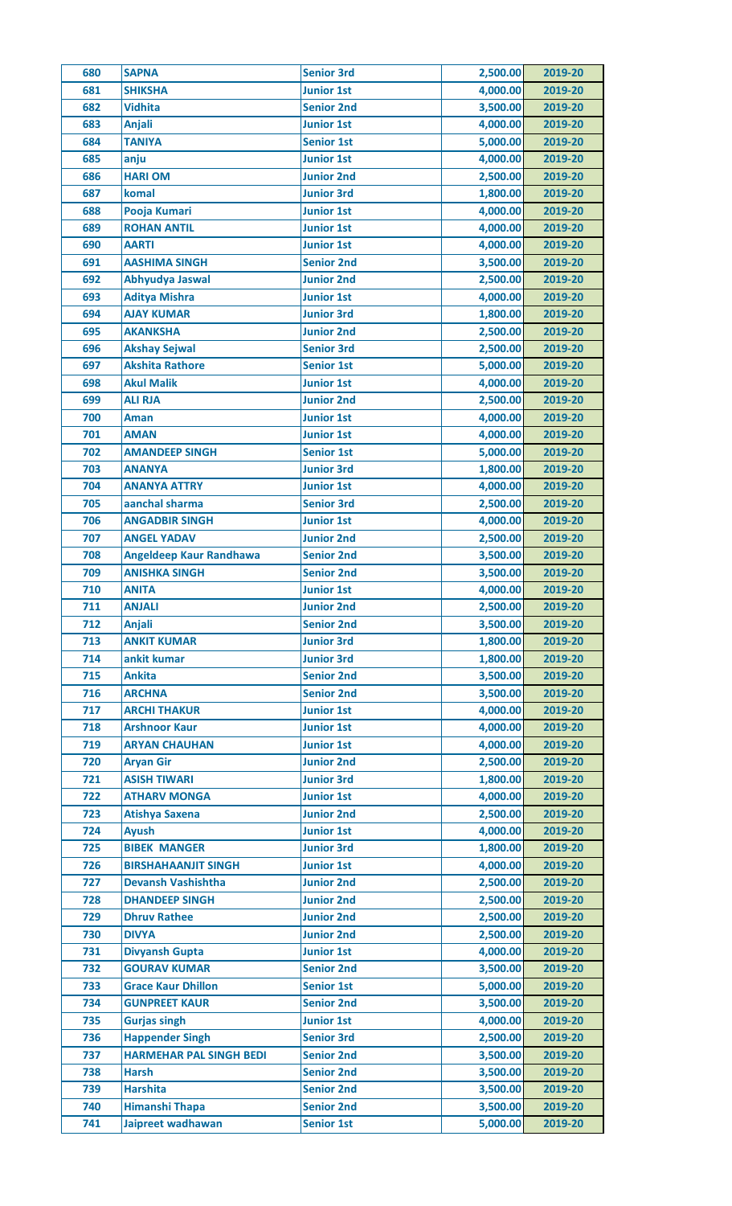| 680 | SAPNA | Senior 3rd | 2,500.00 | 2019-20 |
|---|---|---|---|---|
| 681 | SHIKSHA | Junior 1st | 4,000.00 | 2019-20 |
| 682 | Vidhita | Senior 2nd | 3,500.00 | 2019-20 |
| 683 | Anjali | Junior 1st | 4,000.00 | 2019-20 |
| 684 | TANIYA | Senior 1st | 5,000.00 | 2019-20 |
| 685 | anju | Junior 1st | 4,000.00 | 2019-20 |
| 686 | HARI OM | Junior 2nd | 2,500.00 | 2019-20 |
| 687 | komal | Junior 3rd | 1,800.00 | 2019-20 |
| 688 | Pooja Kumari | Junior 1st | 4,000.00 | 2019-20 |
| 689 | ROHAN ANTIL | Junior 1st | 4,000.00 | 2019-20 |
| 690 | AARTI | Junior 1st | 4,000.00 | 2019-20 |
| 691 | AASHIMA SINGH | Senior 2nd | 3,500.00 | 2019-20 |
| 692 | Abhyudya Jaswal | Junior 2nd | 2,500.00 | 2019-20 |
| 693 | Aditya Mishra | Junior 1st | 4,000.00 | 2019-20 |
| 694 | AJAY KUMAR | Junior 3rd | 1,800.00 | 2019-20 |
| 695 | AKANKSHA | Junior 2nd | 2,500.00 | 2019-20 |
| 696 | Akshay Sejwal | Senior 3rd | 2,500.00 | 2019-20 |
| 697 | Akshita Rathore | Senior 1st | 5,000.00 | 2019-20 |
| 698 | Akul Malik | Junior 1st | 4,000.00 | 2019-20 |
| 699 | ALI RJA | Junior 2nd | 2,500.00 | 2019-20 |
| 700 | Aman | Junior 1st | 4,000.00 | 2019-20 |
| 701 | AMAN | Junior 1st | 4,000.00 | 2019-20 |
| 702 | AMANDEEP SINGH | Senior 1st | 5,000.00 | 2019-20 |
| 703 | ANANYA | Junior 3rd | 1,800.00 | 2019-20 |
| 704 | ANANYA ATTRY | Junior 1st | 4,000.00 | 2019-20 |
| 705 | aanchal sharma | Senior 3rd | 2,500.00 | 2019-20 |
| 706 | ANGADBIR SINGH | Junior 1st | 4,000.00 | 2019-20 |
| 707 | ANGEL YADAV | Junior 2nd | 2,500.00 | 2019-20 |
| 708 | Angeldeep Kaur Randhawa | Senior 2nd | 3,500.00 | 2019-20 |
| 709 | ANISHKA SINGH | Senior 2nd | 3,500.00 | 2019-20 |
| 710 | ANITA | Junior 1st | 4,000.00 | 2019-20 |
| 711 | ANJALI | Junior 2nd | 2,500.00 | 2019-20 |
| 712 | Anjali | Senior 2nd | 3,500.00 | 2019-20 |
| 713 | ANKIT KUMAR | Junior 3rd | 1,800.00 | 2019-20 |
| 714 | ankit kumar | Junior 3rd | 1,800.00 | 2019-20 |
| 715 | Ankita | Senior 2nd | 3,500.00 | 2019-20 |
| 716 | ARCHNA | Senior 2nd | 3,500.00 | 2019-20 |
| 717 | ARCHI THAKUR | Junior 1st | 4,000.00 | 2019-20 |
| 718 | Arshnoor Kaur | Junior 1st | 4,000.00 | 2019-20 |
| 719 | ARYAN CHAUHAN | Junior 1st | 4,000.00 | 2019-20 |
| 720 | Aryan Gir | Junior 2nd | 2,500.00 | 2019-20 |
| 721 | ASISH TIWARI | Junior 3rd | 1,800.00 | 2019-20 |
| 722 | ATHARV MONGA | Junior 1st | 4,000.00 | 2019-20 |
| 723 | Atishya Saxena | Junior 2nd | 2,500.00 | 2019-20 |
| 724 | Ayush | Junior 1st | 4,000.00 | 2019-20 |
| 725 | BIBEK MANGER | Junior 3rd | 1,800.00 | 2019-20 |
| 726 | BIRSHAHAANJIT SINGH | Junior 1st | 4,000.00 | 2019-20 |
| 727 | Devansh Vashishtha | Junior 2nd | 2,500.00 | 2019-20 |
| 728 | DHANDEEP SINGH | Junior 2nd | 2,500.00 | 2019-20 |
| 729 | Dhruv Rathee | Junior 2nd | 2,500.00 | 2019-20 |
| 730 | DIVYA | Junior 2nd | 2,500.00 | 2019-20 |
| 731 | Divyansh Gupta | Junior 1st | 4,000.00 | 2019-20 |
| 732 | GOURAV KUMAR | Senior 2nd | 3,500.00 | 2019-20 |
| 733 | Grace Kaur Dhillon | Senior 1st | 5,000.00 | 2019-20 |
| 734 | GUNPREET KAUR | Senior 2nd | 3,500.00 | 2019-20 |
| 735 | Gurjas singh | Junior 1st | 4,000.00 | 2019-20 |
| 736 | Happender Singh | Senior 3rd | 2,500.00 | 2019-20 |
| 737 | HARMEHAR PAL SINGH BEDI | Senior 2nd | 3,500.00 | 2019-20 |
| 738 | Harsh | Senior 2nd | 3,500.00 | 2019-20 |
| 739 | Harshita | Senior 2nd | 3,500.00 | 2019-20 |
| 740 | Himanshi Thapa | Senior 2nd | 3,500.00 | 2019-20 |
| 741 | Jaipreet wadhawan | Senior 1st | 5,000.00 | 2019-20 |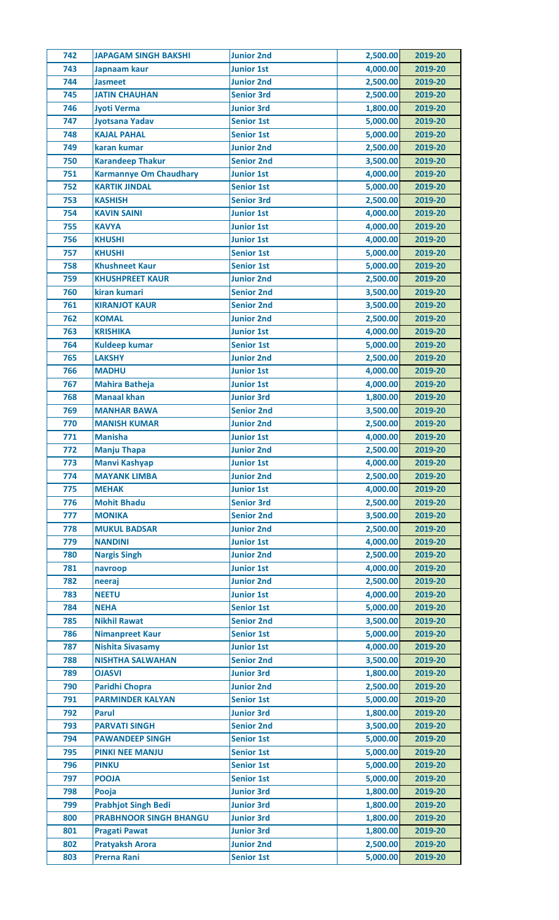| 742 | JAPAGAM SINGH BAKSHI | Junior 2nd | 2,500.00 | 2019-20 |
|---|---|---|---|---|
| 743 | Japnaam kaur | Junior 1st | 4,000.00 | 2019-20 |
| 744 | Jasmeet | Junior 2nd | 2,500.00 | 2019-20 |
| 745 | JATIN CHAUHAN | Senior 3rd | 2,500.00 | 2019-20 |
| 746 | Jyoti Verma | Junior 3rd | 1,800.00 | 2019-20 |
| 747 | Jyotsana Yadav | Senior 1st | 5,000.00 | 2019-20 |
| 748 | KAJAL PAHAL | Senior 1st | 5,000.00 | 2019-20 |
| 749 | karan kumar | Junior 2nd | 2,500.00 | 2019-20 |
| 750 | Karandeep Thakur | Senior 2nd | 3,500.00 | 2019-20 |
| 751 | Karmannye Om Chaudhary | Junior 1st | 4,000.00 | 2019-20 |
| 752 | KARTIK JINDAL | Senior 1st | 5,000.00 | 2019-20 |
| 753 | KASHISH | Senior 3rd | 2,500.00 | 2019-20 |
| 754 | KAVIN SAINI | Junior 1st | 4,000.00 | 2019-20 |
| 755 | KAVYA | Junior 1st | 4,000.00 | 2019-20 |
| 756 | KHUSHI | Junior 1st | 4,000.00 | 2019-20 |
| 757 | KHUSHI | Senior 1st | 5,000.00 | 2019-20 |
| 758 | Khushneet Kaur | Senior 1st | 5,000.00 | 2019-20 |
| 759 | KHUSHPREET KAUR | Junior 2nd | 2,500.00 | 2019-20 |
| 760 | kiran kumari | Senior 2nd | 3,500.00 | 2019-20 |
| 761 | KIRANJOT KAUR | Senior 2nd | 3,500.00 | 2019-20 |
| 762 | KOMAL | Junior 2nd | 2,500.00 | 2019-20 |
| 763 | KRISHIKA | Junior 1st | 4,000.00 | 2019-20 |
| 764 | Kuldeep kumar | Senior 1st | 5,000.00 | 2019-20 |
| 765 | LAKSHY | Junior 2nd | 2,500.00 | 2019-20 |
| 766 | MADHU | Junior 1st | 4,000.00 | 2019-20 |
| 767 | Mahira Batheja | Junior 1st | 4,000.00 | 2019-20 |
| 768 | Manaal khan | Junior 3rd | 1,800.00 | 2019-20 |
| 769 | MANHAR BAWA | Senior 2nd | 3,500.00 | 2019-20 |
| 770 | MANISH KUMAR | Junior 2nd | 2,500.00 | 2019-20 |
| 771 | Manisha | Junior 1st | 4,000.00 | 2019-20 |
| 772 | Manju Thapa | Junior 2nd | 2,500.00 | 2019-20 |
| 773 | Manvi Kashyap | Junior 1st | 4,000.00 | 2019-20 |
| 774 | MAYANK LIMBA | Junior 2nd | 2,500.00 | 2019-20 |
| 775 | MEHAK | Junior 1st | 4,000.00 | 2019-20 |
| 776 | Mohit Bhadu | Senior 3rd | 2,500.00 | 2019-20 |
| 777 | MONIKA | Senior 2nd | 3,500.00 | 2019-20 |
| 778 | MUKUL BADSAR | Junior 2nd | 2,500.00 | 2019-20 |
| 779 | NANDINI | Junior 1st | 4,000.00 | 2019-20 |
| 780 | Nargis Singh | Junior 2nd | 2,500.00 | 2019-20 |
| 781 | navroop | Junior 1st | 4,000.00 | 2019-20 |
| 782 | neeraj | Junior 2nd | 2,500.00 | 2019-20 |
| 783 | NEETU | Junior 1st | 4,000.00 | 2019-20 |
| 784 | NEHA | Senior 1st | 5,000.00 | 2019-20 |
| 785 | Nikhil Rawat | Senior 2nd | 3,500.00 | 2019-20 |
| 786 | Nimanpreet Kaur | Senior 1st | 5,000.00 | 2019-20 |
| 787 | Nishita Sivasamy | Junior 1st | 4,000.00 | 2019-20 |
| 788 | NISHTHA SALWAHAN | Senior 2nd | 3,500.00 | 2019-20 |
| 789 | OJASVI | Junior 3rd | 1,800.00 | 2019-20 |
| 790 | Paridhi Chopra | Junior 2nd | 2,500.00 | 2019-20 |
| 791 | PARMINDER KALYAN | Senior 1st | 5,000.00 | 2019-20 |
| 792 | Parul | Junior 3rd | 1,800.00 | 2019-20 |
| 793 | PARVATI SINGH | Senior 2nd | 3,500.00 | 2019-20 |
| 794 | PAWANDEEP SINGH | Senior 1st | 5,000.00 | 2019-20 |
| 795 | PINKI NEE MANJU | Senior 1st | 5,000.00 | 2019-20 |
| 796 | PINKU | Senior 1st | 5,000.00 | 2019-20 |
| 797 | POOJA | Senior 1st | 5,000.00 | 2019-20 |
| 798 | Pooja | Junior 3rd | 1,800.00 | 2019-20 |
| 799 | Prabhjot Singh Bedi | Junior 3rd | 1,800.00 | 2019-20 |
| 800 | PRABHNOOR SINGH BHANGU | Junior 3rd | 1,800.00 | 2019-20 |
| 801 | Pragati Pawat | Junior 3rd | 1,800.00 | 2019-20 |
| 802 | Pratyaksh Arora | Junior 2nd | 2,500.00 | 2019-20 |
| 803 | Prerna Rani | Senior 1st | 5,000.00 | 2019-20 |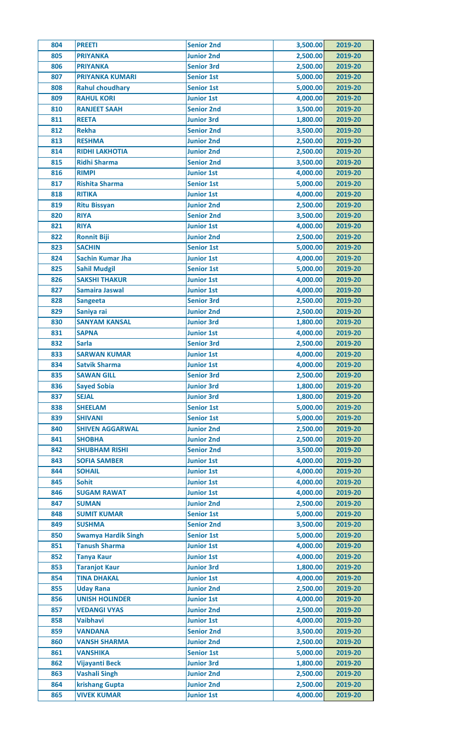| | | | | |
|---|---|---|---|---|
| 804 | PREETI | Senior 2nd | 3,500.00 | 2019-20 |
| 805 | PRIYANKA | Junior 2nd | 2,500.00 | 2019-20 |
| 806 | PRIYANKA | Senior 3rd | 2,500.00 | 2019-20 |
| 807 | PRIYANKA KUMARI | Senior 1st | 5,000.00 | 2019-20 |
| 808 | Rahul choudhary | Senior 1st | 5,000.00 | 2019-20 |
| 809 | RAHUL KORI | Junior 1st | 4,000.00 | 2019-20 |
| 810 | RANJEET SAAH | Senior 2nd | 3,500.00 | 2019-20 |
| 811 | REETA | Junior 3rd | 1,800.00 | 2019-20 |
| 812 | Rekha | Senior 2nd | 3,500.00 | 2019-20 |
| 813 | RESHMA | Junior 2nd | 2,500.00 | 2019-20 |
| 814 | RIDHI LAKHOTIA | Junior 2nd | 2,500.00 | 2019-20 |
| 815 | Ridhi Sharma | Senior 2nd | 3,500.00 | 2019-20 |
| 816 | RIMPI | Junior 1st | 4,000.00 | 2019-20 |
| 817 | Rishita Sharma | Senior 1st | 5,000.00 | 2019-20 |
| 818 | RITIKA | Junior 1st | 4,000.00 | 2019-20 |
| 819 | Ritu Bissyan | Junior 2nd | 2,500.00 | 2019-20 |
| 820 | RIYA | Senior 2nd | 3,500.00 | 2019-20 |
| 821 | RIYA | Junior 1st | 4,000.00 | 2019-20 |
| 822 | Ronnit Biji | Junior 2nd | 2,500.00 | 2019-20 |
| 823 | SACHIN | Senior 1st | 5,000.00 | 2019-20 |
| 824 | Sachin Kumar Jha | Junior 1st | 4,000.00 | 2019-20 |
| 825 | Sahil Mudgil | Senior 1st | 5,000.00 | 2019-20 |
| 826 | SAKSHI THAKUR | Junior 1st | 4,000.00 | 2019-20 |
| 827 | Samaira Jaswal | Junior 1st | 4,000.00 | 2019-20 |
| 828 | Sangeeta | Senior 3rd | 2,500.00 | 2019-20 |
| 829 | Saniya rai | Junior 2nd | 2,500.00 | 2019-20 |
| 830 | SANYAM KANSAL | Junior 3rd | 1,800.00 | 2019-20 |
| 831 | SAPNA | Junior 1st | 4,000.00 | 2019-20 |
| 832 | Sarla | Senior 3rd | 2,500.00 | 2019-20 |
| 833 | SARWAN KUMAR | Junior 1st | 4,000.00 | 2019-20 |
| 834 | Satvik Sharma | Junior 1st | 4,000.00 | 2019-20 |
| 835 | SAWAN GILL | Senior 3rd | 2,500.00 | 2019-20 |
| 836 | Sayed Sobia | Junior 3rd | 1,800.00 | 2019-20 |
| 837 | SEJAL | Junior 3rd | 1,800.00 | 2019-20 |
| 838 | SHEELAM | Senior 1st | 5,000.00 | 2019-20 |
| 839 | SHIVANI | Senior 1st | 5,000.00 | 2019-20 |
| 840 | SHIVEN AGGARWAL | Junior 2nd | 2,500.00 | 2019-20 |
| 841 | SHOBHA | Junior 2nd | 2,500.00 | 2019-20 |
| 842 | SHUBHAM RISHI | Senior 2nd | 3,500.00 | 2019-20 |
| 843 | SOFIA SAMBER | Junior 1st | 4,000.00 | 2019-20 |
| 844 | SOHAIL | Junior 1st | 4,000.00 | 2019-20 |
| 845 | Sohit | Junior 1st | 4,000.00 | 2019-20 |
| 846 | SUGAM RAWAT | Junior 1st | 4,000.00 | 2019-20 |
| 847 | SUMAN | Junior 2nd | 2,500.00 | 2019-20 |
| 848 | SUMIT KUMAR | Senior 1st | 5,000.00 | 2019-20 |
| 849 | SUSHMA | Senior 2nd | 3,500.00 | 2019-20 |
| 850 | Swamya Hardik Singh | Senior 1st | 5,000.00 | 2019-20 |
| 851 | Tanush Sharma | Junior 1st | 4,000.00 | 2019-20 |
| 852 | Tanya Kaur | Junior 1st | 4,000.00 | 2019-20 |
| 853 | Taranjot Kaur | Junior 3rd | 1,800.00 | 2019-20 |
| 854 | TINA DHAKAL | Junior 1st | 4,000.00 | 2019-20 |
| 855 | Uday Rana | Junior 2nd | 2,500.00 | 2019-20 |
| 856 | UNISH HOLINDER | Junior 1st | 4,000.00 | 2019-20 |
| 857 | VEDANGI VYAS | Junior 2nd | 2,500.00 | 2019-20 |
| 858 | Vaibhavi | Junior 1st | 4,000.00 | 2019-20 |
| 859 | VANDANA | Senior 2nd | 3,500.00 | 2019-20 |
| 860 | VANSH SHARMA | Junior 2nd | 2,500.00 | 2019-20 |
| 861 | VANSHIKA | Senior 1st | 5,000.00 | 2019-20 |
| 862 | Vijayanti Beck | Junior 3rd | 1,800.00 | 2019-20 |
| 863 | Vashali Singh | Junior 2nd | 2,500.00 | 2019-20 |
| 864 | krishang Gupta | Junior 2nd | 2,500.00 | 2019-20 |
| 865 | VIVEK KUMAR | Junior 1st | 4,000.00 | 2019-20 |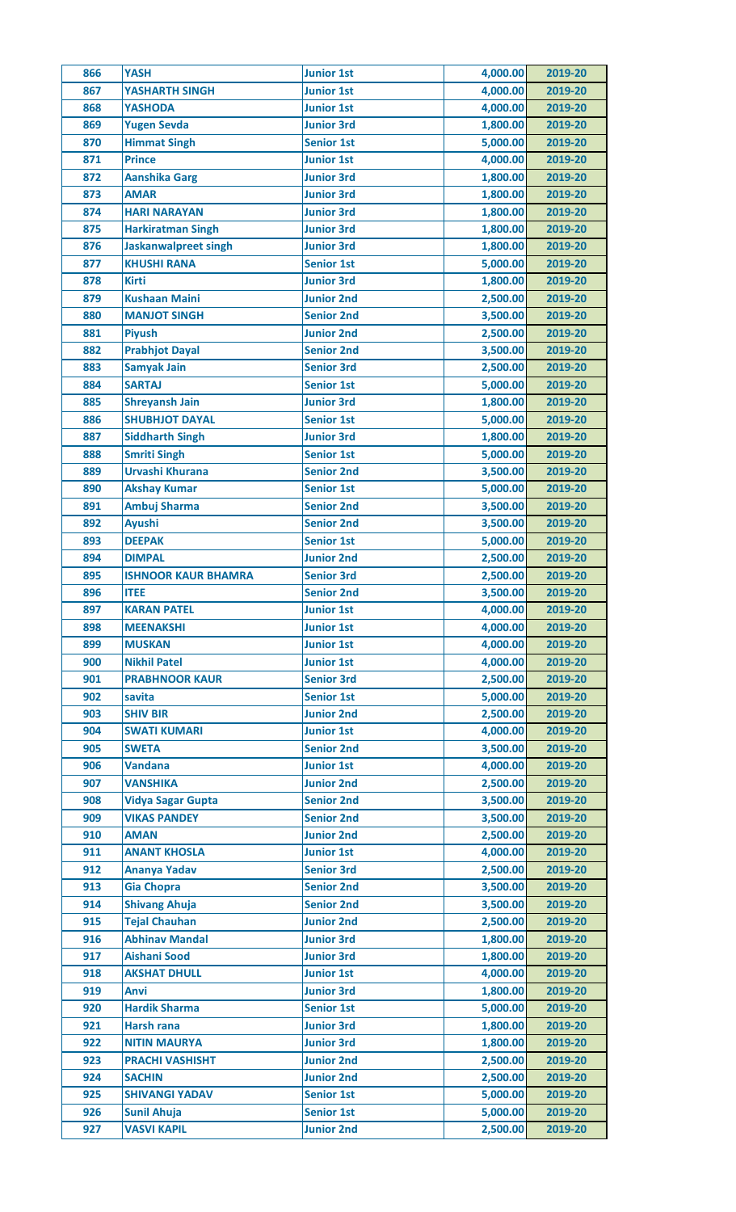| 866 | YASH | Junior 1st | 4,000.00 | 2019-20 |
|---|---|---|---|---|
| 867 | YASHARTH SINGH | Junior 1st | 4,000.00 | 2019-20 |
| 868 | YASHODA | Junior 1st | 4,000.00 | 2019-20 |
| 869 | Yugen Sevda | Junior 3rd | 1,800.00 | 2019-20 |
| 870 | Himmat Singh | Senior 1st | 5,000.00 | 2019-20 |
| 871 | Prince | Junior 1st | 4,000.00 | 2019-20 |
| 872 | Aanshika Garg | Junior 3rd | 1,800.00 | 2019-20 |
| 873 | AMAR | Junior 3rd | 1,800.00 | 2019-20 |
| 874 | HARI NARAYAN | Junior 3rd | 1,800.00 | 2019-20 |
| 875 | Harkiratman Singh | Junior 3rd | 1,800.00 | 2019-20 |
| 876 | Jaskanwalpreet singh | Junior 3rd | 1,800.00 | 2019-20 |
| 877 | KHUSHI RANA | Senior 1st | 5,000.00 | 2019-20 |
| 878 | Kirti | Junior 3rd | 1,800.00 | 2019-20 |
| 879 | Kushaan Maini | Junior 2nd | 2,500.00 | 2019-20 |
| 880 | MANJOT SINGH | Senior 2nd | 3,500.00 | 2019-20 |
| 881 | Piyush | Junior 2nd | 2,500.00 | 2019-20 |
| 882 | Prabhjot Dayal | Senior 2nd | 3,500.00 | 2019-20 |
| 883 | Samyak Jain | Senior 3rd | 2,500.00 | 2019-20 |
| 884 | SARTAJ | Senior 1st | 5,000.00 | 2019-20 |
| 885 | Shreyansh Jain | Junior 3rd | 1,800.00 | 2019-20 |
| 886 | SHUBHJOT DAYAL | Senior 1st | 5,000.00 | 2019-20 |
| 887 | Siddharth Singh | Junior 3rd | 1,800.00 | 2019-20 |
| 888 | Smriti Singh | Senior 1st | 5,000.00 | 2019-20 |
| 889 | Urvashi Khurana | Senior 2nd | 3,500.00 | 2019-20 |
| 890 | Akshay Kumar | Senior 1st | 5,000.00 | 2019-20 |
| 891 | Ambuj Sharma | Senior 2nd | 3,500.00 | 2019-20 |
| 892 | Ayushi | Senior 2nd | 3,500.00 | 2019-20 |
| 893 | DEEPAK | Senior 1st | 5,000.00 | 2019-20 |
| 894 | DIMPAL | Junior 2nd | 2,500.00 | 2019-20 |
| 895 | ISHNOOR KAUR BHAMRA | Senior 3rd | 2,500.00 | 2019-20 |
| 896 | ITEE | Senior 2nd | 3,500.00 | 2019-20 |
| 897 | KARAN PATEL | Junior 1st | 4,000.00 | 2019-20 |
| 898 | MEENAKSHI | Junior 1st | 4,000.00 | 2019-20 |
| 899 | MUSKAN | Junior 1st | 4,000.00 | 2019-20 |
| 900 | Nikhil Patel | Junior 1st | 4,000.00 | 2019-20 |
| 901 | PRABHNOOR KAUR | Senior 3rd | 2,500.00 | 2019-20 |
| 902 | savita | Senior 1st | 5,000.00 | 2019-20 |
| 903 | SHIV BIR | Junior 2nd | 2,500.00 | 2019-20 |
| 904 | SWATI KUMARI | Junior 1st | 4,000.00 | 2019-20 |
| 905 | SWETA | Senior 2nd | 3,500.00 | 2019-20 |
| 906 | Vandana | Junior 1st | 4,000.00 | 2019-20 |
| 907 | VANSHIKA | Junior 2nd | 2,500.00 | 2019-20 |
| 908 | Vidya Sagar Gupta | Senior 2nd | 3,500.00 | 2019-20 |
| 909 | VIKAS PANDEY | Senior 2nd | 3,500.00 | 2019-20 |
| 910 | AMAN | Junior 2nd | 2,500.00 | 2019-20 |
| 911 | ANANT KHOSLA | Junior 1st | 4,000.00 | 2019-20 |
| 912 | Ananya Yadav | Senior 3rd | 2,500.00 | 2019-20 |
| 913 | Gia Chopra | Senior 2nd | 3,500.00 | 2019-20 |
| 914 | Shivang Ahuja | Senior 2nd | 3,500.00 | 2019-20 |
| 915 | Tejal Chauhan | Junior 2nd | 2,500.00 | 2019-20 |
| 916 | Abhinav Mandal | Junior 3rd | 1,800.00 | 2019-20 |
| 917 | Aishani Sood | Junior 3rd | 1,800.00 | 2019-20 |
| 918 | AKSHAT DHULL | Junior 1st | 4,000.00 | 2019-20 |
| 919 | Anvi | Junior 3rd | 1,800.00 | 2019-20 |
| 920 | Hardik Sharma | Senior 1st | 5,000.00 | 2019-20 |
| 921 | Harsh rana | Junior 3rd | 1,800.00 | 2019-20 |
| 922 | NITIN MAURYA | Junior 3rd | 1,800.00 | 2019-20 |
| 923 | PRACHI VASHISHT | Junior 2nd | 2,500.00 | 2019-20 |
| 924 | SACHIN | Junior 2nd | 2,500.00 | 2019-20 |
| 925 | SHIVANGI YADAV | Senior 1st | 5,000.00 | 2019-20 |
| 926 | Sunil Ahuja | Senior 1st | 5,000.00 | 2019-20 |
| 927 | VASVI KAPIL | Junior 2nd | 2,500.00 | 2019-20 |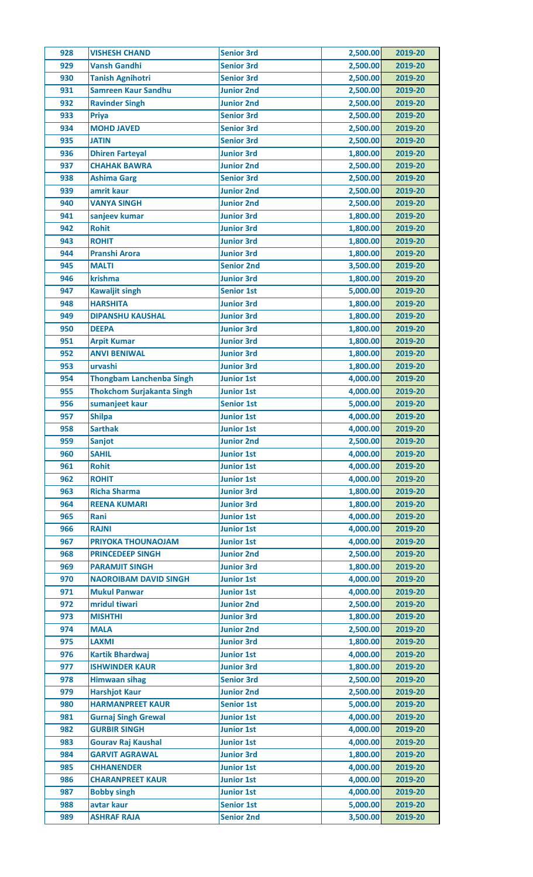| 928 | VISHESH CHAND | Senior 3rd | 2,500.00 | 2019-20 |
|---|---|---|---|---|
| 929 | Vansh Gandhi | Senior 3rd | 2,500.00 | 2019-20 |
| 930 | Tanish Agnihotri | Senior 3rd | 2,500.00 | 2019-20 |
| 931 | Samreen Kaur Sandhu | Junior 2nd | 2,500.00 | 2019-20 |
| 932 | Ravinder Singh | Junior 2nd | 2,500.00 | 2019-20 |
| 933 | Priya | Senior 3rd | 2,500.00 | 2019-20 |
| 934 | MOHD JAVED | Senior 3rd | 2,500.00 | 2019-20 |
| 935 | JATIN | Senior 3rd | 2,500.00 | 2019-20 |
| 936 | Dhiren Farteyal | Junior 3rd | 1,800.00 | 2019-20 |
| 937 | CHAHAK BAWRA | Junior 2nd | 2,500.00 | 2019-20 |
| 938 | Ashima Garg | Senior 3rd | 2,500.00 | 2019-20 |
| 939 | amrit kaur | Junior 2nd | 2,500.00 | 2019-20 |
| 940 | VANYA SINGH | Junior 2nd | 2,500.00 | 2019-20 |
| 941 | sanjeev kumar | Junior 3rd | 1,800.00 | 2019-20 |
| 942 | Rohit | Junior 3rd | 1,800.00 | 2019-20 |
| 943 | ROHIT | Junior 3rd | 1,800.00 | 2019-20 |
| 944 | Pranshi Arora | Junior 3rd | 1,800.00 | 2019-20 |
| 945 | MALTI | Senior 2nd | 3,500.00 | 2019-20 |
| 946 | krishma | Junior 3rd | 1,800.00 | 2019-20 |
| 947 | Kawaljit singh | Senior 1st | 5,000.00 | 2019-20 |
| 948 | HARSHITA | Junior 3rd | 1,800.00 | 2019-20 |
| 949 | DIPANSHU KAUSHAL | Junior 3rd | 1,800.00 | 2019-20 |
| 950 | DEEPA | Junior 3rd | 1,800.00 | 2019-20 |
| 951 | Arpit Kumar | Junior 3rd | 1,800.00 | 2019-20 |
| 952 | ANVI BENIWAL | Junior 3rd | 1,800.00 | 2019-20 |
| 953 | urvashi | Junior 3rd | 1,800.00 | 2019-20 |
| 954 | Thongbam Lanchenba Singh | Junior 1st | 4,000.00 | 2019-20 |
| 955 | Thokchom Surjakanta Singh | Junior 1st | 4,000.00 | 2019-20 |
| 956 | sumanjeet kaur | Senior 1st | 5,000.00 | 2019-20 |
| 957 | Shilpa | Junior 1st | 4,000.00 | 2019-20 |
| 958 | Sarthak | Junior 1st | 4,000.00 | 2019-20 |
| 959 | Sanjot | Junior 2nd | 2,500.00 | 2019-20 |
| 960 | SAHIL | Junior 1st | 4,000.00 | 2019-20 |
| 961 | Rohit | Junior 1st | 4,000.00 | 2019-20 |
| 962 | ROHIT | Junior 1st | 4,000.00 | 2019-20 |
| 963 | Richa Sharma | Junior 3rd | 1,800.00 | 2019-20 |
| 964 | REENA KUMARI | Junior 3rd | 1,800.00 | 2019-20 |
| 965 | Rani | Junior 1st | 4,000.00 | 2019-20 |
| 966 | RAJNI | Junior 1st | 4,000.00 | 2019-20 |
| 967 | PRIYOKA THOUNAOJAM | Junior 1st | 4,000.00 | 2019-20 |
| 968 | PRINCEDEEP SINGH | Junior 2nd | 2,500.00 | 2019-20 |
| 969 | PARAMJIT SINGH | Junior 3rd | 1,800.00 | 2019-20 |
| 970 | NAOROIBAM DAVID SINGH | Junior 1st | 4,000.00 | 2019-20 |
| 971 | Mukul Panwar | Junior 1st | 4,000.00 | 2019-20 |
| 972 | mridul tiwari | Junior 2nd | 2,500.00 | 2019-20 |
| 973 | MISHTHI | Junior 3rd | 1,800.00 | 2019-20 |
| 974 | MALA | Junior 2nd | 2,500.00 | 2019-20 |
| 975 | LAXMI | Junior 3rd | 1,800.00 | 2019-20 |
| 976 | Kartik Bhardwaj | Junior 1st | 4,000.00 | 2019-20 |
| 977 | ISHWINDER KAUR | Junior 3rd | 1,800.00 | 2019-20 |
| 978 | Himwaan sihag | Senior 3rd | 2,500.00 | 2019-20 |
| 979 | Harshjot Kaur | Junior 2nd | 2,500.00 | 2019-20 |
| 980 | HARMANPREET KAUR | Senior 1st | 5,000.00 | 2019-20 |
| 981 | Gurnaj Singh Grewal | Junior 1st | 4,000.00 | 2019-20 |
| 982 | GURBIR SINGH | Junior 1st | 4,000.00 | 2019-20 |
| 983 | Gourav Raj Kaushal | Junior 1st | 4,000.00 | 2019-20 |
| 984 | GARVIT AGRAWAL | Junior 3rd | 1,800.00 | 2019-20 |
| 985 | CHHANENDER | Junior 1st | 4,000.00 | 2019-20 |
| 986 | CHARANPREET KAUR | Junior 1st | 4,000.00 | 2019-20 |
| 987 | Bobby singh | Junior 1st | 4,000.00 | 2019-20 |
| 988 | avtar kaur | Senior 1st | 5,000.00 | 2019-20 |
| 989 | ASHRAF RAJA | Senior 2nd | 3,500.00 | 2019-20 |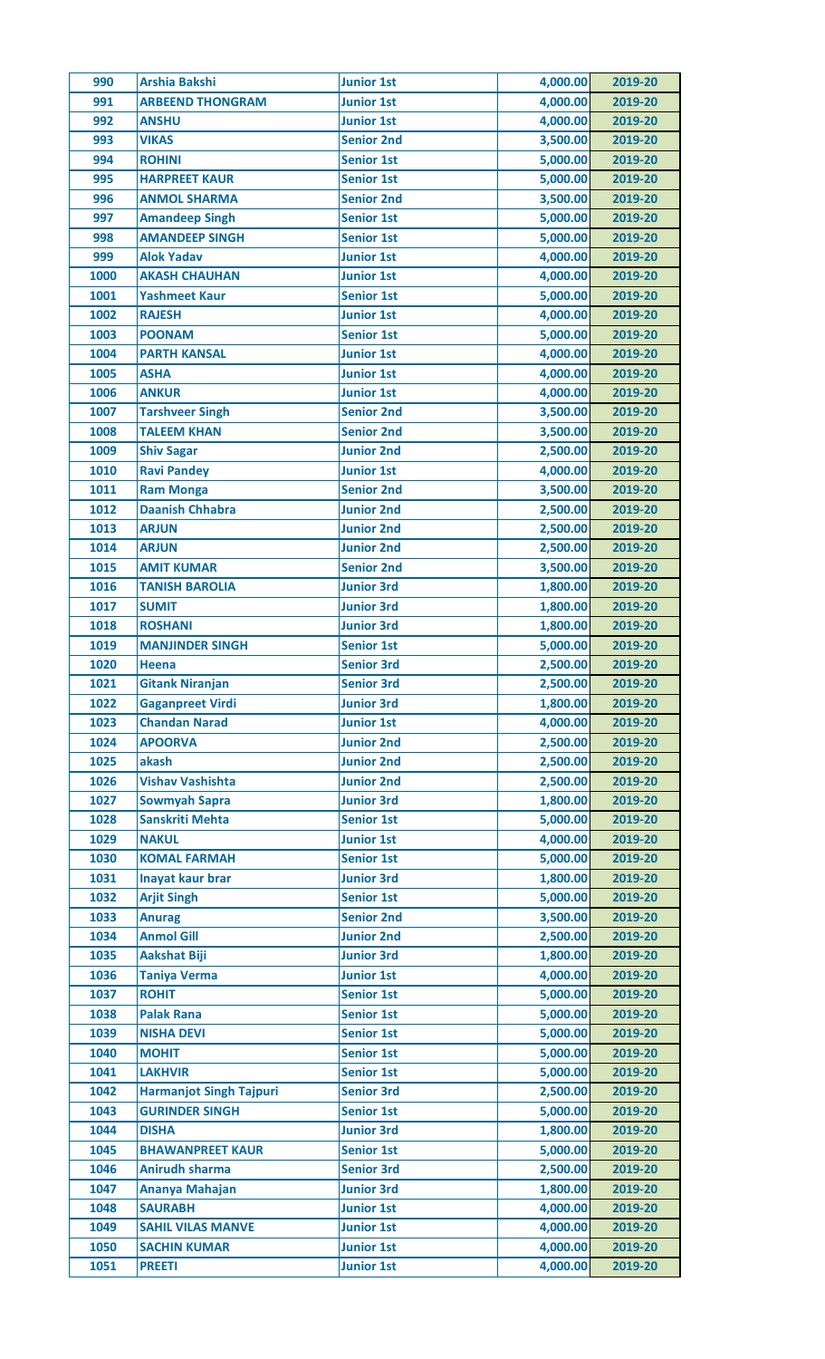| 990 | Arshia Bakshi | Junior 1st | 4,000.00 | 2019-20 |
|---|---|---|---|---|
| 991 | ARBEEND THONGRAM | Junior 1st | 4,000.00 | 2019-20 |
| 992 | ANSHU | Junior 1st | 4,000.00 | 2019-20 |
| 993 | VIKAS | Senior 2nd | 3,500.00 | 2019-20 |
| 994 | ROHINI | Senior 1st | 5,000.00 | 2019-20 |
| 995 | HARPREET KAUR | Senior 1st | 5,000.00 | 2019-20 |
| 996 | ANMOL SHARMA | Senior 2nd | 3,500.00 | 2019-20 |
| 997 | Amandeep Singh | Senior 1st | 5,000.00 | 2019-20 |
| 998 | AMANDEEP SINGH | Senior 1st | 5,000.00 | 2019-20 |
| 999 | Alok Yadav | Junior 1st | 4,000.00 | 2019-20 |
| 1000 | AKASH CHAUHAN | Junior 1st | 4,000.00 | 2019-20 |
| 1001 | Yashmeet Kaur | Senior 1st | 5,000.00 | 2019-20 |
| 1002 | RAJESH | Junior 1st | 4,000.00 | 2019-20 |
| 1003 | POONAM | Senior 1st | 5,000.00 | 2019-20 |
| 1004 | PARTH KANSAL | Junior 1st | 4,000.00 | 2019-20 |
| 1005 | ASHA | Junior 1st | 4,000.00 | 2019-20 |
| 1006 | ANKUR | Junior 1st | 4,000.00 | 2019-20 |
| 1007 | Tarshveer Singh | Senior 2nd | 3,500.00 | 2019-20 |
| 1008 | TALEEM KHAN | Senior 2nd | 3,500.00 | 2019-20 |
| 1009 | Shiv Sagar | Junior 2nd | 2,500.00 | 2019-20 |
| 1010 | Ravi Pandey | Junior 1st | 4,000.00 | 2019-20 |
| 1011 | Ram Monga | Senior 2nd | 3,500.00 | 2019-20 |
| 1012 | Daanish Chhabra | Junior 2nd | 2,500.00 | 2019-20 |
| 1013 | ARJUN | Junior 2nd | 2,500.00 | 2019-20 |
| 1014 | ARJUN | Junior 2nd | 2,500.00 | 2019-20 |
| 1015 | AMIT KUMAR | Senior 2nd | 3,500.00 | 2019-20 |
| 1016 | TANISH BAROLIA | Junior 3rd | 1,800.00 | 2019-20 |
| 1017 | SUMIT | Junior 3rd | 1,800.00 | 2019-20 |
| 1018 | ROSHANI | Junior 3rd | 1,800.00 | 2019-20 |
| 1019 | MANJINDER SINGH | Senior 1st | 5,000.00 | 2019-20 |
| 1020 | Heena | Senior 3rd | 2,500.00 | 2019-20 |
| 1021 | Gitank Niranjan | Senior 3rd | 2,500.00 | 2019-20 |
| 1022 | Gaganpreet Virdi | Junior 3rd | 1,800.00 | 2019-20 |
| 1023 | Chandan Narad | Junior 1st | 4,000.00 | 2019-20 |
| 1024 | APOORVA | Junior 2nd | 2,500.00 | 2019-20 |
| 1025 | akash | Junior 2nd | 2,500.00 | 2019-20 |
| 1026 | Vishav Vashishta | Junior 2nd | 2,500.00 | 2019-20 |
| 1027 | Sowmyah Sapra | Junior 3rd | 1,800.00 | 2019-20 |
| 1028 | Sanskriti Mehta | Senior 1st | 5,000.00 | 2019-20 |
| 1029 | NAKUL | Junior 1st | 4,000.00 | 2019-20 |
| 1030 | KOMAL FARMAH | Senior 1st | 5,000.00 | 2019-20 |
| 1031 | Inayat kaur brar | Junior 3rd | 1,800.00 | 2019-20 |
| 1032 | Arjit Singh | Senior 1st | 5,000.00 | 2019-20 |
| 1033 | Anurag | Senior 2nd | 3,500.00 | 2019-20 |
| 1034 | Anmol Gill | Junior 2nd | 2,500.00 | 2019-20 |
| 1035 | Aakshat Biji | Junior 3rd | 1,800.00 | 2019-20 |
| 1036 | Taniya Verma | Junior 1st | 4,000.00 | 2019-20 |
| 1037 | ROHIT | Senior 1st | 5,000.00 | 2019-20 |
| 1038 | Palak Rana | Senior 1st | 5,000.00 | 2019-20 |
| 1039 | NISHA DEVI | Senior 1st | 5,000.00 | 2019-20 |
| 1040 | MOHIT | Senior 1st | 5,000.00 | 2019-20 |
| 1041 | LAKHVIR | Senior 1st | 5,000.00 | 2019-20 |
| 1042 | Harmanjot Singh Tajpuri | Senior 3rd | 2,500.00 | 2019-20 |
| 1043 | GURINDER SINGH | Senior 1st | 5,000.00 | 2019-20 |
| 1044 | DISHA | Junior 3rd | 1,800.00 | 2019-20 |
| 1045 | BHAWANPREET KAUR | Senior 1st | 5,000.00 | 2019-20 |
| 1046 | Anirudh sharma | Senior 3rd | 2,500.00 | 2019-20 |
| 1047 | Ananya Mahajan | Junior 3rd | 1,800.00 | 2019-20 |
| 1048 | SAURABH | Junior 1st | 4,000.00 | 2019-20 |
| 1049 | SAHIL VILAS MANVE | Junior 1st | 4,000.00 | 2019-20 |
| 1050 | SACHIN KUMAR | Junior 1st | 4,000.00 | 2019-20 |
| 1051 | PREETI | Junior 1st | 4,000.00 | 2019-20 |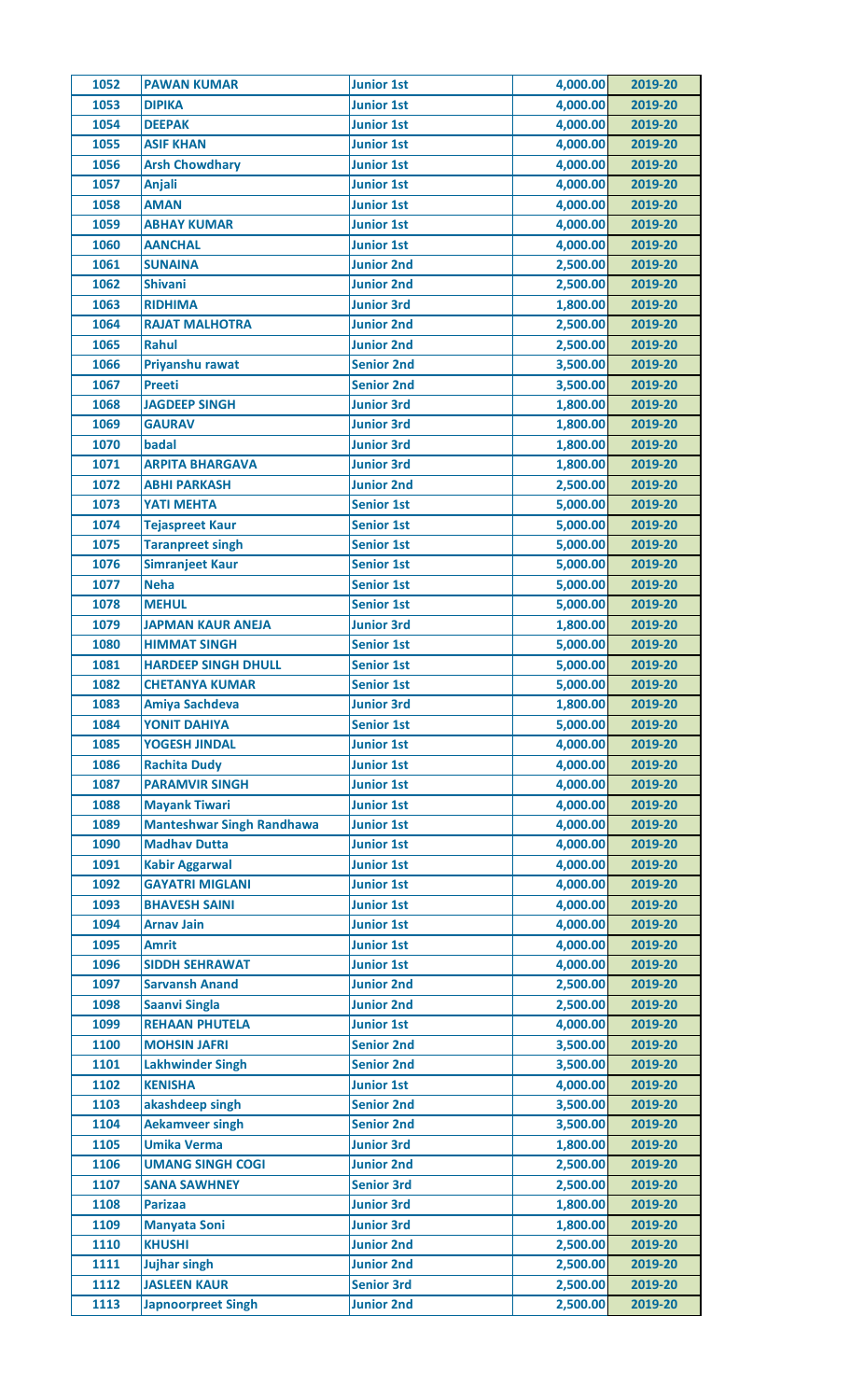| | | | | |
|---|---|---|---|---|
| 1052 | PAWAN KUMAR | Junior 1st | 4,000.00 | 2019-20 |
| 1053 | DIPIKA | Junior 1st | 4,000.00 | 2019-20 |
| 1054 | DEEPAK | Junior 1st | 4,000.00 | 2019-20 |
| 1055 | ASIF KHAN | Junior 1st | 4,000.00 | 2019-20 |
| 1056 | Arsh Chowdhary | Junior 1st | 4,000.00 | 2019-20 |
| 1057 | Anjali | Junior 1st | 4,000.00 | 2019-20 |
| 1058 | AMAN | Junior 1st | 4,000.00 | 2019-20 |
| 1059 | ABHAY KUMAR | Junior 1st | 4,000.00 | 2019-20 |
| 1060 | AANCHAL | Junior 1st | 4,000.00 | 2019-20 |
| 1061 | SUNAINA | Junior 2nd | 2,500.00 | 2019-20 |
| 1062 | Shivani | Junior 2nd | 2,500.00 | 2019-20 |
| 1063 | RIDHIMA | Junior 3rd | 1,800.00 | 2019-20 |
| 1064 | RAJAT MALHOTRA | Junior 2nd | 2,500.00 | 2019-20 |
| 1065 | Rahul | Junior 2nd | 2,500.00 | 2019-20 |
| 1066 | Priyanshu rawat | Senior 2nd | 3,500.00 | 2019-20 |
| 1067 | Preeti | Senior 2nd | 3,500.00 | 2019-20 |
| 1068 | JAGDEEP SINGH | Junior 3rd | 1,800.00 | 2019-20 |
| 1069 | GAURAV | Junior 3rd | 1,800.00 | 2019-20 |
| 1070 | badal | Junior 3rd | 1,800.00 | 2019-20 |
| 1071 | ARPITA BHARGAVA | Junior 3rd | 1,800.00 | 2019-20 |
| 1072 | ABHI PARKASH | Junior 2nd | 2,500.00 | 2019-20 |
| 1073 | YATI MEHTA | Senior 1st | 5,000.00 | 2019-20 |
| 1074 | Tejaspreet Kaur | Senior 1st | 5,000.00 | 2019-20 |
| 1075 | Taranpreet singh | Senior 1st | 5,000.00 | 2019-20 |
| 1076 | Simranjeet Kaur | Senior 1st | 5,000.00 | 2019-20 |
| 1077 | Neha | Senior 1st | 5,000.00 | 2019-20 |
| 1078 | MEHUL | Senior 1st | 5,000.00 | 2019-20 |
| 1079 | JAPMAN KAUR ANEJA | Junior 3rd | 1,800.00 | 2019-20 |
| 1080 | HIMMAT SINGH | Senior 1st | 5,000.00 | 2019-20 |
| 1081 | HARDEEP SINGH DHULL | Senior 1st | 5,000.00 | 2019-20 |
| 1082 | CHETANYA KUMAR | Senior 1st | 5,000.00 | 2019-20 |
| 1083 | Amiya Sachdeva | Junior 3rd | 1,800.00 | 2019-20 |
| 1084 | YONIT DAHIYA | Senior 1st | 5,000.00 | 2019-20 |
| 1085 | YOGESH JINDAL | Junior 1st | 4,000.00 | 2019-20 |
| 1086 | Rachita Dudy | Junior 1st | 4,000.00 | 2019-20 |
| 1087 | PARAMVIR SINGH | Junior 1st | 4,000.00 | 2019-20 |
| 1088 | Mayank Tiwari | Junior 1st | 4,000.00 | 2019-20 |
| 1089 | Manteshwar Singh Randhawa | Junior 1st | 4,000.00 | 2019-20 |
| 1090 | Madhav Dutta | Junior 1st | 4,000.00 | 2019-20 |
| 1091 | Kabir Aggarwal | Junior 1st | 4,000.00 | 2019-20 |
| 1092 | GAYATRI MIGLANI | Junior 1st | 4,000.00 | 2019-20 |
| 1093 | BHAVESH SAINI | Junior 1st | 4,000.00 | 2019-20 |
| 1094 | Arnav Jain | Junior 1st | 4,000.00 | 2019-20 |
| 1095 | Amrit | Junior 1st | 4,000.00 | 2019-20 |
| 1096 | SIDDH SEHRAWAT | Junior 1st | 4,000.00 | 2019-20 |
| 1097 | Sarvansh Anand | Junior 2nd | 2,500.00 | 2019-20 |
| 1098 | Saanvi Singla | Junior 2nd | 2,500.00 | 2019-20 |
| 1099 | REHAAN PHUTELA | Junior 1st | 4,000.00 | 2019-20 |
| 1100 | MOHSIN JAFRI | Senior 2nd | 3,500.00 | 2019-20 |
| 1101 | Lakhwinder Singh | Senior 2nd | 3,500.00 | 2019-20 |
| 1102 | KENISHA | Junior 1st | 4,000.00 | 2019-20 |
| 1103 | akashdeep singh | Senior 2nd | 3,500.00 | 2019-20 |
| 1104 | Aekamveer singh | Senior 2nd | 3,500.00 | 2019-20 |
| 1105 | Umika Verma | Junior 3rd | 1,800.00 | 2019-20 |
| 1106 | UMANG SINGH COGI | Junior 2nd | 2,500.00 | 2019-20 |
| 1107 | SANA SAWHNEY | Senior 3rd | 2,500.00 | 2019-20 |
| 1108 | Parizaa | Junior 3rd | 1,800.00 | 2019-20 |
| 1109 | Manyata Soni | Junior 3rd | 1,800.00 | 2019-20 |
| 1110 | KHUSHI | Junior 2nd | 2,500.00 | 2019-20 |
| 1111 | Jujhar singh | Junior 2nd | 2,500.00 | 2019-20 |
| 1112 | JASLEEN KAUR | Senior 3rd | 2,500.00 | 2019-20 |
| 1113 | Japnoorpreet Singh | Junior 2nd | 2,500.00 | 2019-20 |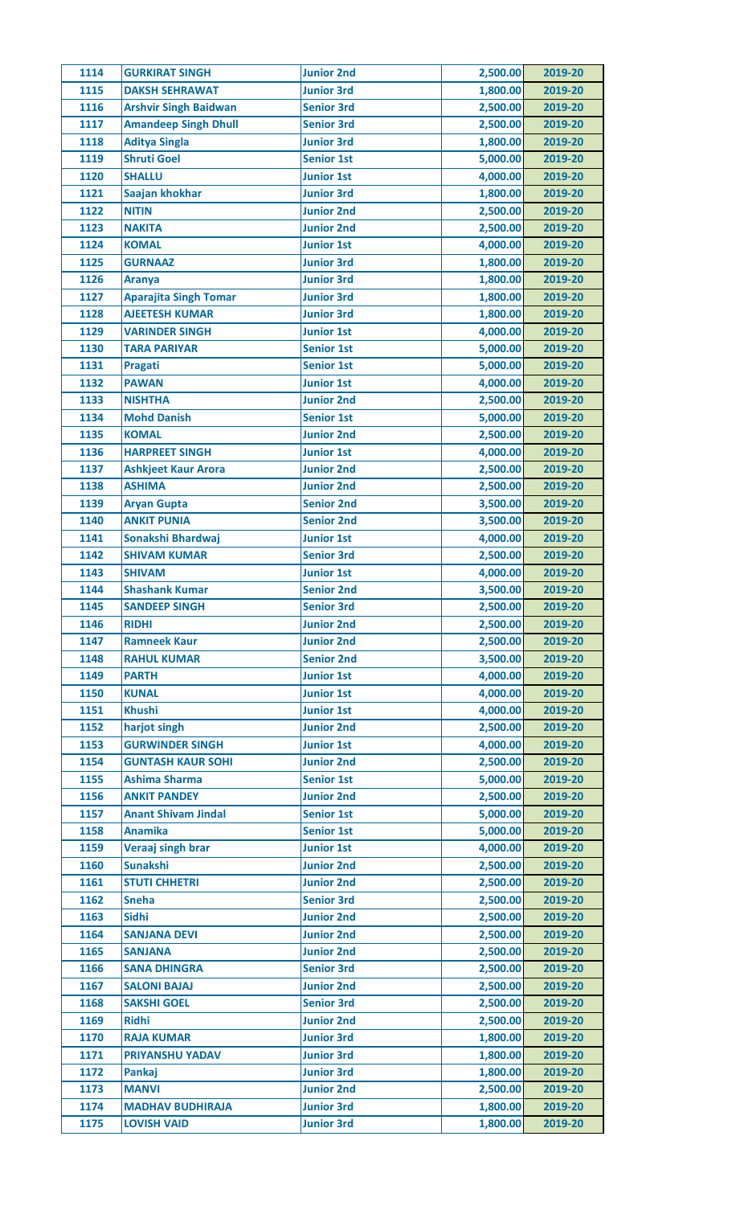| 1114 | GURKIRAT SINGH | Junior 2nd | 2,500.00 | 2019-20 |
|---|---|---|---|---|
| 1115 | DAKSH SEHRAWAT | Junior 3rd | 1,800.00 | 2019-20 |
| 1116 | Arshvir Singh Baidwan | Senior 3rd | 2,500.00 | 2019-20 |
| 1117 | Amandeep Singh Dhull | Senior 3rd | 2,500.00 | 2019-20 |
| 1118 | Aditya Singla | Junior 3rd | 1,800.00 | 2019-20 |
| 1119 | Shruti Goel | Senior 1st | 5,000.00 | 2019-20 |
| 1120 | SHALLU | Junior 1st | 4,000.00 | 2019-20 |
| 1121 | Saajan khokhar | Junior 3rd | 1,800.00 | 2019-20 |
| 1122 | NITIN | Junior 2nd | 2,500.00 | 2019-20 |
| 1123 | NAKITA | Junior 2nd | 2,500.00 | 2019-20 |
| 1124 | KOMAL | Junior 1st | 4,000.00 | 2019-20 |
| 1125 | GURNAAZ | Junior 3rd | 1,800.00 | 2019-20 |
| 1126 | Aranya | Junior 3rd | 1,800.00 | 2019-20 |
| 1127 | Aparajita Singh Tomar | Junior 3rd | 1,800.00 | 2019-20 |
| 1128 | AJEETESH KUMAR | Junior 3rd | 1,800.00 | 2019-20 |
| 1129 | VARINDER SINGH | Junior 1st | 4,000.00 | 2019-20 |
| 1130 | TARA PARIYAR | Senior 1st | 5,000.00 | 2019-20 |
| 1131 | Pragati | Senior 1st | 5,000.00 | 2019-20 |
| 1132 | PAWAN | Junior 1st | 4,000.00 | 2019-20 |
| 1133 | NISHTHA | Junior 2nd | 2,500.00 | 2019-20 |
| 1134 | Mohd Danish | Senior 1st | 5,000.00 | 2019-20 |
| 1135 | KOMAL | Junior 2nd | 2,500.00 | 2019-20 |
| 1136 | HARPREET SINGH | Junior 1st | 4,000.00 | 2019-20 |
| 1137 | Ashkjeet Kaur Arora | Junior 2nd | 2,500.00 | 2019-20 |
| 1138 | ASHIMA | Junior 2nd | 2,500.00 | 2019-20 |
| 1139 | Aryan Gupta | Senior 2nd | 3,500.00 | 2019-20 |
| 1140 | ANKIT PUNIA | Senior 2nd | 3,500.00 | 2019-20 |
| 1141 | Sonakshi Bhardwaj | Junior 1st | 4,000.00 | 2019-20 |
| 1142 | SHIVAM KUMAR | Senior 3rd | 2,500.00 | 2019-20 |
| 1143 | SHIVAM | Junior 1st | 4,000.00 | 2019-20 |
| 1144 | Shashank Kumar | Senior 2nd | 3,500.00 | 2019-20 |
| 1145 | SANDEEP SINGH | Senior 3rd | 2,500.00 | 2019-20 |
| 1146 | RIDHI | Junior 2nd | 2,500.00 | 2019-20 |
| 1147 | Ramneek Kaur | Junior 2nd | 2,500.00 | 2019-20 |
| 1148 | RAHUL KUMAR | Senior 2nd | 3,500.00 | 2019-20 |
| 1149 | PARTH | Junior 1st | 4,000.00 | 2019-20 |
| 1150 | KUNAL | Junior 1st | 4,000.00 | 2019-20 |
| 1151 | Khushi | Junior 1st | 4,000.00 | 2019-20 |
| 1152 | harjot singh | Junior 2nd | 2,500.00 | 2019-20 |
| 1153 | GURWINDER SINGH | Junior 1st | 4,000.00 | 2019-20 |
| 1154 | GUNTASH KAUR SOHI | Junior 2nd | 2,500.00 | 2019-20 |
| 1155 | Ashima Sharma | Senior 1st | 5,000.00 | 2019-20 |
| 1156 | ANKIT PANDEY | Junior 2nd | 2,500.00 | 2019-20 |
| 1157 | Anant Shivam Jindal | Senior 1st | 5,000.00 | 2019-20 |
| 1158 | Anamika | Senior 1st | 5,000.00 | 2019-20 |
| 1159 | Veraaj singh brar | Junior 1st | 4,000.00 | 2019-20 |
| 1160 | Sunakshi | Junior 2nd | 2,500.00 | 2019-20 |
| 1161 | STUTI CHHETRI | Junior 2nd | 2,500.00 | 2019-20 |
| 1162 | Sneha | Senior 3rd | 2,500.00 | 2019-20 |
| 1163 | Sidhi | Junior 2nd | 2,500.00 | 2019-20 |
| 1164 | SANJANA DEVI | Junior 2nd | 2,500.00 | 2019-20 |
| 1165 | SANJANA | Junior 2nd | 2,500.00 | 2019-20 |
| 1166 | SANA DHINGRA | Senior 3rd | 2,500.00 | 2019-20 |
| 1167 | SALONI BAJAJ | Junior 2nd | 2,500.00 | 2019-20 |
| 1168 | SAKSHI GOEL | Senior 3rd | 2,500.00 | 2019-20 |
| 1169 | Ridhi | Junior 2nd | 2,500.00 | 2019-20 |
| 1170 | RAJA KUMAR | Junior 3rd | 1,800.00 | 2019-20 |
| 1171 | PRIYANSHU YADAV | Junior 3rd | 1,800.00 | 2019-20 |
| 1172 | Pankaj | Junior 3rd | 1,800.00 | 2019-20 |
| 1173 | MANVI | Junior 2nd | 2,500.00 | 2019-20 |
| 1174 | MADHAV BUDHIRAJA | Junior 3rd | 1,800.00 | 2019-20 |
| 1175 | LOVISH VAID | Junior 3rd | 1,800.00 | 2019-20 |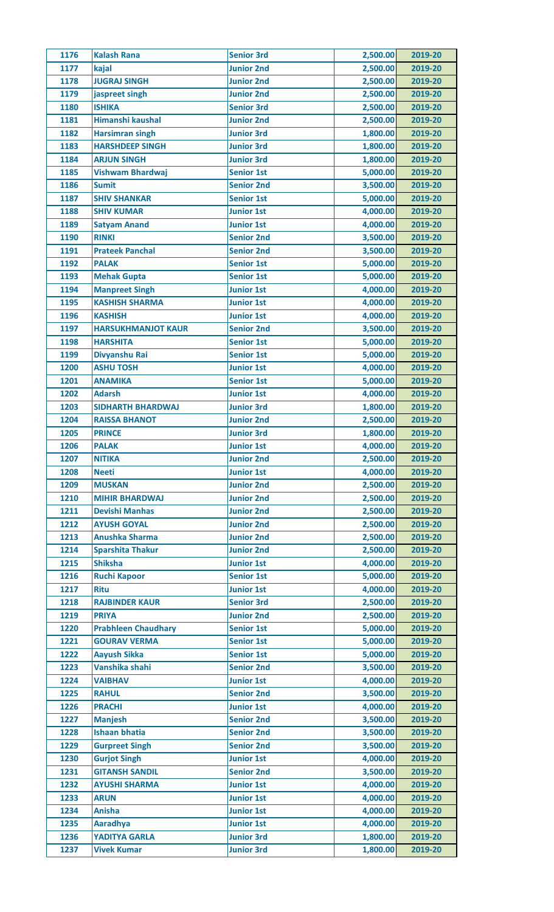| | | | | |
|---|---|---|---|---|
| 1176 | Kalash Rana | Senior 3rd | 2,500.00 | 2019-20 |
| 1177 | kajal | Junior 2nd | 2,500.00 | 2019-20 |
| 1178 | JUGRAJ SINGH | Junior 2nd | 2,500.00 | 2019-20 |
| 1179 | jaspreet singh | Junior 2nd | 2,500.00 | 2019-20 |
| 1180 | ISHIKA | Senior 3rd | 2,500.00 | 2019-20 |
| 1181 | Himanshi kaushal | Junior 2nd | 2,500.00 | 2019-20 |
| 1182 | Harsimran singh | Junior 3rd | 1,800.00 | 2019-20 |
| 1183 | HARSHDEEP SINGH | Junior 3rd | 1,800.00 | 2019-20 |
| 1184 | ARJUN SINGH | Junior 3rd | 1,800.00 | 2019-20 |
| 1185 | Vishwam Bhardwaj | Senior 1st | 5,000.00 | 2019-20 |
| 1186 | Sumit | Senior 2nd | 3,500.00 | 2019-20 |
| 1187 | SHIV SHANKAR | Senior 1st | 5,000.00 | 2019-20 |
| 1188 | SHIV KUMAR | Junior 1st | 4,000.00 | 2019-20 |
| 1189 | Satyam Anand | Junior 1st | 4,000.00 | 2019-20 |
| 1190 | RINKI | Senior 2nd | 3,500.00 | 2019-20 |
| 1191 | Prateek Panchal | Senior 2nd | 3,500.00 | 2019-20 |
| 1192 | PALAK | Senior 1st | 5,000.00 | 2019-20 |
| 1193 | Mehak Gupta | Senior 1st | 5,000.00 | 2019-20 |
| 1194 | Manpreet Singh | Junior 1st | 4,000.00 | 2019-20 |
| 1195 | KASHISH SHARMA | Junior 1st | 4,000.00 | 2019-20 |
| 1196 | KASHISH | Junior 1st | 4,000.00 | 2019-20 |
| 1197 | HARSUKHMANJOT KAUR | Senior 2nd | 3,500.00 | 2019-20 |
| 1198 | HARSHITA | Senior 1st | 5,000.00 | 2019-20 |
| 1199 | Divyanshu Rai | Senior 1st | 5,000.00 | 2019-20 |
| 1200 | ASHU TOSH | Junior 1st | 4,000.00 | 2019-20 |
| 1201 | ANAMIKA | Senior 1st | 5,000.00 | 2019-20 |
| 1202 | Adarsh | Junior 1st | 4,000.00 | 2019-20 |
| 1203 | SIDHARTH BHARDWAJ | Junior 3rd | 1,800.00 | 2019-20 |
| 1204 | RAISSA BHANOT | Junior 2nd | 2,500.00 | 2019-20 |
| 1205 | PRINCE | Junior 3rd | 1,800.00 | 2019-20 |
| 1206 | PALAK | Junior 1st | 4,000.00 | 2019-20 |
| 1207 | NITIKA | Junior 2nd | 2,500.00 | 2019-20 |
| 1208 | Neeti | Junior 1st | 4,000.00 | 2019-20 |
| 1209 | MUSKAN | Junior 2nd | 2,500.00 | 2019-20 |
| 1210 | MIHIR BHARDWAJ | Junior 2nd | 2,500.00 | 2019-20 |
| 1211 | Devishi Manhas | Junior 2nd | 2,500.00 | 2019-20 |
| 1212 | AYUSH GOYAL | Junior 2nd | 2,500.00 | 2019-20 |
| 1213 | Anushka Sharma | Junior 2nd | 2,500.00 | 2019-20 |
| 1214 | Sparshita Thakur | Junior 2nd | 2,500.00 | 2019-20 |
| 1215 | Shiksha | Junior 1st | 4,000.00 | 2019-20 |
| 1216 | Ruchi Kapoor | Senior 1st | 5,000.00 | 2019-20 |
| 1217 | Ritu | Junior 1st | 4,000.00 | 2019-20 |
| 1218 | RAJBINDER KAUR | Senior 3rd | 2,500.00 | 2019-20 |
| 1219 | PRIYA | Junior 2nd | 2,500.00 | 2019-20 |
| 1220 | Prabhleen Chaudhary | Senior 1st | 5,000.00 | 2019-20 |
| 1221 | GOURAV VERMA | Senior 1st | 5,000.00 | 2019-20 |
| 1222 | Aayush Sikka | Senior 1st | 5,000.00 | 2019-20 |
| 1223 | Vanshika shahi | Senior 2nd | 3,500.00 | 2019-20 |
| 1224 | VAIBHAV | Junior 1st | 4,000.00 | 2019-20 |
| 1225 | RAHUL | Senior 2nd | 3,500.00 | 2019-20 |
| 1226 | PRACHI | Junior 1st | 4,000.00 | 2019-20 |
| 1227 | Manjesh | Senior 2nd | 3,500.00 | 2019-20 |
| 1228 | Ishaan bhatia | Senior 2nd | 3,500.00 | 2019-20 |
| 1229 | Gurpreet Singh | Senior 2nd | 3,500.00 | 2019-20 |
| 1230 | Gurjot Singh | Junior 1st | 4,000.00 | 2019-20 |
| 1231 | GITANSH SANDIL | Senior 2nd | 3,500.00 | 2019-20 |
| 1232 | AYUSHI SHARMA | Junior 1st | 4,000.00 | 2019-20 |
| 1233 | ARUN | Junior 1st | 4,000.00 | 2019-20 |
| 1234 | Anisha | Junior 1st | 4,000.00 | 2019-20 |
| 1235 | Aaradhya | Junior 1st | 4,000.00 | 2019-20 |
| 1236 | YADITYA GARLA | Junior 3rd | 1,800.00 | 2019-20 |
| 1237 | Vivek Kumar | Junior 3rd | 1,800.00 | 2019-20 |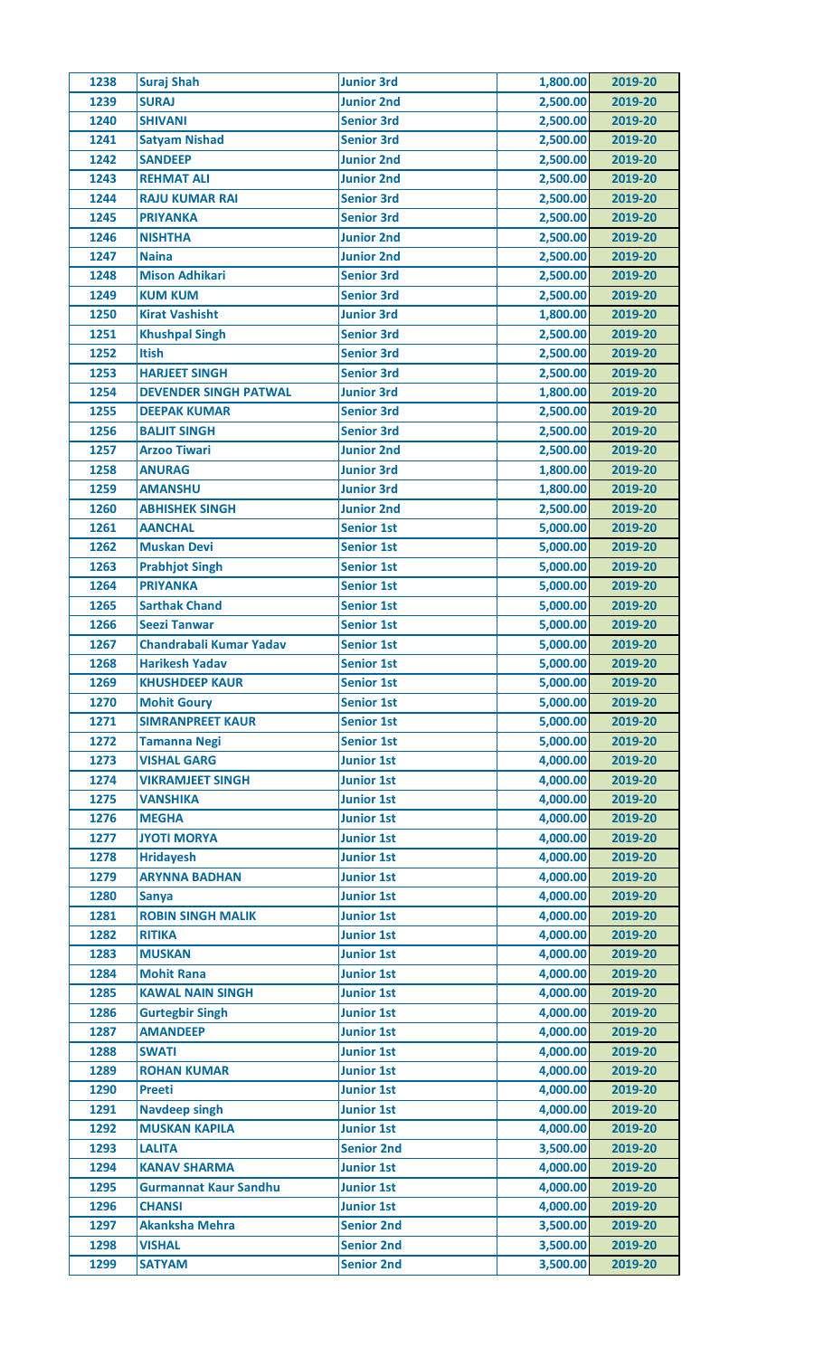| 1238 | Suraj Shah | Junior 3rd | 1,800.00 | 2019-20 |
|---|---|---|---|---|
| 1239 | SURAJ | Junior 2nd | 2,500.00 | 2019-20 |
| 1240 | SHIVANI | Senior 3rd | 2,500.00 | 2019-20 |
| 1241 | Satyam Nishad | Senior 3rd | 2,500.00 | 2019-20 |
| 1242 | SANDEEP | Junior 2nd | 2,500.00 | 2019-20 |
| 1243 | REHMAT ALI | Junior 2nd | 2,500.00 | 2019-20 |
| 1244 | RAJU KUMAR RAI | Senior 3rd | 2,500.00 | 2019-20 |
| 1245 | PRIYANKA | Senior 3rd | 2,500.00 | 2019-20 |
| 1246 | NISHTHA | Junior 2nd | 2,500.00 | 2019-20 |
| 1247 | Naina | Junior 2nd | 2,500.00 | 2019-20 |
| 1248 | Mison Adhikari | Senior 3rd | 2,500.00 | 2019-20 |
| 1249 | KUM KUM | Senior 3rd | 2,500.00 | 2019-20 |
| 1250 | Kirat Vashisht | Junior 3rd | 1,800.00 | 2019-20 |
| 1251 | Khushpal Singh | Senior 3rd | 2,500.00 | 2019-20 |
| 1252 | Itish | Senior 3rd | 2,500.00 | 2019-20 |
| 1253 | HARJEET SINGH | Senior 3rd | 2,500.00 | 2019-20 |
| 1254 | DEVENDER SINGH PATWAL | Junior 3rd | 1,800.00 | 2019-20 |
| 1255 | DEEPAK KUMAR | Senior 3rd | 2,500.00 | 2019-20 |
| 1256 | BALJIT SINGH | Senior 3rd | 2,500.00 | 2019-20 |
| 1257 | Arzoo Tiwari | Junior 2nd | 2,500.00 | 2019-20 |
| 1258 | ANURAG | Junior 3rd | 1,800.00 | 2019-20 |
| 1259 | AMANSHU | Junior 3rd | 1,800.00 | 2019-20 |
| 1260 | ABHISHEK SINGH | Junior 2nd | 2,500.00 | 2019-20 |
| 1261 | AANCHAL | Senior 1st | 5,000.00 | 2019-20 |
| 1262 | Muskan Devi | Senior 1st | 5,000.00 | 2019-20 |
| 1263 | Prabhjot Singh | Senior 1st | 5,000.00 | 2019-20 |
| 1264 | PRIYANKA | Senior 1st | 5,000.00 | 2019-20 |
| 1265 | Sarthak Chand | Senior 1st | 5,000.00 | 2019-20 |
| 1266 | Seezi Tanwar | Senior 1st | 5,000.00 | 2019-20 |
| 1267 | Chandrabali Kumar Yadav | Senior 1st | 5,000.00 | 2019-20 |
| 1268 | Harikesh Yadav | Senior 1st | 5,000.00 | 2019-20 |
| 1269 | KHUSHDEEP KAUR | Senior 1st | 5,000.00 | 2019-20 |
| 1270 | Mohit Goury | Senior 1st | 5,000.00 | 2019-20 |
| 1271 | SIMRANPREET KAUR | Senior 1st | 5,000.00 | 2019-20 |
| 1272 | Tamanna Negi | Senior 1st | 5,000.00 | 2019-20 |
| 1273 | VISHAL GARG | Junior 1st | 4,000.00 | 2019-20 |
| 1274 | VIKRAMJEET SINGH | Junior 1st | 4,000.00 | 2019-20 |
| 1275 | VANSHIKA | Junior 1st | 4,000.00 | 2019-20 |
| 1276 | MEGHA | Junior 1st | 4,000.00 | 2019-20 |
| 1277 | JYOTI MORYA | Junior 1st | 4,000.00 | 2019-20 |
| 1278 | Hridayesh | Junior 1st | 4,000.00 | 2019-20 |
| 1279 | ARYNNA BADHAN | Junior 1st | 4,000.00 | 2019-20 |
| 1280 | Sanya | Junior 1st | 4,000.00 | 2019-20 |
| 1281 | ROBIN SINGH MALIK | Junior 1st | 4,000.00 | 2019-20 |
| 1282 | RITIKA | Junior 1st | 4,000.00 | 2019-20 |
| 1283 | MUSKAN | Junior 1st | 4,000.00 | 2019-20 |
| 1284 | Mohit Rana | Junior 1st | 4,000.00 | 2019-20 |
| 1285 | KAWAL NAIN SINGH | Junior 1st | 4,000.00 | 2019-20 |
| 1286 | Gurtegbir Singh | Junior 1st | 4,000.00 | 2019-20 |
| 1287 | AMANDEEP | Junior 1st | 4,000.00 | 2019-20 |
| 1288 | SWATI | Junior 1st | 4,000.00 | 2019-20 |
| 1289 | ROHAN KUMAR | Junior 1st | 4,000.00 | 2019-20 |
| 1290 | Preeti | Junior 1st | 4,000.00 | 2019-20 |
| 1291 | Navdeep singh | Junior 1st | 4,000.00 | 2019-20 |
| 1292 | MUSKAN KAPILA | Junior 1st | 4,000.00 | 2019-20 |
| 1293 | LALITA | Senior 2nd | 3,500.00 | 2019-20 |
| 1294 | KANAV SHARMA | Junior 1st | 4,000.00 | 2019-20 |
| 1295 | Gurmannat Kaur Sandhu | Junior 1st | 4,000.00 | 2019-20 |
| 1296 | CHANSI | Junior 1st | 4,000.00 | 2019-20 |
| 1297 | Akanksha Mehra | Senior 2nd | 3,500.00 | 2019-20 |
| 1298 | VISHAL | Senior 2nd | 3,500.00 | 2019-20 |
| 1299 | SATYAM | Senior 2nd | 3,500.00 | 2019-20 |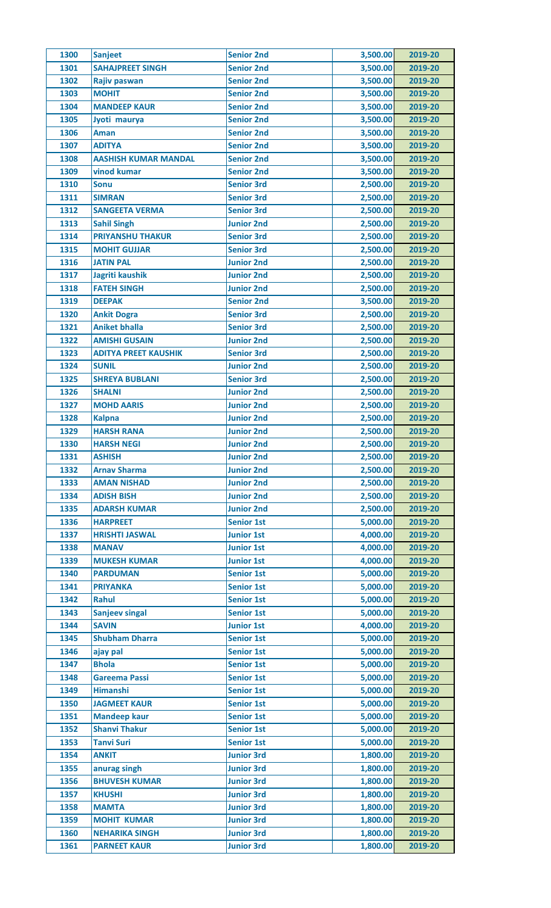| 1300 | Sanjeet | Senior 2nd | 3,500.00 | 2019-20 |
|---|---|---|---|---|
| 1301 | SAHAJPREET SINGH | Senior 2nd | 3,500.00 | 2019-20 |
| 1302 | Rajiv paswan | Senior 2nd | 3,500.00 | 2019-20 |
| 1303 | MOHIT | Senior 2nd | 3,500.00 | 2019-20 |
| 1304 | MANDEEP KAUR | Senior 2nd | 3,500.00 | 2019-20 |
| 1305 | Jyoti maurya | Senior 2nd | 3,500.00 | 2019-20 |
| 1306 | Aman | Senior 2nd | 3,500.00 | 2019-20 |
| 1307 | ADITYA | Senior 2nd | 3,500.00 | 2019-20 |
| 1308 | AASHISH KUMAR MANDAL | Senior 2nd | 3,500.00 | 2019-20 |
| 1309 | vinod kumar | Senior 2nd | 3,500.00 | 2019-20 |
| 1310 | Sonu | Senior 3rd | 2,500.00 | 2019-20 |
| 1311 | SIMRAN | Senior 3rd | 2,500.00 | 2019-20 |
| 1312 | SANGEETA VERMA | Senior 3rd | 2,500.00 | 2019-20 |
| 1313 | Sahil Singh | Junior 2nd | 2,500.00 | 2019-20 |
| 1314 | PRIYANSHU THAKUR | Senior 3rd | 2,500.00 | 2019-20 |
| 1315 | MOHIT GUJJAR | Senior 3rd | 2,500.00 | 2019-20 |
| 1316 | JATIN PAL | Junior 2nd | 2,500.00 | 2019-20 |
| 1317 | Jagriti kaushik | Junior 2nd | 2,500.00 | 2019-20 |
| 1318 | FATEH SINGH | Junior 2nd | 2,500.00 | 2019-20 |
| 1319 | DEEPAK | Senior 2nd | 3,500.00 | 2019-20 |
| 1320 | Ankit Dogra | Senior 3rd | 2,500.00 | 2019-20 |
| 1321 | Aniket bhalla | Senior 3rd | 2,500.00 | 2019-20 |
| 1322 | AMISHI GUSAIN | Junior 2nd | 2,500.00 | 2019-20 |
| 1323 | ADITYA PREET KAUSHIK | Senior 3rd | 2,500.00 | 2019-20 |
| 1324 | SUNIL | Junior 2nd | 2,500.00 | 2019-20 |
| 1325 | SHREYA BUBLANI | Senior 3rd | 2,500.00 | 2019-20 |
| 1326 | SHALNI | Junior 2nd | 2,500.00 | 2019-20 |
| 1327 | MOHD AARIS | Junior 2nd | 2,500.00 | 2019-20 |
| 1328 | Kalpna | Junior 2nd | 2,500.00 | 2019-20 |
| 1329 | HARSH RANA | Junior 2nd | 2,500.00 | 2019-20 |
| 1330 | HARSH NEGI | Junior 2nd | 2,500.00 | 2019-20 |
| 1331 | ASHISH | Junior 2nd | 2,500.00 | 2019-20 |
| 1332 | Arnav Sharma | Junior 2nd | 2,500.00 | 2019-20 |
| 1333 | AMAN NISHAD | Junior 2nd | 2,500.00 | 2019-20 |
| 1334 | ADISH BISH | Junior 2nd | 2,500.00 | 2019-20 |
| 1335 | ADARSH KUMAR | Junior 2nd | 2,500.00 | 2019-20 |
| 1336 | HARPREET | Senior 1st | 5,000.00 | 2019-20 |
| 1337 | HRISHTI JASWAL | Junior 1st | 4,000.00 | 2019-20 |
| 1338 | MANAV | Junior 1st | 4,000.00 | 2019-20 |
| 1339 | MUKESH KUMAR | Junior 1st | 4,000.00 | 2019-20 |
| 1340 | PARDUMAN | Senior 1st | 5,000.00 | 2019-20 |
| 1341 | PRIYANKA | Senior 1st | 5,000.00 | 2019-20 |
| 1342 | Rahul | Senior 1st | 5,000.00 | 2019-20 |
| 1343 | Sanjeev singal | Senior 1st | 5,000.00 | 2019-20 |
| 1344 | SAVIN | Junior 1st | 4,000.00 | 2019-20 |
| 1345 | Shubham Dharra | Senior 1st | 5,000.00 | 2019-20 |
| 1346 | ajay pal | Senior 1st | 5,000.00 | 2019-20 |
| 1347 | Bhola | Senior 1st | 5,000.00 | 2019-20 |
| 1348 | Gareema Passi | Senior 1st | 5,000.00 | 2019-20 |
| 1349 | Himanshi | Senior 1st | 5,000.00 | 2019-20 |
| 1350 | JAGMEET KAUR | Senior 1st | 5,000.00 | 2019-20 |
| 1351 | Mandeep kaur | Senior 1st | 5,000.00 | 2019-20 |
| 1352 | Shanvi Thakur | Senior 1st | 5,000.00 | 2019-20 |
| 1353 | Tanvi Suri | Senior 1st | 5,000.00 | 2019-20 |
| 1354 | ANKIT | Junior 3rd | 1,800.00 | 2019-20 |
| 1355 | anurag singh | Junior 3rd | 1,800.00 | 2019-20 |
| 1356 | BHUVESH KUMAR | Junior 3rd | 1,800.00 | 2019-20 |
| 1357 | KHUSHI | Junior 3rd | 1,800.00 | 2019-20 |
| 1358 | MAMTA | Junior 3rd | 1,800.00 | 2019-20 |
| 1359 | MOHIT KUMAR | Junior 3rd | 1,800.00 | 2019-20 |
| 1360 | NEHARIKA SINGH | Junior 3rd | 1,800.00 | 2019-20 |
| 1361 | PARNEET KAUR | Junior 3rd | 1,800.00 | 2019-20 |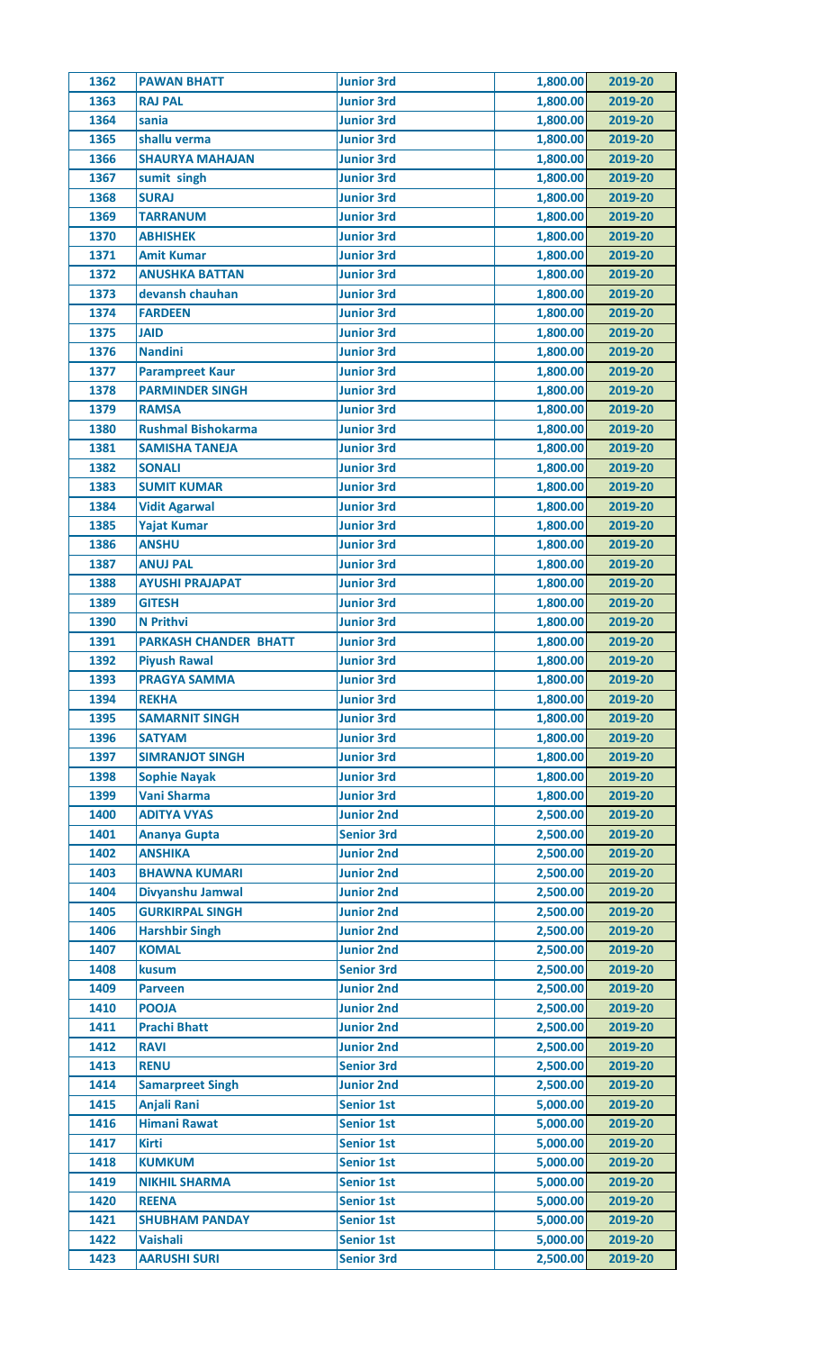| 1362 | PAWAN BHATT | Junior 3rd | 1,800.00 | 2019-20 |
|---|---|---|---|---|
| 1363 | RAJ PAL | Junior 3rd | 1,800.00 | 2019-20 |
| 1364 | sania | Junior 3rd | 1,800.00 | 2019-20 |
| 1365 | shallu verma | Junior 3rd | 1,800.00 | 2019-20 |
| 1366 | SHAURYA MAHAJAN | Junior 3rd | 1,800.00 | 2019-20 |
| 1367 | sumit singh | Junior 3rd | 1,800.00 | 2019-20 |
| 1368 | SURAJ | Junior 3rd | 1,800.00 | 2019-20 |
| 1369 | TARRANUM | Junior 3rd | 1,800.00 | 2019-20 |
| 1370 | ABHISHEK | Junior 3rd | 1,800.00 | 2019-20 |
| 1371 | Amit Kumar | Junior 3rd | 1,800.00 | 2019-20 |
| 1372 | ANUSHKA BATTAN | Junior 3rd | 1,800.00 | 2019-20 |
| 1373 | devansh chauhan | Junior 3rd | 1,800.00 | 2019-20 |
| 1374 | FARDEEN | Junior 3rd | 1,800.00 | 2019-20 |
| 1375 | JAID | Junior 3rd | 1,800.00 | 2019-20 |
| 1376 | Nandini | Junior 3rd | 1,800.00 | 2019-20 |
| 1377 | Parampreet Kaur | Junior 3rd | 1,800.00 | 2019-20 |
| 1378 | PARMINDER SINGH | Junior 3rd | 1,800.00 | 2019-20 |
| 1379 | RAMSA | Junior 3rd | 1,800.00 | 2019-20 |
| 1380 | Rushmal Bishokarma | Junior 3rd | 1,800.00 | 2019-20 |
| 1381 | SAMISHA TANEJA | Junior 3rd | 1,800.00 | 2019-20 |
| 1382 | SONALI | Junior 3rd | 1,800.00 | 2019-20 |
| 1383 | SUMIT KUMAR | Junior 3rd | 1,800.00 | 2019-20 |
| 1384 | Vidit Agarwal | Junior 3rd | 1,800.00 | 2019-20 |
| 1385 | Yajat Kumar | Junior 3rd | 1,800.00 | 2019-20 |
| 1386 | ANSHU | Junior 3rd | 1,800.00 | 2019-20 |
| 1387 | ANUJ PAL | Junior 3rd | 1,800.00 | 2019-20 |
| 1388 | AYUSHI PRAJAPAT | Junior 3rd | 1,800.00 | 2019-20 |
| 1389 | GITESH | Junior 3rd | 1,800.00 | 2019-20 |
| 1390 | N Prithvi | Junior 3rd | 1,800.00 | 2019-20 |
| 1391 | PARKASH CHANDER BHATT | Junior 3rd | 1,800.00 | 2019-20 |
| 1392 | Piyush Rawal | Junior 3rd | 1,800.00 | 2019-20 |
| 1393 | PRAGYA SAMMA | Junior 3rd | 1,800.00 | 2019-20 |
| 1394 | REKHA | Junior 3rd | 1,800.00 | 2019-20 |
| 1395 | SAMARNIT SINGH | Junior 3rd | 1,800.00 | 2019-20 |
| 1396 | SATYAM | Junior 3rd | 1,800.00 | 2019-20 |
| 1397 | SIMRANJOT SINGH | Junior 3rd | 1,800.00 | 2019-20 |
| 1398 | Sophie Nayak | Junior 3rd | 1,800.00 | 2019-20 |
| 1399 | Vani Sharma | Junior 3rd | 1,800.00 | 2019-20 |
| 1400 | ADITYA VYAS | Junior 2nd | 2,500.00 | 2019-20 |
| 1401 | Ananya Gupta | Senior 3rd | 2,500.00 | 2019-20 |
| 1402 | ANSHIKA | Junior 2nd | 2,500.00 | 2019-20 |
| 1403 | BHAWNA KUMARI | Junior 2nd | 2,500.00 | 2019-20 |
| 1404 | Divyanshu Jamwal | Junior 2nd | 2,500.00 | 2019-20 |
| 1405 | GURKIRPAL SINGH | Junior 2nd | 2,500.00 | 2019-20 |
| 1406 | Harshbir Singh | Junior 2nd | 2,500.00 | 2019-20 |
| 1407 | KOMAL | Junior 2nd | 2,500.00 | 2019-20 |
| 1408 | kusum | Senior 3rd | 2,500.00 | 2019-20 |
| 1409 | Parveen | Junior 2nd | 2,500.00 | 2019-20 |
| 1410 | POOJA | Junior 2nd | 2,500.00 | 2019-20 |
| 1411 | Prachi Bhatt | Junior 2nd | 2,500.00 | 2019-20 |
| 1412 | RAVI | Junior 2nd | 2,500.00 | 2019-20 |
| 1413 | RENU | Senior 3rd | 2,500.00 | 2019-20 |
| 1414 | Samarpreet Singh | Junior 2nd | 2,500.00 | 2019-20 |
| 1415 | Anjali Rani | Senior 1st | 5,000.00 | 2019-20 |
| 1416 | Himani Rawat | Senior 1st | 5,000.00 | 2019-20 |
| 1417 | Kirti | Senior 1st | 5,000.00 | 2019-20 |
| 1418 | KUMKUM | Senior 1st | 5,000.00 | 2019-20 |
| 1419 | NIKHIL SHARMA | Senior 1st | 5,000.00 | 2019-20 |
| 1420 | REENA | Senior 1st | 5,000.00 | 2019-20 |
| 1421 | SHUBHAM PANDAY | Senior 1st | 5,000.00 | 2019-20 |
| 1422 | Vaishali | Senior 1st | 5,000.00 | 2019-20 |
| 1423 | AARUSHI SURI | Senior 3rd | 2,500.00 | 2019-20 |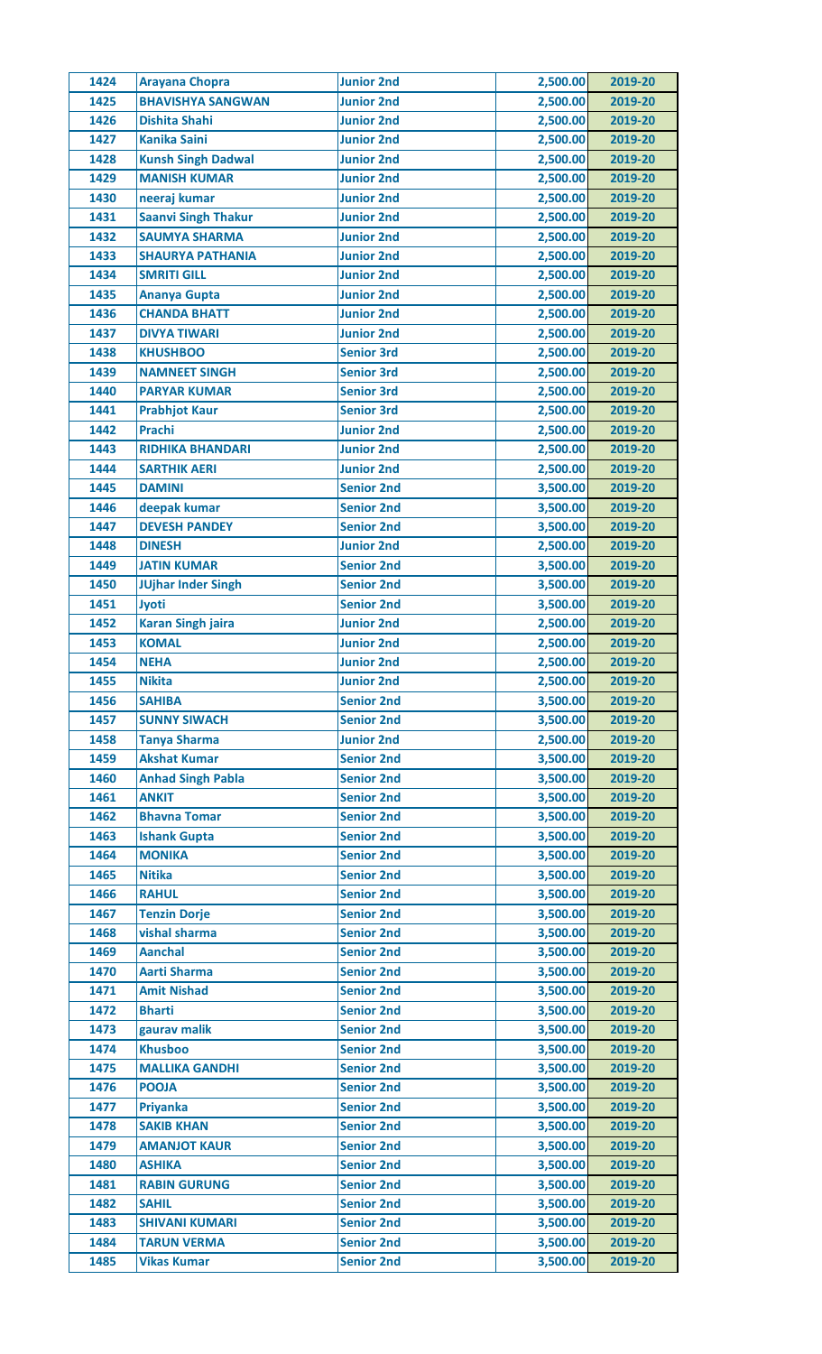| | | | | |
|---|---|---|---|---|
| 1424 | Arayana Chopra | Junior 2nd | 2,500.00 | 2019-20 |
| 1425 | BHAVISHYA SANGWAN | Junior 2nd | 2,500.00 | 2019-20 |
| 1426 | Dishita Shahi | Junior 2nd | 2,500.00 | 2019-20 |
| 1427 | Kanika Saini | Junior 2nd | 2,500.00 | 2019-20 |
| 1428 | Kunsh Singh Dadwal | Junior 2nd | 2,500.00 | 2019-20 |
| 1429 | MANISH KUMAR | Junior 2nd | 2,500.00 | 2019-20 |
| 1430 | neeraj kumar | Junior 2nd | 2,500.00 | 2019-20 |
| 1431 | Saanvi Singh Thakur | Junior 2nd | 2,500.00 | 2019-20 |
| 1432 | SAUMYA SHARMA | Junior 2nd | 2,500.00 | 2019-20 |
| 1433 | SHAURYA PATHANIA | Junior 2nd | 2,500.00 | 2019-20 |
| 1434 | SMRITI GILL | Junior 2nd | 2,500.00 | 2019-20 |
| 1435 | Ananya Gupta | Junior 2nd | 2,500.00 | 2019-20 |
| 1436 | CHANDA BHATT | Junior 2nd | 2,500.00 | 2019-20 |
| 1437 | DIVYA TIWARI | Junior 2nd | 2,500.00 | 2019-20 |
| 1438 | KHUSHBOO | Senior 3rd | 2,500.00 | 2019-20 |
| 1439 | NAMNEET SINGH | Senior 3rd | 2,500.00 | 2019-20 |
| 1440 | PARYAR KUMAR | Senior 3rd | 2,500.00 | 2019-20 |
| 1441 | Prabhjot Kaur | Senior 3rd | 2,500.00 | 2019-20 |
| 1442 | Prachi | Junior 2nd | 2,500.00 | 2019-20 |
| 1443 | RIDHIKA BHANDARI | Junior 2nd | 2,500.00 | 2019-20 |
| 1444 | SARTHIK AERI | Junior 2nd | 2,500.00 | 2019-20 |
| 1445 | DAMINI | Senior 2nd | 3,500.00 | 2019-20 |
| 1446 | deepak kumar | Senior 2nd | 3,500.00 | 2019-20 |
| 1447 | DEVESH PANDEY | Senior 2nd | 3,500.00 | 2019-20 |
| 1448 | DINESH | Junior 2nd | 2,500.00 | 2019-20 |
| 1449 | JATIN KUMAR | Senior 2nd | 3,500.00 | 2019-20 |
| 1450 | JUjhar Inder Singh | Senior 2nd | 3,500.00 | 2019-20 |
| 1451 | Jyoti | Senior 2nd | 3,500.00 | 2019-20 |
| 1452 | Karan Singh jaira | Junior 2nd | 2,500.00 | 2019-20 |
| 1453 | KOMAL | Junior 2nd | 2,500.00 | 2019-20 |
| 1454 | NEHA | Junior 2nd | 2,500.00 | 2019-20 |
| 1455 | Nikita | Junior 2nd | 2,500.00 | 2019-20 |
| 1456 | SAHIBA | Senior 2nd | 3,500.00 | 2019-20 |
| 1457 | SUNNY SIWACH | Senior 2nd | 3,500.00 | 2019-20 |
| 1458 | Tanya Sharma | Junior 2nd | 2,500.00 | 2019-20 |
| 1459 | Akshat Kumar | Senior 2nd | 3,500.00 | 2019-20 |
| 1460 | Anhad Singh Pabla | Senior 2nd | 3,500.00 | 2019-20 |
| 1461 | ANKIT | Senior 2nd | 3,500.00 | 2019-20 |
| 1462 | Bhavna Tomar | Senior 2nd | 3,500.00 | 2019-20 |
| 1463 | Ishank Gupta | Senior 2nd | 3,500.00 | 2019-20 |
| 1464 | MONIKA | Senior 2nd | 3,500.00 | 2019-20 |
| 1465 | Nitika | Senior 2nd | 3,500.00 | 2019-20 |
| 1466 | RAHUL | Senior 2nd | 3,500.00 | 2019-20 |
| 1467 | Tenzin Dorje | Senior 2nd | 3,500.00 | 2019-20 |
| 1468 | vishal sharma | Senior 2nd | 3,500.00 | 2019-20 |
| 1469 | Aanchal | Senior 2nd | 3,500.00 | 2019-20 |
| 1470 | Aarti Sharma | Senior 2nd | 3,500.00 | 2019-20 |
| 1471 | Amit Nishad | Senior 2nd | 3,500.00 | 2019-20 |
| 1472 | Bharti | Senior 2nd | 3,500.00 | 2019-20 |
| 1473 | gaurav malik | Senior 2nd | 3,500.00 | 2019-20 |
| 1474 | Khusboo | Senior 2nd | 3,500.00 | 2019-20 |
| 1475 | MALLIKA GANDHI | Senior 2nd | 3,500.00 | 2019-20 |
| 1476 | POOJA | Senior 2nd | 3,500.00 | 2019-20 |
| 1477 | Priyanka | Senior 2nd | 3,500.00 | 2019-20 |
| 1478 | SAKIB KHAN | Senior 2nd | 3,500.00 | 2019-20 |
| 1479 | AMANJOT KAUR | Senior 2nd | 3,500.00 | 2019-20 |
| 1480 | ASHIKA | Senior 2nd | 3,500.00 | 2019-20 |
| 1481 | RABIN GURUNG | Senior 2nd | 3,500.00 | 2019-20 |
| 1482 | SAHIL | Senior 2nd | 3,500.00 | 2019-20 |
| 1483 | SHIVANI KUMARI | Senior 2nd | 3,500.00 | 2019-20 |
| 1484 | TARUN VERMA | Senior 2nd | 3,500.00 | 2019-20 |
| 1485 | Vikas Kumar | Senior 2nd | 3,500.00 | 2019-20 |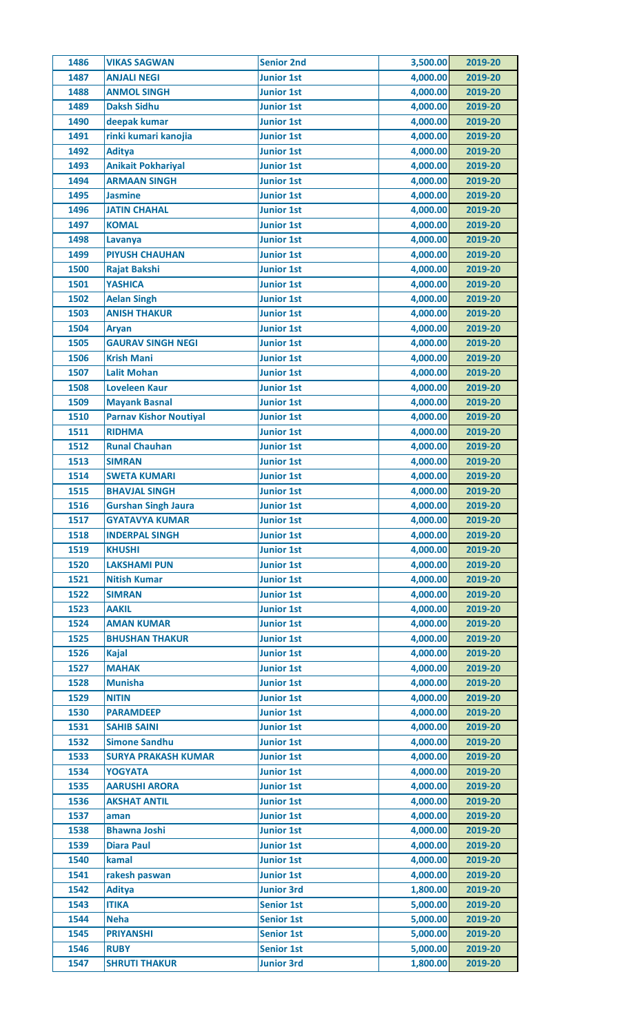| 1486 | VIKAS SAGWAN | Senior 2nd | 3,500.00 | 2019-20 |
|---|---|---|---|---|
| 1487 | ANJALI NEGI | Junior 1st | 4,000.00 | 2019-20 |
| 1488 | ANMOL SINGH | Junior 1st | 4,000.00 | 2019-20 |
| 1489 | Daksh Sidhu | Junior 1st | 4,000.00 | 2019-20 |
| 1490 | deepak kumar | Junior 1st | 4,000.00 | 2019-20 |
| 1491 | rinki kumari kanojia | Junior 1st | 4,000.00 | 2019-20 |
| 1492 | Aditya | Junior 1st | 4,000.00 | 2019-20 |
| 1493 | Anikait Pokhariyal | Junior 1st | 4,000.00 | 2019-20 |
| 1494 | ARMAAN SINGH | Junior 1st | 4,000.00 | 2019-20 |
| 1495 | Jasmine | Junior 1st | 4,000.00 | 2019-20 |
| 1496 | JATIN CHAHAL | Junior 1st | 4,000.00 | 2019-20 |
| 1497 | KOMAL | Junior 1st | 4,000.00 | 2019-20 |
| 1498 | Lavanya | Junior 1st | 4,000.00 | 2019-20 |
| 1499 | PIYUSH CHAUHAN | Junior 1st | 4,000.00 | 2019-20 |
| 1500 | Rajat Bakshi | Junior 1st | 4,000.00 | 2019-20 |
| 1501 | YASHICA | Junior 1st | 4,000.00 | 2019-20 |
| 1502 | Aelan Singh | Junior 1st | 4,000.00 | 2019-20 |
| 1503 | ANISH THAKUR | Junior 1st | 4,000.00 | 2019-20 |
| 1504 | Aryan | Junior 1st | 4,000.00 | 2019-20 |
| 1505 | GAURAV SINGH NEGI | Junior 1st | 4,000.00 | 2019-20 |
| 1506 | Krish Mani | Junior 1st | 4,000.00 | 2019-20 |
| 1507 | Lalit Mohan | Junior 1st | 4,000.00 | 2019-20 |
| 1508 | Loveleen Kaur | Junior 1st | 4,000.00 | 2019-20 |
| 1509 | Mayank Basnal | Junior 1st | 4,000.00 | 2019-20 |
| 1510 | Parnav Kishor Noutiyal | Junior 1st | 4,000.00 | 2019-20 |
| 1511 | RIDHMA | Junior 1st | 4,000.00 | 2019-20 |
| 1512 | Runal Chauhan | Junior 1st | 4,000.00 | 2019-20 |
| 1513 | SIMRAN | Junior 1st | 4,000.00 | 2019-20 |
| 1514 | SWETA KUMARI | Junior 1st | 4,000.00 | 2019-20 |
| 1515 | BHAVJAL SINGH | Junior 1st | 4,000.00 | 2019-20 |
| 1516 | Gurshan Singh Jaura | Junior 1st | 4,000.00 | 2019-20 |
| 1517 | GYATAVYA KUMAR | Junior 1st | 4,000.00 | 2019-20 |
| 1518 | INDERPAL SINGH | Junior 1st | 4,000.00 | 2019-20 |
| 1519 | KHUSHI | Junior 1st | 4,000.00 | 2019-20 |
| 1520 | LAKSHAMI PUN | Junior 1st | 4,000.00 | 2019-20 |
| 1521 | Nitish Kumar | Junior 1st | 4,000.00 | 2019-20 |
| 1522 | SIMRAN | Junior 1st | 4,000.00 | 2019-20 |
| 1523 | AAKIL | Junior 1st | 4,000.00 | 2019-20 |
| 1524 | AMAN KUMAR | Junior 1st | 4,000.00 | 2019-20 |
| 1525 | BHUSHAN THAKUR | Junior 1st | 4,000.00 | 2019-20 |
| 1526 | Kajal | Junior 1st | 4,000.00 | 2019-20 |
| 1527 | MAHAK | Junior 1st | 4,000.00 | 2019-20 |
| 1528 | Munisha | Junior 1st | 4,000.00 | 2019-20 |
| 1529 | NITIN | Junior 1st | 4,000.00 | 2019-20 |
| 1530 | PARAMDEEP | Junior 1st | 4,000.00 | 2019-20 |
| 1531 | SAHIB SAINI | Junior 1st | 4,000.00 | 2019-20 |
| 1532 | Simone Sandhu | Junior 1st | 4,000.00 | 2019-20 |
| 1533 | SURYA PRAKASH KUMAR | Junior 1st | 4,000.00 | 2019-20 |
| 1534 | YOGYATA | Junior 1st | 4,000.00 | 2019-20 |
| 1535 | AARUSHI ARORA | Junior 1st | 4,000.00 | 2019-20 |
| 1536 | AKSHAT ANTIL | Junior 1st | 4,000.00 | 2019-20 |
| 1537 | aman | Junior 1st | 4,000.00 | 2019-20 |
| 1538 | Bhawna Joshi | Junior 1st | 4,000.00 | 2019-20 |
| 1539 | Diara Paul | Junior 1st | 4,000.00 | 2019-20 |
| 1540 | kamal | Junior 1st | 4,000.00 | 2019-20 |
| 1541 | rakesh paswan | Junior 1st | 4,000.00 | 2019-20 |
| 1542 | Aditya | Junior 3rd | 1,800.00 | 2019-20 |
| 1543 | ITIKA | Senior 1st | 5,000.00 | 2019-20 |
| 1544 | Neha | Senior 1st | 5,000.00 | 2019-20 |
| 1545 | PRIYANSHI | Senior 1st | 5,000.00 | 2019-20 |
| 1546 | RUBY | Senior 1st | 5,000.00 | 2019-20 |
| 1547 | SHRUTI THAKUR | Junior 3rd | 1,800.00 | 2019-20 |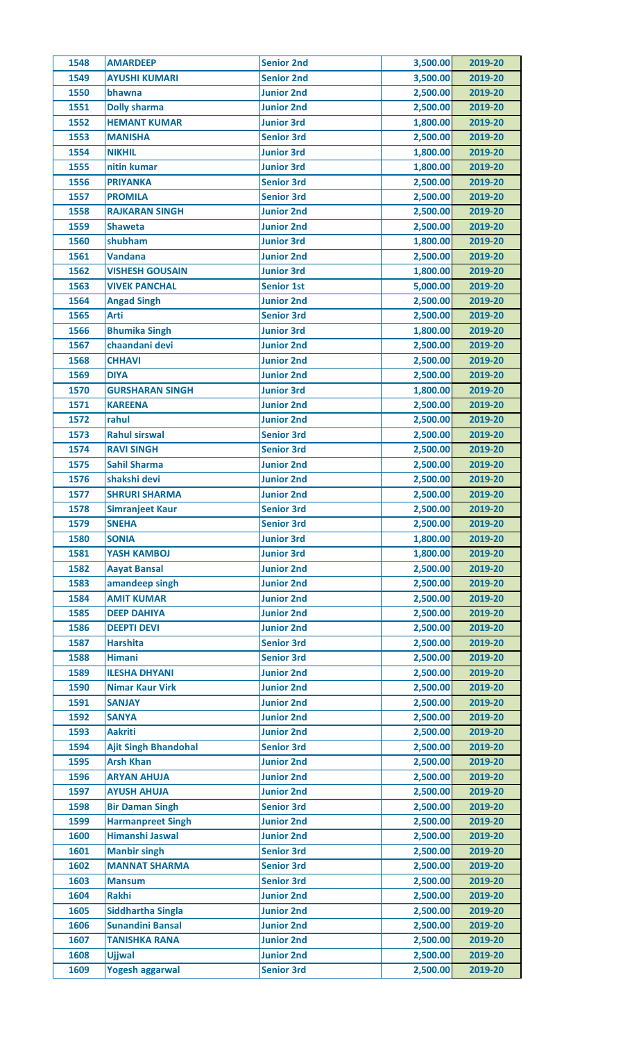| 1548 | AMARDEEP | Senior 2nd | 3,500.00 | 2019-20 |
|---|---|---|---|---|
| 1549 | AYUSHI KUMARI | Senior 2nd | 3,500.00 | 2019-20 |
| 1550 | bhawna | Junior 2nd | 2,500.00 | 2019-20 |
| 1551 | Dolly sharma | Junior 2nd | 2,500.00 | 2019-20 |
| 1552 | HEMANT KUMAR | Junior 3rd | 1,800.00 | 2019-20 |
| 1553 | MANISHA | Senior 3rd | 2,500.00 | 2019-20 |
| 1554 | NIKHIL | Junior 3rd | 1,800.00 | 2019-20 |
| 1555 | nitin kumar | Junior 3rd | 1,800.00 | 2019-20 |
| 1556 | PRIYANKA | Senior 3rd | 2,500.00 | 2019-20 |
| 1557 | PROMILA | Senior 3rd | 2,500.00 | 2019-20 |
| 1558 | RAJKARAN SINGH | Junior 2nd | 2,500.00 | 2019-20 |
| 1559 | Shaweta | Junior 2nd | 2,500.00 | 2019-20 |
| 1560 | shubham | Junior 3rd | 1,800.00 | 2019-20 |
| 1561 | Vandana | Junior 2nd | 2,500.00 | 2019-20 |
| 1562 | VISHESH GOUSAIN | Junior 3rd | 1,800.00 | 2019-20 |
| 1563 | VIVEK PANCHAL | Senior 1st | 5,000.00 | 2019-20 |
| 1564 | Angad Singh | Junior 2nd | 2,500.00 | 2019-20 |
| 1565 | Arti | Senior 3rd | 2,500.00 | 2019-20 |
| 1566 | Bhumika Singh | Junior 3rd | 1,800.00 | 2019-20 |
| 1567 | chaandani devi | Junior 2nd | 2,500.00 | 2019-20 |
| 1568 | CHHAVI | Junior 2nd | 2,500.00 | 2019-20 |
| 1569 | DIYA | Junior 2nd | 2,500.00 | 2019-20 |
| 1570 | GURSHARAN SINGH | Junior 3rd | 1,800.00 | 2019-20 |
| 1571 | KAREENA | Junior 2nd | 2,500.00 | 2019-20 |
| 1572 | rahul | Junior 2nd | 2,500.00 | 2019-20 |
| 1573 | Rahul sirswal | Senior 3rd | 2,500.00 | 2019-20 |
| 1574 | RAVI SINGH | Senior 3rd | 2,500.00 | 2019-20 |
| 1575 | Sahil Sharma | Junior 2nd | 2,500.00 | 2019-20 |
| 1576 | shakshi devi | Junior 2nd | 2,500.00 | 2019-20 |
| 1577 | SHRURI SHARMA | Junior 2nd | 2,500.00 | 2019-20 |
| 1578 | Simranjeet Kaur | Senior 3rd | 2,500.00 | 2019-20 |
| 1579 | SNEHA | Senior 3rd | 2,500.00 | 2019-20 |
| 1580 | SONIA | Junior 3rd | 1,800.00 | 2019-20 |
| 1581 | YASH KAMBOJ | Junior 3rd | 1,800.00 | 2019-20 |
| 1582 | Aayat Bansal | Junior 2nd | 2,500.00 | 2019-20 |
| 1583 | amandeep singh | Junior 2nd | 2,500.00 | 2019-20 |
| 1584 | AMIT KUMAR | Junior 2nd | 2,500.00 | 2019-20 |
| 1585 | DEEP DAHIYA | Junior 2nd | 2,500.00 | 2019-20 |
| 1586 | DEEPTI DEVI | Junior 2nd | 2,500.00 | 2019-20 |
| 1587 | Harshita | Senior 3rd | 2,500.00 | 2019-20 |
| 1588 | Himani | Senior 3rd | 2,500.00 | 2019-20 |
| 1589 | ILESHA DHYANI | Junior 2nd | 2,500.00 | 2019-20 |
| 1590 | Nimar Kaur Virk | Junior 2nd | 2,500.00 | 2019-20 |
| 1591 | SANJAY | Junior 2nd | 2,500.00 | 2019-20 |
| 1592 | SANYA | Junior 2nd | 2,500.00 | 2019-20 |
| 1593 | Aakriti | Junior 2nd | 2,500.00 | 2019-20 |
| 1594 | Ajit Singh Bhandohal | Senior 3rd | 2,500.00 | 2019-20 |
| 1595 | Arsh Khan | Junior 2nd | 2,500.00 | 2019-20 |
| 1596 | ARYAN AHUJA | Junior 2nd | 2,500.00 | 2019-20 |
| 1597 | AYUSH AHUJA | Junior 2nd | 2,500.00 | 2019-20 |
| 1598 | Bir Daman Singh | Senior 3rd | 2,500.00 | 2019-20 |
| 1599 | Harmanpreet Singh | Junior 2nd | 2,500.00 | 2019-20 |
| 1600 | Himanshi Jaswal | Junior 2nd | 2,500.00 | 2019-20 |
| 1601 | Manbir singh | Senior 3rd | 2,500.00 | 2019-20 |
| 1602 | MANNAT SHARMA | Senior 3rd | 2,500.00 | 2019-20 |
| 1603 | Mansum | Senior 3rd | 2,500.00 | 2019-20 |
| 1604 | Rakhi | Junior 2nd | 2,500.00 | 2019-20 |
| 1605 | Siddhartha Singla | Junior 2nd | 2,500.00 | 2019-20 |
| 1606 | Sunandini Bansal | Junior 2nd | 2,500.00 | 2019-20 |
| 1607 | TANISHKA RANA | Junior 2nd | 2,500.00 | 2019-20 |
| 1608 | Ujjwal | Junior 2nd | 2,500.00 | 2019-20 |
| 1609 | Yogesh aggarwal | Senior 3rd | 2,500.00 | 2019-20 |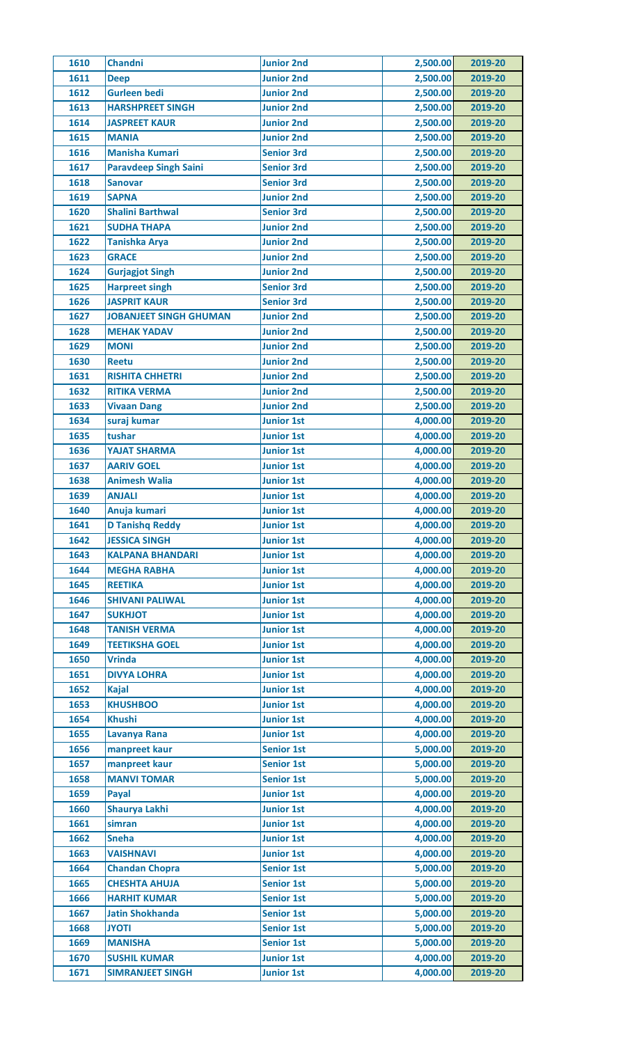| 1610 | Chandni | Junior 2nd | 2,500.00 | 2019-20 |
|---|---|---|---|---|
| 1611 | Deep | Junior 2nd | 2,500.00 | 2019-20 |
| 1612 | Gurleen bedi | Junior 2nd | 2,500.00 | 2019-20 |
| 1613 | HARSHPREET SINGH | Junior 2nd | 2,500.00 | 2019-20 |
| 1614 | JASPREET KAUR | Junior 2nd | 2,500.00 | 2019-20 |
| 1615 | MANIA | Junior 2nd | 2,500.00 | 2019-20 |
| 1616 | Manisha Kumari | Senior 3rd | 2,500.00 | 2019-20 |
| 1617 | Paravdeep Singh Saini | Senior 3rd | 2,500.00 | 2019-20 |
| 1618 | Sanovar | Senior 3rd | 2,500.00 | 2019-20 |
| 1619 | SAPNA | Junior 2nd | 2,500.00 | 2019-20 |
| 1620 | Shalini Barthwal | Senior 3rd | 2,500.00 | 2019-20 |
| 1621 | SUDHA THAPA | Junior 2nd | 2,500.00 | 2019-20 |
| 1622 | Tanishka Arya | Junior 2nd | 2,500.00 | 2019-20 |
| 1623 | GRACE | Junior 2nd | 2,500.00 | 2019-20 |
| 1624 | Gurjagjot Singh | Junior 2nd | 2,500.00 | 2019-20 |
| 1625 | Harpreet singh | Senior 3rd | 2,500.00 | 2019-20 |
| 1626 | JASPRIT KAUR | Senior 3rd | 2,500.00 | 2019-20 |
| 1627 | JOBANJEET SINGH GHUMAN | Junior 2nd | 2,500.00 | 2019-20 |
| 1628 | MEHAK YADAV | Junior 2nd | 2,500.00 | 2019-20 |
| 1629 | MONI | Junior 2nd | 2,500.00 | 2019-20 |
| 1630 | Reetu | Junior 2nd | 2,500.00 | 2019-20 |
| 1631 | RISHITA CHHETRI | Junior 2nd | 2,500.00 | 2019-20 |
| 1632 | RITIKA VERMA | Junior 2nd | 2,500.00 | 2019-20 |
| 1633 | Vivaan Dang | Junior 2nd | 2,500.00 | 2019-20 |
| 1634 | suraj kumar | Junior 1st | 4,000.00 | 2019-20 |
| 1635 | tushar | Junior 1st | 4,000.00 | 2019-20 |
| 1636 | YAJAT SHARMA | Junior 1st | 4,000.00 | 2019-20 |
| 1637 | AARIV GOEL | Junior 1st | 4,000.00 | 2019-20 |
| 1638 | Animesh Walia | Junior 1st | 4,000.00 | 2019-20 |
| 1639 | ANJALI | Junior 1st | 4,000.00 | 2019-20 |
| 1640 | Anuja kumari | Junior 1st | 4,000.00 | 2019-20 |
| 1641 | D Tanishq Reddy | Junior 1st | 4,000.00 | 2019-20 |
| 1642 | JESSICA SINGH | Junior 1st | 4,000.00 | 2019-20 |
| 1643 | KALPANA BHANDARI | Junior 1st | 4,000.00 | 2019-20 |
| 1644 | MEGHA RABHA | Junior 1st | 4,000.00 | 2019-20 |
| 1645 | REETIKA | Junior 1st | 4,000.00 | 2019-20 |
| 1646 | SHIVANI PALIWAL | Junior 1st | 4,000.00 | 2019-20 |
| 1647 | SUKHJOT | Junior 1st | 4,000.00 | 2019-20 |
| 1648 | TANISH VERMA | Junior 1st | 4,000.00 | 2019-20 |
| 1649 | TEETIKSHA GOEL | Junior 1st | 4,000.00 | 2019-20 |
| 1650 | Vrinda | Junior 1st | 4,000.00 | 2019-20 |
| 1651 | DIVYA LOHRA | Junior 1st | 4,000.00 | 2019-20 |
| 1652 | Kajal | Junior 1st | 4,000.00 | 2019-20 |
| 1653 | KHUSHBOO | Junior 1st | 4,000.00 | 2019-20 |
| 1654 | Khushi | Junior 1st | 4,000.00 | 2019-20 |
| 1655 | Lavanya Rana | Junior 1st | 4,000.00 | 2019-20 |
| 1656 | manpreet kaur | Senior 1st | 5,000.00 | 2019-20 |
| 1657 | manpreet kaur | Senior 1st | 5,000.00 | 2019-20 |
| 1658 | MANVI TOMAR | Senior 1st | 5,000.00 | 2019-20 |
| 1659 | Payal | Junior 1st | 4,000.00 | 2019-20 |
| 1660 | Shaurya Lakhi | Junior 1st | 4,000.00 | 2019-20 |
| 1661 | simran | Junior 1st | 4,000.00 | 2019-20 |
| 1662 | Sneha | Junior 1st | 4,000.00 | 2019-20 |
| 1663 | VAISHNAVI | Junior 1st | 4,000.00 | 2019-20 |
| 1664 | Chandan Chopra | Senior 1st | 5,000.00 | 2019-20 |
| 1665 | CHESHTA AHUJA | Senior 1st | 5,000.00 | 2019-20 |
| 1666 | HARHIT KUMAR | Senior 1st | 5,000.00 | 2019-20 |
| 1667 | Jatin Shokhanda | Senior 1st | 5,000.00 | 2019-20 |
| 1668 | JYOTI | Senior 1st | 5,000.00 | 2019-20 |
| 1669 | MANISHA | Senior 1st | 5,000.00 | 2019-20 |
| 1670 | SUSHIL KUMAR | Junior 1st | 4,000.00 | 2019-20 |
| 1671 | SIMRANJEET SINGH | Junior 1st | 4,000.00 | 2019-20 |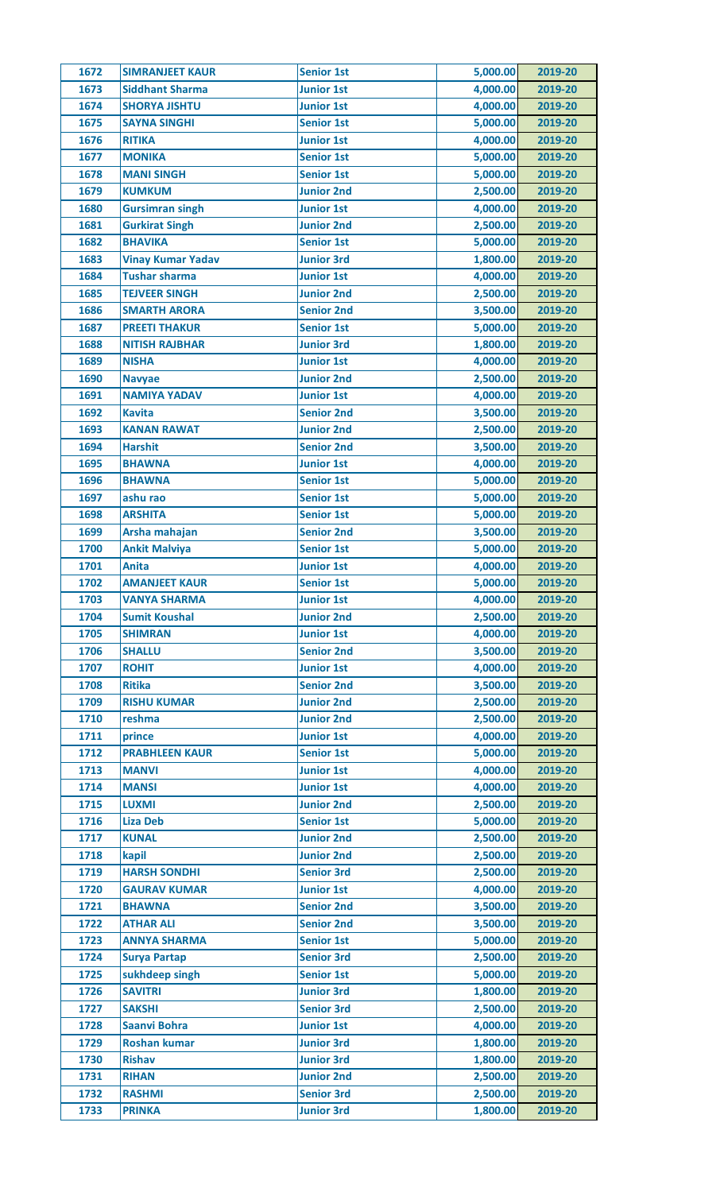| | | | | |
|---|---|---|---|---|
| 1672 | SIMRANJEET KAUR | Senior 1st | 5,000.00 | 2019-20 |
| 1673 | Siddhant Sharma | Junior 1st | 4,000.00 | 2019-20 |
| 1674 | SHORYA JISHTU | Junior 1st | 4,000.00 | 2019-20 |
| 1675 | SAYNA SINGHI | Senior 1st | 5,000.00 | 2019-20 |
| 1676 | RITIKA | Junior 1st | 4,000.00 | 2019-20 |
| 1677 | MONIKA | Senior 1st | 5,000.00 | 2019-20 |
| 1678 | MANI SINGH | Senior 1st | 5,000.00 | 2019-20 |
| 1679 | KUMKUM | Junior 2nd | 2,500.00 | 2019-20 |
| 1680 | Gursimran singh | Junior 1st | 4,000.00 | 2019-20 |
| 1681 | Gurkirat Singh | Junior 2nd | 2,500.00 | 2019-20 |
| 1682 | BHAVIKA | Senior 1st | 5,000.00 | 2019-20 |
| 1683 | Vinay Kumar Yadav | Junior 3rd | 1,800.00 | 2019-20 |
| 1684 | Tushar sharma | Junior 1st | 4,000.00 | 2019-20 |
| 1685 | TEJVEER SINGH | Junior 2nd | 2,500.00 | 2019-20 |
| 1686 | SMARTH ARORA | Senior 2nd | 3,500.00 | 2019-20 |
| 1687 | PREETI THAKUR | Senior 1st | 5,000.00 | 2019-20 |
| 1688 | NITISH RAJBHAR | Junior 3rd | 1,800.00 | 2019-20 |
| 1689 | NISHA | Junior 1st | 4,000.00 | 2019-20 |
| 1690 | Navyae | Junior 2nd | 2,500.00 | 2019-20 |
| 1691 | NAMIYA YADAV | Junior 1st | 4,000.00 | 2019-20 |
| 1692 | Kavita | Senior 2nd | 3,500.00 | 2019-20 |
| 1693 | KANAN RAWAT | Junior 2nd | 2,500.00 | 2019-20 |
| 1694 | Harshit | Senior 2nd | 3,500.00 | 2019-20 |
| 1695 | BHAWNA | Junior 1st | 4,000.00 | 2019-20 |
| 1696 | BHAWNA | Senior 1st | 5,000.00 | 2019-20 |
| 1697 | ashu rao | Senior 1st | 5,000.00 | 2019-20 |
| 1698 | ARSHITA | Senior 1st | 5,000.00 | 2019-20 |
| 1699 | Arsha mahajan | Senior 2nd | 3,500.00 | 2019-20 |
| 1700 | Ankit Malviya | Senior 1st | 5,000.00 | 2019-20 |
| 1701 | Anita | Junior 1st | 4,000.00 | 2019-20 |
| 1702 | AMANJEET KAUR | Senior 1st | 5,000.00 | 2019-20 |
| 1703 | VANYA SHARMA | Junior 1st | 4,000.00 | 2019-20 |
| 1704 | Sumit Koushal | Junior 2nd | 2,500.00 | 2019-20 |
| 1705 | SHIMRAN | Junior 1st | 4,000.00 | 2019-20 |
| 1706 | SHALLU | Senior 2nd | 3,500.00 | 2019-20 |
| 1707 | ROHIT | Junior 1st | 4,000.00 | 2019-20 |
| 1708 | Ritika | Senior 2nd | 3,500.00 | 2019-20 |
| 1709 | RISHU KUMAR | Junior 2nd | 2,500.00 | 2019-20 |
| 1710 | reshma | Junior 2nd | 2,500.00 | 2019-20 |
| 1711 | prince | Junior 1st | 4,000.00 | 2019-20 |
| 1712 | PRABHLEEN KAUR | Senior 1st | 5,000.00 | 2019-20 |
| 1713 | MANVI | Junior 1st | 4,000.00 | 2019-20 |
| 1714 | MANSI | Junior 1st | 4,000.00 | 2019-20 |
| 1715 | LUXMI | Junior 2nd | 2,500.00 | 2019-20 |
| 1716 | Liza Deb | Senior 1st | 5,000.00 | 2019-20 |
| 1717 | KUNAL | Junior 2nd | 2,500.00 | 2019-20 |
| 1718 | kapil | Junior 2nd | 2,500.00 | 2019-20 |
| 1719 | HARSH SONDHI | Senior 3rd | 2,500.00 | 2019-20 |
| 1720 | GAURAV KUMAR | Junior 1st | 4,000.00 | 2019-20 |
| 1721 | BHAWNA | Senior 2nd | 3,500.00 | 2019-20 |
| 1722 | ATHAR ALI | Senior 2nd | 3,500.00 | 2019-20 |
| 1723 | ANNYA SHARMA | Senior 1st | 5,000.00 | 2019-20 |
| 1724 | Surya Partap | Senior 3rd | 2,500.00 | 2019-20 |
| 1725 | sukhdeep singh | Senior 1st | 5,000.00 | 2019-20 |
| 1726 | SAVITRI | Junior 3rd | 1,800.00 | 2019-20 |
| 1727 | SAKSHI | Senior 3rd | 2,500.00 | 2019-20 |
| 1728 | Saanvi Bohra | Junior 1st | 4,000.00 | 2019-20 |
| 1729 | Roshan kumar | Junior 3rd | 1,800.00 | 2019-20 |
| 1730 | Rishav | Junior 3rd | 1,800.00 | 2019-20 |
| 1731 | RIHAN | Junior 2nd | 2,500.00 | 2019-20 |
| 1732 | RASHMI | Senior 3rd | 2,500.00 | 2019-20 |
| 1733 | PRINKA | Junior 3rd | 1,800.00 | 2019-20 |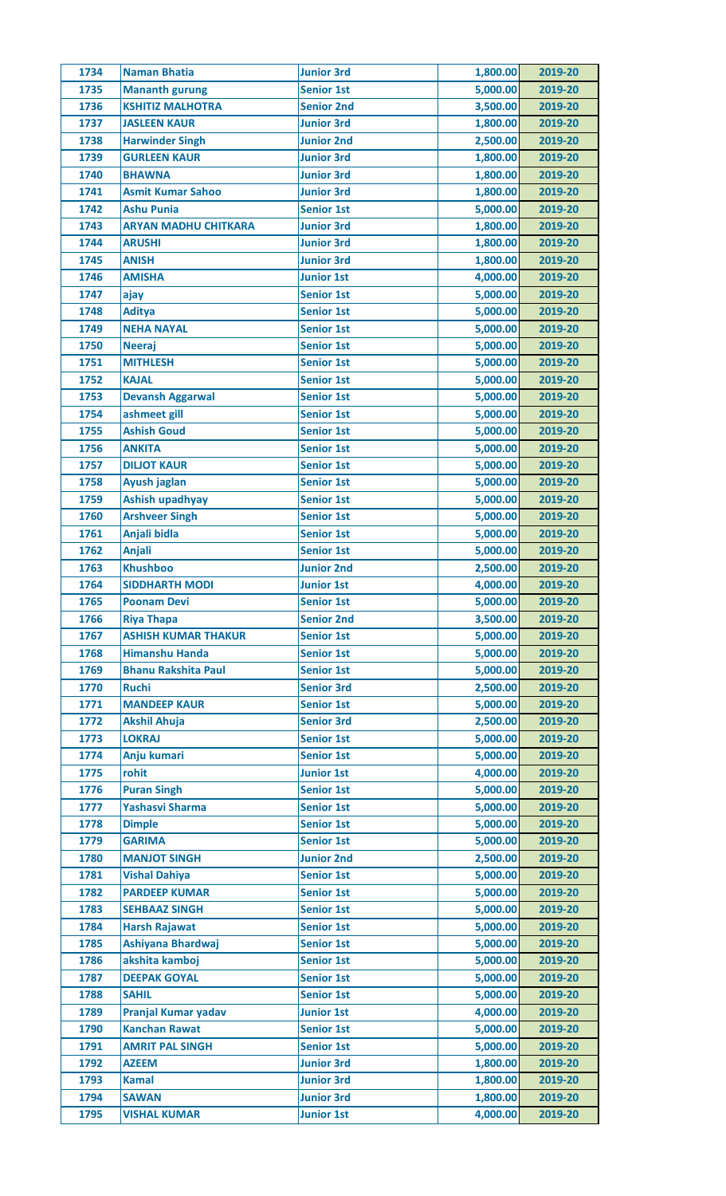| 1734 | Naman Bhatia | Junior 3rd | 1,800.00 | 2019-20 |
|---|---|---|---|---|
| 1735 | Mananth gurung | Senior 1st | 5,000.00 | 2019-20 |
| 1736 | KSHITIZ MALHOTRA | Senior 2nd | 3,500.00 | 2019-20 |
| 1737 | JASLEEN KAUR | Junior 3rd | 1,800.00 | 2019-20 |
| 1738 | Harwinder Singh | Junior 2nd | 2,500.00 | 2019-20 |
| 1739 | GURLEEN KAUR | Junior 3rd | 1,800.00 | 2019-20 |
| 1740 | BHAWNA | Junior 3rd | 1,800.00 | 2019-20 |
| 1741 | Asmit Kumar Sahoo | Junior 3rd | 1,800.00 | 2019-20 |
| 1742 | Ashu Punia | Senior 1st | 5,000.00 | 2019-20 |
| 1743 | ARYAN MADHU CHITKARA | Junior 3rd | 1,800.00 | 2019-20 |
| 1744 | ARUSHI | Junior 3rd | 1,800.00 | 2019-20 |
| 1745 | ANISH | Junior 3rd | 1,800.00 | 2019-20 |
| 1746 | AMISHA | Junior 1st | 4,000.00 | 2019-20 |
| 1747 | ajay | Senior 1st | 5,000.00 | 2019-20 |
| 1748 | Aditya | Senior 1st | 5,000.00 | 2019-20 |
| 1749 | NEHA NAYAL | Senior 1st | 5,000.00 | 2019-20 |
| 1750 | Neeraj | Senior 1st | 5,000.00 | 2019-20 |
| 1751 | MITHLESH | Senior 1st | 5,000.00 | 2019-20 |
| 1752 | KAJAL | Senior 1st | 5,000.00 | 2019-20 |
| 1753 | Devansh Aggarwal | Senior 1st | 5,000.00 | 2019-20 |
| 1754 | ashmeet gill | Senior 1st | 5,000.00 | 2019-20 |
| 1755 | Ashish Goud | Senior 1st | 5,000.00 | 2019-20 |
| 1756 | ANKITA | Senior 1st | 5,000.00 | 2019-20 |
| 1757 | DILJOT KAUR | Senior 1st | 5,000.00 | 2019-20 |
| 1758 | Ayush jaglan | Senior 1st | 5,000.00 | 2019-20 |
| 1759 | Ashish upadhyay | Senior 1st | 5,000.00 | 2019-20 |
| 1760 | Arshveer Singh | Senior 1st | 5,000.00 | 2019-20 |
| 1761 | Anjali bidla | Senior 1st | 5,000.00 | 2019-20 |
| 1762 | Anjali | Senior 1st | 5,000.00 | 2019-20 |
| 1763 | Khushboo | Junior 2nd | 2,500.00 | 2019-20 |
| 1764 | SIDDHARTH MODI | Junior 1st | 4,000.00 | 2019-20 |
| 1765 | Poonam Devi | Senior 1st | 5,000.00 | 2019-20 |
| 1766 | Riya Thapa | Senior 2nd | 3,500.00 | 2019-20 |
| 1767 | ASHISH KUMAR THAKUR | Senior 1st | 5,000.00 | 2019-20 |
| 1768 | Himanshu Handa | Senior 1st | 5,000.00 | 2019-20 |
| 1769 | Bhanu Rakshita Paul | Senior 1st | 5,000.00 | 2019-20 |
| 1770 | Ruchi | Senior 3rd | 2,500.00 | 2019-20 |
| 1771 | MANDEEP KAUR | Senior 1st | 5,000.00 | 2019-20 |
| 1772 | Akshil Ahuja | Senior 3rd | 2,500.00 | 2019-20 |
| 1773 | LOKRAJ | Senior 1st | 5,000.00 | 2019-20 |
| 1774 | Anju kumari | Senior 1st | 5,000.00 | 2019-20 |
| 1775 | rohit | Junior 1st | 4,000.00 | 2019-20 |
| 1776 | Puran Singh | Senior 1st | 5,000.00 | 2019-20 |
| 1777 | Yashasvi Sharma | Senior 1st | 5,000.00 | 2019-20 |
| 1778 | Dimple | Senior 1st | 5,000.00 | 2019-20 |
| 1779 | GARIMA | Senior 1st | 5,000.00 | 2019-20 |
| 1780 | MANJOT SINGH | Junior 2nd | 2,500.00 | 2019-20 |
| 1781 | Vishal Dahiya | Senior 1st | 5,000.00 | 2019-20 |
| 1782 | PARDEEP KUMAR | Senior 1st | 5,000.00 | 2019-20 |
| 1783 | SEHBAAZ SINGH | Senior 1st | 5,000.00 | 2019-20 |
| 1784 | Harsh Rajawat | Senior 1st | 5,000.00 | 2019-20 |
| 1785 | Ashiyana Bhardwaj | Senior 1st | 5,000.00 | 2019-20 |
| 1786 | akshita kamboj | Senior 1st | 5,000.00 | 2019-20 |
| 1787 | DEEPAK GOYAL | Senior 1st | 5,000.00 | 2019-20 |
| 1788 | SAHIL | Senior 1st | 5,000.00 | 2019-20 |
| 1789 | Pranjal Kumar yadav | Junior 1st | 4,000.00 | 2019-20 |
| 1790 | Kanchan Rawat | Senior 1st | 5,000.00 | 2019-20 |
| 1791 | AMRIT PAL SINGH | Senior 1st | 5,000.00 | 2019-20 |
| 1792 | AZEEM | Junior 3rd | 1,800.00 | 2019-20 |
| 1793 | Kamal | Junior 3rd | 1,800.00 | 2019-20 |
| 1794 | SAWAN | Junior 3rd | 1,800.00 | 2019-20 |
| 1795 | VISHAL KUMAR | Junior 1st | 4,000.00 | 2019-20 |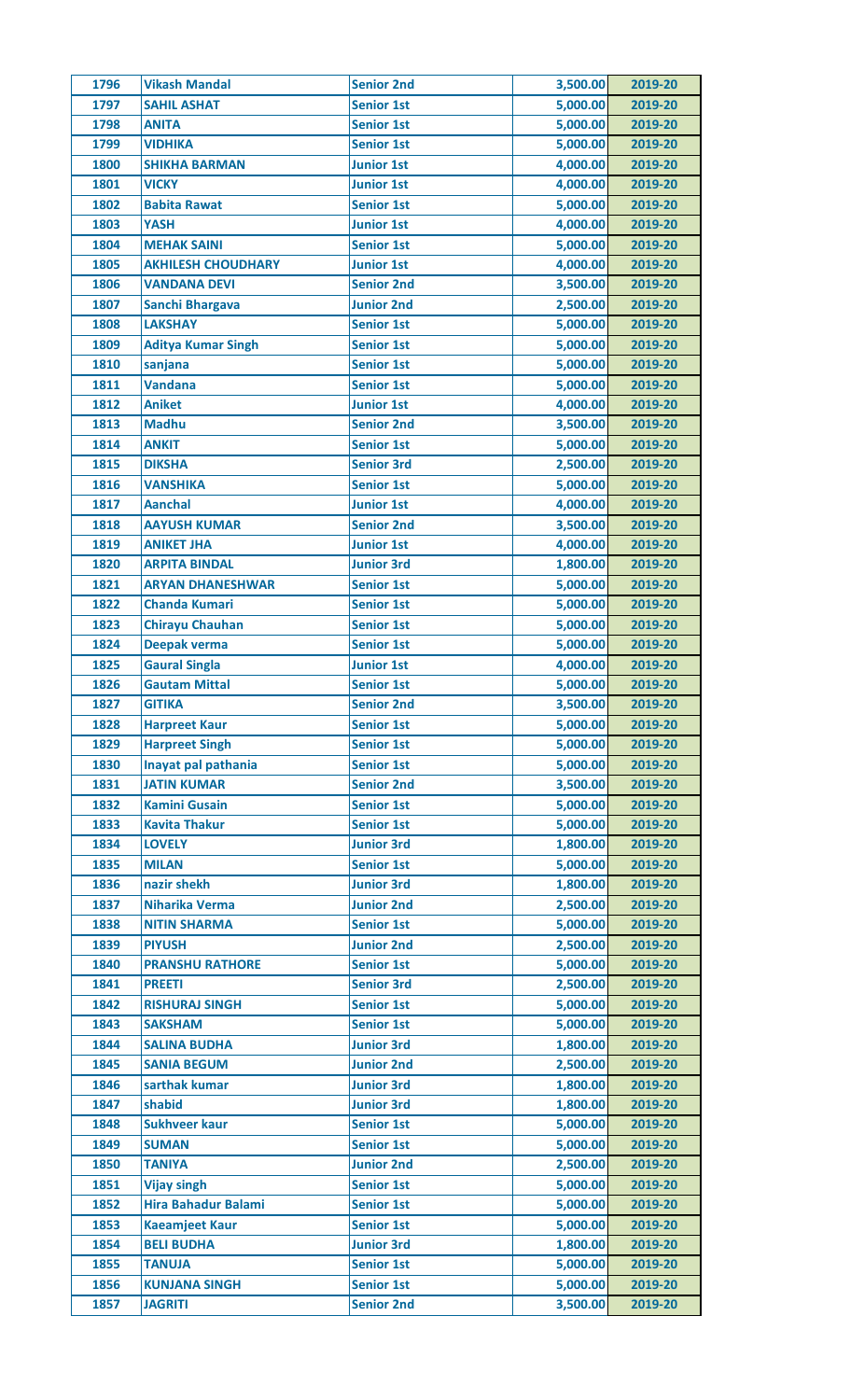| | | | | |
|---|---|---|---|---|
| 1796 | Vikash Mandal | Senior 2nd | 3,500.00 | 2019-20 |
| 1797 | SAHIL ASHAT | Senior 1st | 5,000.00 | 2019-20 |
| 1798 | ANITA | Senior 1st | 5,000.00 | 2019-20 |
| 1799 | VIDHIKA | Senior 1st | 5,000.00 | 2019-20 |
| 1800 | SHIKHA BARMAN | Junior 1st | 4,000.00 | 2019-20 |
| 1801 | VICKY | Junior 1st | 4,000.00 | 2019-20 |
| 1802 | Babita Rawat | Senior 1st | 5,000.00 | 2019-20 |
| 1803 | YASH | Junior 1st | 4,000.00 | 2019-20 |
| 1804 | MEHAK SAINI | Senior 1st | 5,000.00 | 2019-20 |
| 1805 | AKHILESH CHOUDHARY | Junior 1st | 4,000.00 | 2019-20 |
| 1806 | VANDANA DEVI | Senior 2nd | 3,500.00 | 2019-20 |
| 1807 | Sanchi Bhargava | Junior 2nd | 2,500.00 | 2019-20 |
| 1808 | LAKSHAY | Senior 1st | 5,000.00 | 2019-20 |
| 1809 | Aditya Kumar Singh | Senior 1st | 5,000.00 | 2019-20 |
| 1810 | sanjana | Senior 1st | 5,000.00 | 2019-20 |
| 1811 | Vandana | Senior 1st | 5,000.00 | 2019-20 |
| 1812 | Aniket | Junior 1st | 4,000.00 | 2019-20 |
| 1813 | Madhu | Senior 2nd | 3,500.00 | 2019-20 |
| 1814 | ANKIT | Senior 1st | 5,000.00 | 2019-20 |
| 1815 | DIKSHA | Senior 3rd | 2,500.00 | 2019-20 |
| 1816 | VANSHIKA | Senior 1st | 5,000.00 | 2019-20 |
| 1817 | Aanchal | Junior 1st | 4,000.00 | 2019-20 |
| 1818 | AAYUSH KUMAR | Senior 2nd | 3,500.00 | 2019-20 |
| 1819 | ANIKET JHA | Junior 1st | 4,000.00 | 2019-20 |
| 1820 | ARPITA BINDAL | Junior 3rd | 1,800.00 | 2019-20 |
| 1821 | ARYAN DHANESHWAR | Senior 1st | 5,000.00 | 2019-20 |
| 1822 | Chanda Kumari | Senior 1st | 5,000.00 | 2019-20 |
| 1823 | Chirayu Chauhan | Senior 1st | 5,000.00 | 2019-20 |
| 1824 | Deepak verma | Senior 1st | 5,000.00 | 2019-20 |
| 1825 | Gaural Singla | Junior 1st | 4,000.00 | 2019-20 |
| 1826 | Gautam Mittal | Senior 1st | 5,000.00 | 2019-20 |
| 1827 | GITIKA | Senior 2nd | 3,500.00 | 2019-20 |
| 1828 | Harpreet Kaur | Senior 1st | 5,000.00 | 2019-20 |
| 1829 | Harpreet Singh | Senior 1st | 5,000.00 | 2019-20 |
| 1830 | Inayat pal pathania | Senior 1st | 5,000.00 | 2019-20 |
| 1831 | JATIN KUMAR | Senior 2nd | 3,500.00 | 2019-20 |
| 1832 | Kamini Gusain | Senior 1st | 5,000.00 | 2019-20 |
| 1833 | Kavita Thakur | Senior 1st | 5,000.00 | 2019-20 |
| 1834 | LOVELY | Junior 3rd | 1,800.00 | 2019-20 |
| 1835 | MILAN | Senior 1st | 5,000.00 | 2019-20 |
| 1836 | nazir shekh | Junior 3rd | 1,800.00 | 2019-20 |
| 1837 | Niharika Verma | Junior 2nd | 2,500.00 | 2019-20 |
| 1838 | NITIN SHARMA | Senior 1st | 5,000.00 | 2019-20 |
| 1839 | PIYUSH | Junior 2nd | 2,500.00 | 2019-20 |
| 1840 | PRANSHU RATHORE | Senior 1st | 5,000.00 | 2019-20 |
| 1841 | PREETI | Senior 3rd | 2,500.00 | 2019-20 |
| 1842 | RISHURAJ SINGH | Senior 1st | 5,000.00 | 2019-20 |
| 1843 | SAKSHAM | Senior 1st | 5,000.00 | 2019-20 |
| 1844 | SALINA BUDHA | Junior 3rd | 1,800.00 | 2019-20 |
| 1845 | SANIA BEGUM | Junior 2nd | 2,500.00 | 2019-20 |
| 1846 | sarthak kumar | Junior 3rd | 1,800.00 | 2019-20 |
| 1847 | shabid | Junior 3rd | 1,800.00 | 2019-20 |
| 1848 | Sukhveer kaur | Senior 1st | 5,000.00 | 2019-20 |
| 1849 | SUMAN | Senior 1st | 5,000.00 | 2019-20 |
| 1850 | TANIYA | Junior 2nd | 2,500.00 | 2019-20 |
| 1851 | Vijay singh | Senior 1st | 5,000.00 | 2019-20 |
| 1852 | Hira Bahadur Balami | Senior 1st | 5,000.00 | 2019-20 |
| 1853 | Kaeamjeet Kaur | Senior 1st | 5,000.00 | 2019-20 |
| 1854 | BELI BUDHA | Junior 3rd | 1,800.00 | 2019-20 |
| 1855 | TANUJA | Senior 1st | 5,000.00 | 2019-20 |
| 1856 | KUNJANA SINGH | Senior 1st | 5,000.00 | 2019-20 |
| 1857 | JAGRITI | Senior 2nd | 3,500.00 | 2019-20 |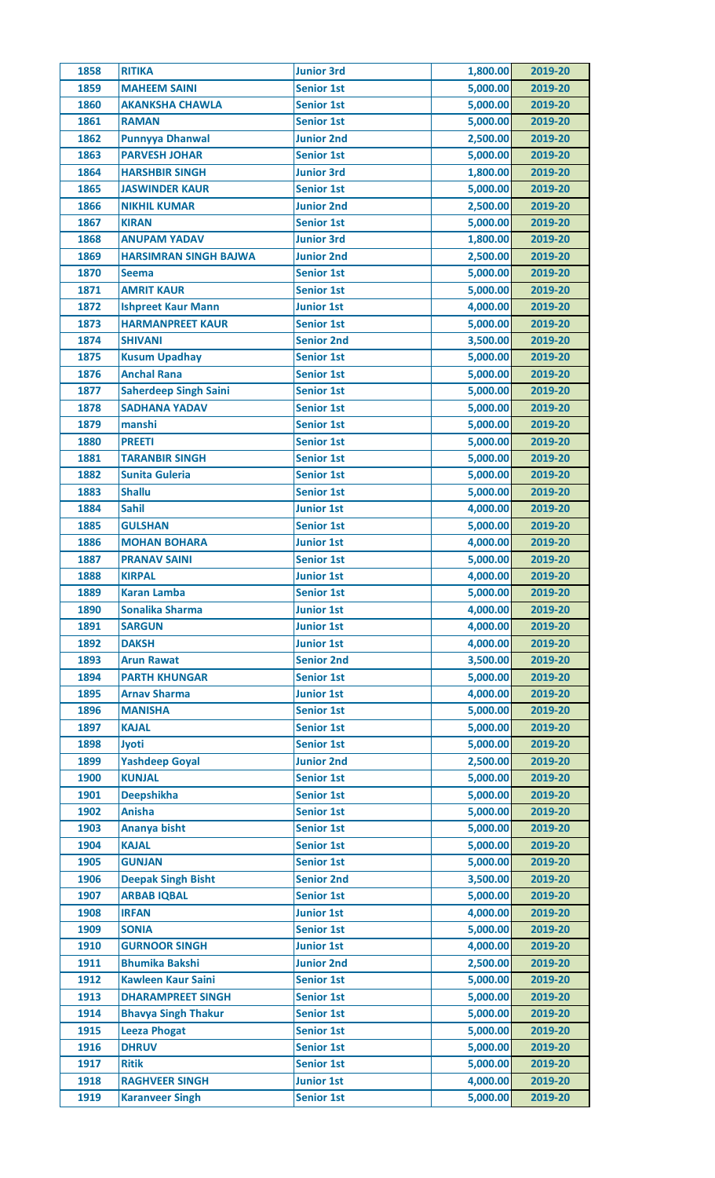| 1858 | RITIKA | Junior 3rd | 1,800.00 | 2019-20 |
|---|---|---|---|---|
| 1859 | MAHEEM SAINI | Senior 1st | 5,000.00 | 2019-20 |
| 1860 | AKANKSHA CHAWLA | Senior 1st | 5,000.00 | 2019-20 |
| 1861 | RAMAN | Senior 1st | 5,000.00 | 2019-20 |
| 1862 | Punnyya Dhanwal | Junior 2nd | 2,500.00 | 2019-20 |
| 1863 | PARVESH JOHAR | Senior 1st | 5,000.00 | 2019-20 |
| 1864 | HARSHBIR SINGH | Junior 3rd | 1,800.00 | 2019-20 |
| 1865 | JASWINDER KAUR | Senior 1st | 5,000.00 | 2019-20 |
| 1866 | NIKHIL KUMAR | Junior 2nd | 2,500.00 | 2019-20 |
| 1867 | KIRAN | Senior 1st | 5,000.00 | 2019-20 |
| 1868 | ANUPAM YADAV | Junior 3rd | 1,800.00 | 2019-20 |
| 1869 | HARSIMRAN SINGH BAJWA | Junior 2nd | 2,500.00 | 2019-20 |
| 1870 | Seema | Senior 1st | 5,000.00 | 2019-20 |
| 1871 | AMRIT KAUR | Senior 1st | 5,000.00 | 2019-20 |
| 1872 | Ishpreet Kaur Mann | Junior 1st | 4,000.00 | 2019-20 |
| 1873 | HARMANPREET KAUR | Senior 1st | 5,000.00 | 2019-20 |
| 1874 | SHIVANI | Senior 2nd | 3,500.00 | 2019-20 |
| 1875 | Kusum Upadhay | Senior 1st | 5,000.00 | 2019-20 |
| 1876 | Anchal Rana | Senior 1st | 5,000.00 | 2019-20 |
| 1877 | Saherdeep Singh Saini | Senior 1st | 5,000.00 | 2019-20 |
| 1878 | SADHANA YADAV | Senior 1st | 5,000.00 | 2019-20 |
| 1879 | manshi | Senior 1st | 5,000.00 | 2019-20 |
| 1880 | PREETI | Senior 1st | 5,000.00 | 2019-20 |
| 1881 | TARANBIR SINGH | Senior 1st | 5,000.00 | 2019-20 |
| 1882 | Sunita Guleria | Senior 1st | 5,000.00 | 2019-20 |
| 1883 | Shallu | Senior 1st | 5,000.00 | 2019-20 |
| 1884 | Sahil | Junior 1st | 4,000.00 | 2019-20 |
| 1885 | GULSHAN | Senior 1st | 5,000.00 | 2019-20 |
| 1886 | MOHAN BOHARA | Junior 1st | 4,000.00 | 2019-20 |
| 1887 | PRANAV SAINI | Senior 1st | 5,000.00 | 2019-20 |
| 1888 | KIRPAL | Junior 1st | 4,000.00 | 2019-20 |
| 1889 | Karan Lamba | Senior 1st | 5,000.00 | 2019-20 |
| 1890 | Sonalika Sharma | Junior 1st | 4,000.00 | 2019-20 |
| 1891 | SARGUN | Junior 1st | 4,000.00 | 2019-20 |
| 1892 | DAKSH | Junior 1st | 4,000.00 | 2019-20 |
| 1893 | Arun Rawat | Senior 2nd | 3,500.00 | 2019-20 |
| 1894 | PARTH KHUNGAR | Senior 1st | 5,000.00 | 2019-20 |
| 1895 | Arnav Sharma | Junior 1st | 4,000.00 | 2019-20 |
| 1896 | MANISHA | Senior 1st | 5,000.00 | 2019-20 |
| 1897 | KAJAL | Senior 1st | 5,000.00 | 2019-20 |
| 1898 | Jyoti | Senior 1st | 5,000.00 | 2019-20 |
| 1899 | Yashdeep Goyal | Junior 2nd | 2,500.00 | 2019-20 |
| 1900 | KUNJAL | Senior 1st | 5,000.00 | 2019-20 |
| 1901 | Deepshikha | Senior 1st | 5,000.00 | 2019-20 |
| 1902 | Anisha | Senior 1st | 5,000.00 | 2019-20 |
| 1903 | Ananya bisht | Senior 1st | 5,000.00 | 2019-20 |
| 1904 | KAJAL | Senior 1st | 5,000.00 | 2019-20 |
| 1905 | GUNJAN | Senior 1st | 5,000.00 | 2019-20 |
| 1906 | Deepak Singh Bisht | Senior 2nd | 3,500.00 | 2019-20 |
| 1907 | ARBAB IQBAL | Senior 1st | 5,000.00 | 2019-20 |
| 1908 | IRFAN | Junior 1st | 4,000.00 | 2019-20 |
| 1909 | SONIA | Senior 1st | 5,000.00 | 2019-20 |
| 1910 | GURNOOR SINGH | Junior 1st | 4,000.00 | 2019-20 |
| 1911 | Bhumika Bakshi | Junior 2nd | 2,500.00 | 2019-20 |
| 1912 | Kawleen Kaur Saini | Senior 1st | 5,000.00 | 2019-20 |
| 1913 | DHARAMPREET SINGH | Senior 1st | 5,000.00 | 2019-20 |
| 1914 | Bhavya Singh Thakur | Senior 1st | 5,000.00 | 2019-20 |
| 1915 | Leeza Phogat | Senior 1st | 5,000.00 | 2019-20 |
| 1916 | DHRUV | Senior 1st | 5,000.00 | 2019-20 |
| 1917 | Ritik | Senior 1st | 5,000.00 | 2019-20 |
| 1918 | RAGHVEER SINGH | Junior 1st | 4,000.00 | 2019-20 |
| 1919 | Karanveer Singh | Senior 1st | 5,000.00 | 2019-20 |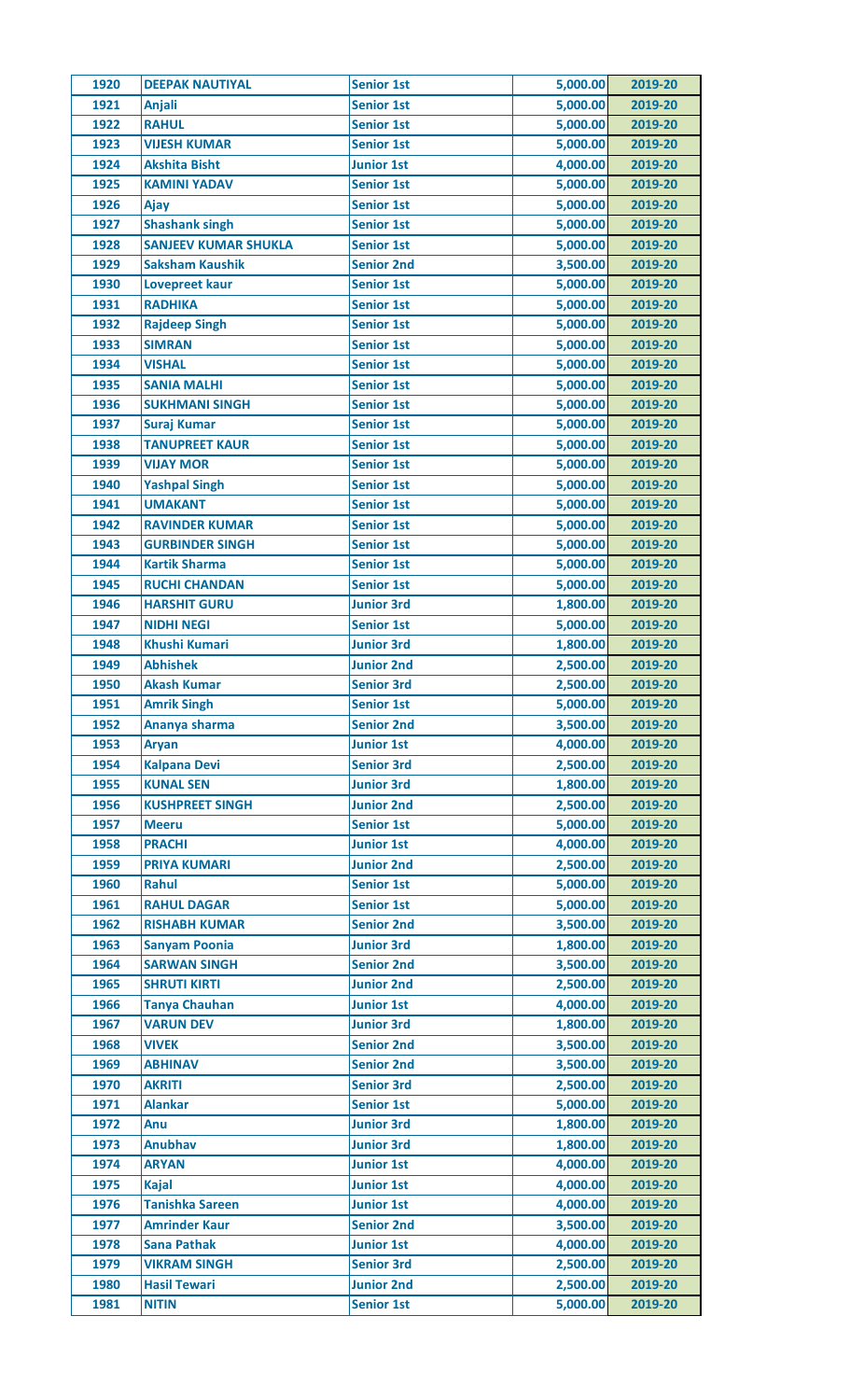| 1920 | DEEPAK NAUTIYAL | Senior 1st | 5,000.00 | 2019-20 |
|---|---|---|---|---|
| 1921 | Anjali | Senior 1st | 5,000.00 | 2019-20 |
| 1922 | RAHUL | Senior 1st | 5,000.00 | 2019-20 |
| 1923 | VIJESH KUMAR | Senior 1st | 5,000.00 | 2019-20 |
| 1924 | Akshita Bisht | Junior 1st | 4,000.00 | 2019-20 |
| 1925 | KAMINI YADAV | Senior 1st | 5,000.00 | 2019-20 |
| 1926 | Ajay | Senior 1st | 5,000.00 | 2019-20 |
| 1927 | Shashank singh | Senior 1st | 5,000.00 | 2019-20 |
| 1928 | SANJEEV KUMAR SHUKLA | Senior 1st | 5,000.00 | 2019-20 |
| 1929 | Saksham Kaushik | Senior 2nd | 3,500.00 | 2019-20 |
| 1930 | Lovepreet kaur | Senior 1st | 5,000.00 | 2019-20 |
| 1931 | RADHIKA | Senior 1st | 5,000.00 | 2019-20 |
| 1932 | Rajdeep Singh | Senior 1st | 5,000.00 | 2019-20 |
| 1933 | SIMRAN | Senior 1st | 5,000.00 | 2019-20 |
| 1934 | VISHAL | Senior 1st | 5,000.00 | 2019-20 |
| 1935 | SANIA MALHI | Senior 1st | 5,000.00 | 2019-20 |
| 1936 | SUKHMANI SINGH | Senior 1st | 5,000.00 | 2019-20 |
| 1937 | Suraj Kumar | Senior 1st | 5,000.00 | 2019-20 |
| 1938 | TANUPREET KAUR | Senior 1st | 5,000.00 | 2019-20 |
| 1939 | VIJAY MOR | Senior 1st | 5,000.00 | 2019-20 |
| 1940 | Yashpal Singh | Senior 1st | 5,000.00 | 2019-20 |
| 1941 | UMAKANT | Senior 1st | 5,000.00 | 2019-20 |
| 1942 | RAVINDER KUMAR | Senior 1st | 5,000.00 | 2019-20 |
| 1943 | GURBINDER SINGH | Senior 1st | 5,000.00 | 2019-20 |
| 1944 | Kartik Sharma | Senior 1st | 5,000.00 | 2019-20 |
| 1945 | RUCHI CHANDAN | Senior 1st | 5,000.00 | 2019-20 |
| 1946 | HARSHIT GURU | Junior 3rd | 1,800.00 | 2019-20 |
| 1947 | NIDHI NEGI | Senior 1st | 5,000.00 | 2019-20 |
| 1948 | Khushi Kumari | Junior 3rd | 1,800.00 | 2019-20 |
| 1949 | Abhishek | Junior 2nd | 2,500.00 | 2019-20 |
| 1950 | Akash Kumar | Senior 3rd | 2,500.00 | 2019-20 |
| 1951 | Amrik Singh | Senior 1st | 5,000.00 | 2019-20 |
| 1952 | Ananya sharma | Senior 2nd | 3,500.00 | 2019-20 |
| 1953 | Aryan | Junior 1st | 4,000.00 | 2019-20 |
| 1954 | Kalpana Devi | Senior 3rd | 2,500.00 | 2019-20 |
| 1955 | KUNAL SEN | Junior 3rd | 1,800.00 | 2019-20 |
| 1956 | KUSHPREET SINGH | Junior 2nd | 2,500.00 | 2019-20 |
| 1957 | Meeru | Senior 1st | 5,000.00 | 2019-20 |
| 1958 | PRACHI | Junior 1st | 4,000.00 | 2019-20 |
| 1959 | PRIYA KUMARI | Junior 2nd | 2,500.00 | 2019-20 |
| 1960 | Rahul | Senior 1st | 5,000.00 | 2019-20 |
| 1961 | RAHUL DAGAR | Senior 1st | 5,000.00 | 2019-20 |
| 1962 | RISHABH KUMAR | Senior 2nd | 3,500.00 | 2019-20 |
| 1963 | Sanyam Poonia | Junior 3rd | 1,800.00 | 2019-20 |
| 1964 | SARWAN SINGH | Senior 2nd | 3,500.00 | 2019-20 |
| 1965 | SHRUTI KIRTI | Junior 2nd | 2,500.00 | 2019-20 |
| 1966 | Tanya Chauhan | Junior 1st | 4,000.00 | 2019-20 |
| 1967 | VARUN DEV | Junior 3rd | 1,800.00 | 2019-20 |
| 1968 | VIVEK | Senior 2nd | 3,500.00 | 2019-20 |
| 1969 | ABHINAV | Senior 2nd | 3,500.00 | 2019-20 |
| 1970 | AKRITI | Senior 3rd | 2,500.00 | 2019-20 |
| 1971 | Alankar | Senior 1st | 5,000.00 | 2019-20 |
| 1972 | Anu | Junior 3rd | 1,800.00 | 2019-20 |
| 1973 | Anubhav | Junior 3rd | 1,800.00 | 2019-20 |
| 1974 | ARYAN | Junior 1st | 4,000.00 | 2019-20 |
| 1975 | Kajal | Junior 1st | 4,000.00 | 2019-20 |
| 1976 | Tanishka Sareen | Junior 1st | 4,000.00 | 2019-20 |
| 1977 | Amrinder Kaur | Senior 2nd | 3,500.00 | 2019-20 |
| 1978 | Sana Pathak | Junior 1st | 4,000.00 | 2019-20 |
| 1979 | VIKRAM SINGH | Senior 3rd | 2,500.00 | 2019-20 |
| 1980 | Hasil Tewari | Junior 2nd | 2,500.00 | 2019-20 |
| 1981 | NITIN | Senior 1st | 5,000.00 | 2019-20 |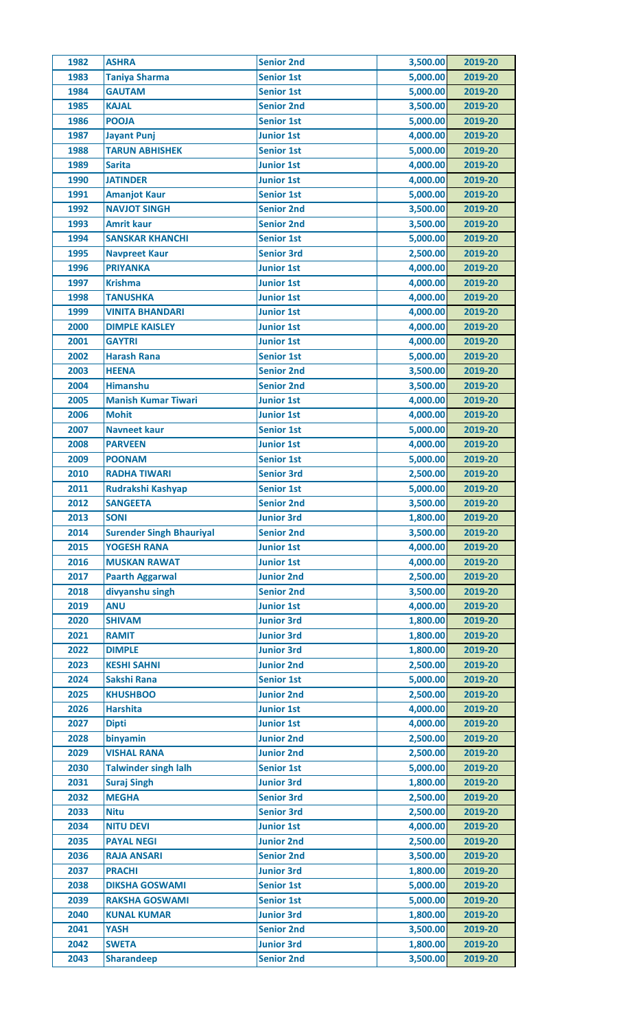| 1982 | ASHRA | Senior 2nd | 3,500.00 | 2019-20 |
|---|---|---|---|---|
| 1983 | Taniya Sharma | Senior 1st | 5,000.00 | 2019-20 |
| 1984 | GAUTAM | Senior 1st | 5,000.00 | 2019-20 |
| 1985 | KAJAL | Senior 2nd | 3,500.00 | 2019-20 |
| 1986 | POOJA | Senior 1st | 5,000.00 | 2019-20 |
| 1987 | Jayant Punj | Junior 1st | 4,000.00 | 2019-20 |
| 1988 | TARUN ABHISHEK | Senior 1st | 5,000.00 | 2019-20 |
| 1989 | Sarita | Junior 1st | 4,000.00 | 2019-20 |
| 1990 | JATINDER | Junior 1st | 4,000.00 | 2019-20 |
| 1991 | Amanjot Kaur | Senior 1st | 5,000.00 | 2019-20 |
| 1992 | NAVJOT SINGH | Senior 2nd | 3,500.00 | 2019-20 |
| 1993 | Amrit kaur | Senior 2nd | 3,500.00 | 2019-20 |
| 1994 | SANSKAR KHANCHI | Senior 1st | 5,000.00 | 2019-20 |
| 1995 | Navpreet Kaur | Senior 3rd | 2,500.00 | 2019-20 |
| 1996 | PRIYANKA | Junior 1st | 4,000.00 | 2019-20 |
| 1997 | Krishma | Junior 1st | 4,000.00 | 2019-20 |
| 1998 | TANUSHKA | Junior 1st | 4,000.00 | 2019-20 |
| 1999 | VINITA BHANDARI | Junior 1st | 4,000.00 | 2019-20 |
| 2000 | DIMPLE KAISLEY | Junior 1st | 4,000.00 | 2019-20 |
| 2001 | GAYTRI | Junior 1st | 4,000.00 | 2019-20 |
| 2002 | Harash Rana | Senior 1st | 5,000.00 | 2019-20 |
| 2003 | HEENA | Senior 2nd | 3,500.00 | 2019-20 |
| 2004 | Himanshu | Senior 2nd | 3,500.00 | 2019-20 |
| 2005 | Manish Kumar Tiwari | Junior 1st | 4,000.00 | 2019-20 |
| 2006 | Mohit | Junior 1st | 4,000.00 | 2019-20 |
| 2007 | Navneet kaur | Senior 1st | 5,000.00 | 2019-20 |
| 2008 | PARVEEN | Junior 1st | 4,000.00 | 2019-20 |
| 2009 | POONAM | Senior 1st | 5,000.00 | 2019-20 |
| 2010 | RADHA TIWARI | Senior 3rd | 2,500.00 | 2019-20 |
| 2011 | Rudrakshi Kashyap | Senior 1st | 5,000.00 | 2019-20 |
| 2012 | SANGEETA | Senior 2nd | 3,500.00 | 2019-20 |
| 2013 | SONI | Junior 3rd | 1,800.00 | 2019-20 |
| 2014 | Surender Singh Bhauriyal | Senior 2nd | 3,500.00 | 2019-20 |
| 2015 | YOGESH RANA | Junior 1st | 4,000.00 | 2019-20 |
| 2016 | MUSKAN RAWAT | Junior 1st | 4,000.00 | 2019-20 |
| 2017 | Paarth Aggarwal | Junior 2nd | 2,500.00 | 2019-20 |
| 2018 | divyanshu singh | Senior 2nd | 3,500.00 | 2019-20 |
| 2019 | ANU | Junior 1st | 4,000.00 | 2019-20 |
| 2020 | SHIVAM | Junior 3rd | 1,800.00 | 2019-20 |
| 2021 | RAMIT | Junior 3rd | 1,800.00 | 2019-20 |
| 2022 | DIMPLE | Junior 3rd | 1,800.00 | 2019-20 |
| 2023 | KESHI SAHNI | Junior 2nd | 2,500.00 | 2019-20 |
| 2024 | Sakshi Rana | Senior 1st | 5,000.00 | 2019-20 |
| 2025 | KHUSHBOO | Junior 2nd | 2,500.00 | 2019-20 |
| 2026 | Harshita | Junior 1st | 4,000.00 | 2019-20 |
| 2027 | Dipti | Junior 1st | 4,000.00 | 2019-20 |
| 2028 | binyamin | Junior 2nd | 2,500.00 | 2019-20 |
| 2029 | VISHAL RANA | Junior 2nd | 2,500.00 | 2019-20 |
| 2030 | Talwinder singh lalh | Senior 1st | 5,000.00 | 2019-20 |
| 2031 | Suraj Singh | Junior 3rd | 1,800.00 | 2019-20 |
| 2032 | MEGHA | Senior 3rd | 2,500.00 | 2019-20 |
| 2033 | Nitu | Senior 3rd | 2,500.00 | 2019-20 |
| 2034 | NITU DEVI | Junior 1st | 4,000.00 | 2019-20 |
| 2035 | PAYAL NEGI | Junior 2nd | 2,500.00 | 2019-20 |
| 2036 | RAJA ANSARI | Senior 2nd | 3,500.00 | 2019-20 |
| 2037 | PRACHI | Junior 3rd | 1,800.00 | 2019-20 |
| 2038 | DIKSHA GOSWAMI | Senior 1st | 5,000.00 | 2019-20 |
| 2039 | RAKSHA GOSWAMI | Senior 1st | 5,000.00 | 2019-20 |
| 2040 | KUNAL KUMAR | Junior 3rd | 1,800.00 | 2019-20 |
| 2041 | YASH | Senior 2nd | 3,500.00 | 2019-20 |
| 2042 | SWETA | Junior 3rd | 1,800.00 | 2019-20 |
| 2043 | Sharandeep | Senior 2nd | 3,500.00 | 2019-20 |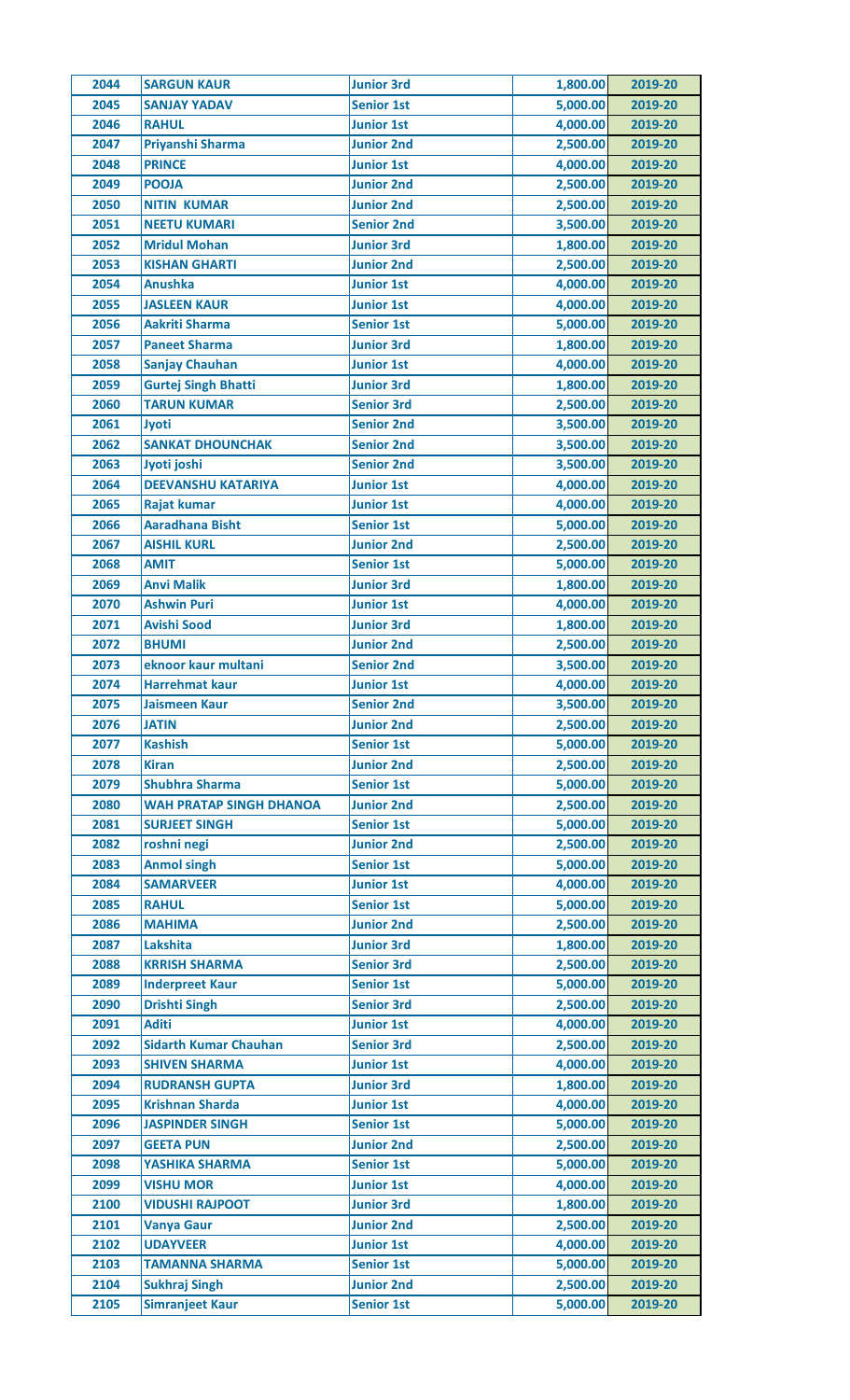| | | | | |
|---|---|---|---|---|
| 2044 | SARGUN KAUR | Junior 3rd | 1,800.00 | 2019-20 |
| 2045 | SANJAY YADAV | Senior 1st | 5,000.00 | 2019-20 |
| 2046 | RAHUL | Junior 1st | 4,000.00 | 2019-20 |
| 2047 | Priyanshi Sharma | Junior 2nd | 2,500.00 | 2019-20 |
| 2048 | PRINCE | Junior 1st | 4,000.00 | 2019-20 |
| 2049 | POOJA | Junior 2nd | 2,500.00 | 2019-20 |
| 2050 | NITIN KUMAR | Junior 2nd | 2,500.00 | 2019-20 |
| 2051 | NEETU KUMARI | Senior 2nd | 3,500.00 | 2019-20 |
| 2052 | Mridul Mohan | Junior 3rd | 1,800.00 | 2019-20 |
| 2053 | KISHAN GHARTI | Junior 2nd | 2,500.00 | 2019-20 |
| 2054 | Anushka | Junior 1st | 4,000.00 | 2019-20 |
| 2055 | JASLEEN KAUR | Junior 1st | 4,000.00 | 2019-20 |
| 2056 | Aakriti Sharma | Senior 1st | 5,000.00 | 2019-20 |
| 2057 | Paneet Sharma | Junior 3rd | 1,800.00 | 2019-20 |
| 2058 | Sanjay Chauhan | Junior 1st | 4,000.00 | 2019-20 |
| 2059 | Gurtej Singh Bhatti | Junior 3rd | 1,800.00 | 2019-20 |
| 2060 | TARUN KUMAR | Senior 3rd | 2,500.00 | 2019-20 |
| 2061 | Jyoti | Senior 2nd | 3,500.00 | 2019-20 |
| 2062 | SANKAT DHOUNCHAK | Senior 2nd | 3,500.00 | 2019-20 |
| 2063 | Jyoti joshi | Senior 2nd | 3,500.00 | 2019-20 |
| 2064 | DEEVANSHU KATARIYA | Junior 1st | 4,000.00 | 2019-20 |
| 2065 | Rajat kumar | Junior 1st | 4,000.00 | 2019-20 |
| 2066 | Aaradhana Bisht | Senior 1st | 5,000.00 | 2019-20 |
| 2067 | AISHIL KURL | Junior 2nd | 2,500.00 | 2019-20 |
| 2068 | AMIT | Senior 1st | 5,000.00 | 2019-20 |
| 2069 | Anvi Malik | Junior 3rd | 1,800.00 | 2019-20 |
| 2070 | Ashwin Puri | Junior 1st | 4,000.00 | 2019-20 |
| 2071 | Avishi Sood | Junior 3rd | 1,800.00 | 2019-20 |
| 2072 | BHUMI | Junior 2nd | 2,500.00 | 2019-20 |
| 2073 | eknoor kaur multani | Senior 2nd | 3,500.00 | 2019-20 |
| 2074 | Harrehmat kaur | Junior 1st | 4,000.00 | 2019-20 |
| 2075 | Jaismeen Kaur | Senior 2nd | 3,500.00 | 2019-20 |
| 2076 | JATIN | Junior 2nd | 2,500.00 | 2019-20 |
| 2077 | Kashish | Senior 1st | 5,000.00 | 2019-20 |
| 2078 | Kiran | Junior 2nd | 2,500.00 | 2019-20 |
| 2079 | Shubhra Sharma | Senior 1st | 5,000.00 | 2019-20 |
| 2080 | WAH PRATAP SINGH DHANOA | Junior 2nd | 2,500.00 | 2019-20 |
| 2081 | SURJEET SINGH | Senior 1st | 5,000.00 | 2019-20 |
| 2082 | roshni negi | Junior 2nd | 2,500.00 | 2019-20 |
| 2083 | Anmol singh | Senior 1st | 5,000.00 | 2019-20 |
| 2084 | SAMARVEER | Junior 1st | 4,000.00 | 2019-20 |
| 2085 | RAHUL | Senior 1st | 5,000.00 | 2019-20 |
| 2086 | MAHIMA | Junior 2nd | 2,500.00 | 2019-20 |
| 2087 | Lakshita | Junior 3rd | 1,800.00 | 2019-20 |
| 2088 | KRRISH SHARMA | Senior 3rd | 2,500.00 | 2019-20 |
| 2089 | Inderpreet Kaur | Senior 1st | 5,000.00 | 2019-20 |
| 2090 | Drishti Singh | Senior 3rd | 2,500.00 | 2019-20 |
| 2091 | Aditi | Junior 1st | 4,000.00 | 2019-20 |
| 2092 | Sidarth Kumar Chauhan | Senior 3rd | 2,500.00 | 2019-20 |
| 2093 | SHIVEN SHARMA | Junior 1st | 4,000.00 | 2019-20 |
| 2094 | RUDRANSH GUPTA | Junior 3rd | 1,800.00 | 2019-20 |
| 2095 | Krishnan Sharda | Junior 1st | 4,000.00 | 2019-20 |
| 2096 | JASPINDER SINGH | Senior 1st | 5,000.00 | 2019-20 |
| 2097 | GEETA PUN | Junior 2nd | 2,500.00 | 2019-20 |
| 2098 | YASHIKA SHARMA | Senior 1st | 5,000.00 | 2019-20 |
| 2099 | VISHU MOR | Junior 1st | 4,000.00 | 2019-20 |
| 2100 | VIDUSHI RAJPOOT | Junior 3rd | 1,800.00 | 2019-20 |
| 2101 | Vanya Gaur | Junior 2nd | 2,500.00 | 2019-20 |
| 2102 | UDAYVEER | Junior 1st | 4,000.00 | 2019-20 |
| 2103 | TAMANNA SHARMA | Senior 1st | 5,000.00 | 2019-20 |
| 2104 | Sukhraj Singh | Junior 2nd | 2,500.00 | 2019-20 |
| 2105 | Simranjeet Kaur | Senior 1st | 5,000.00 | 2019-20 |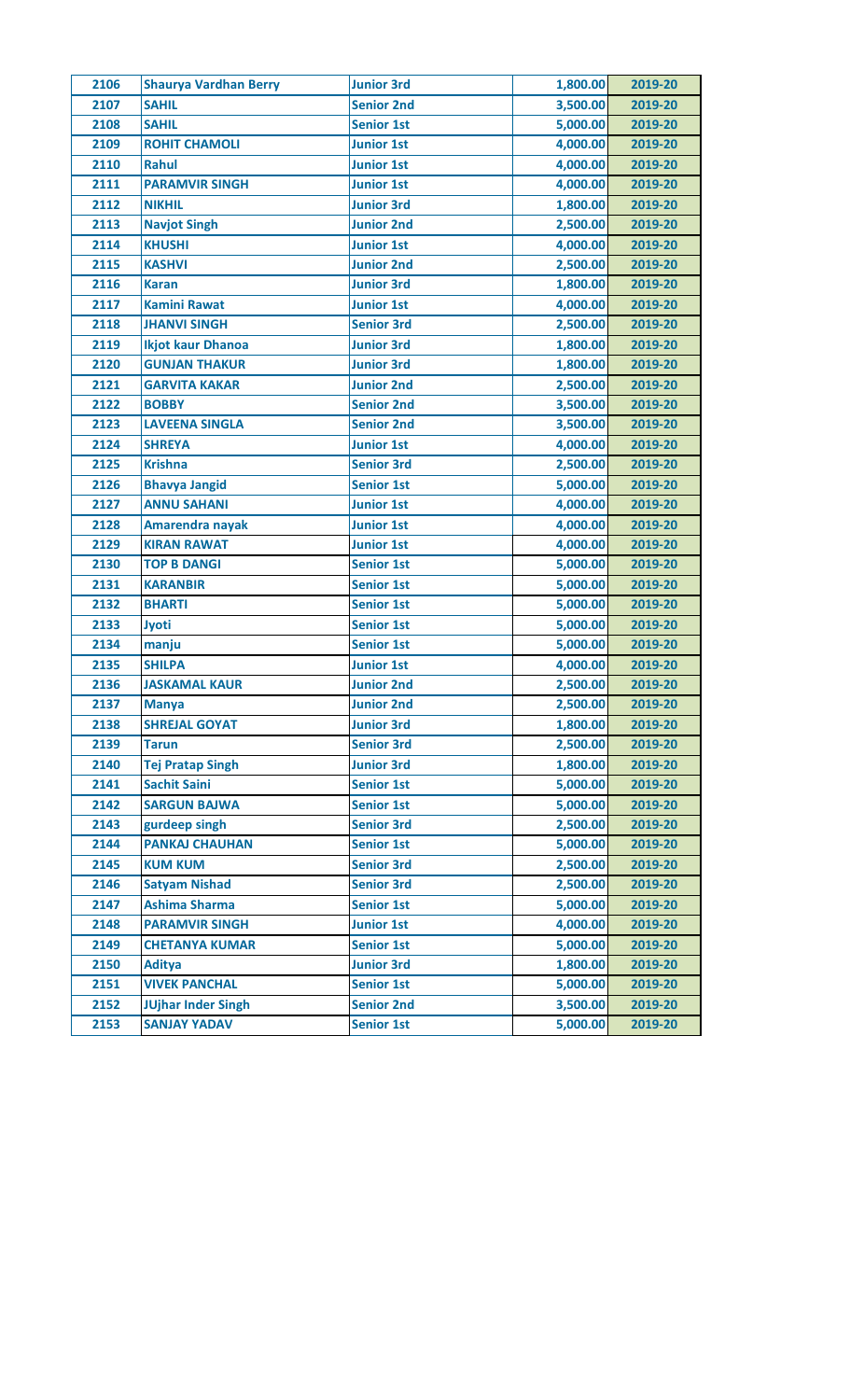| | | | | |
|---|---|---|---|---|
| 2106 | Shaurya Vardhan Berry | Junior 3rd | 1,800.00 | 2019-20 |
| 2107 | SAHIL | Senior 2nd | 3,500.00 | 2019-20 |
| 2108 | SAHIL | Senior 1st | 5,000.00 | 2019-20 |
| 2109 | ROHIT CHAMOLI | Junior 1st | 4,000.00 | 2019-20 |
| 2110 | Rahul | Junior 1st | 4,000.00 | 2019-20 |
| 2111 | PARAMVIR SINGH | Junior 1st | 4,000.00 | 2019-20 |
| 2112 | NIKHIL | Junior 3rd | 1,800.00 | 2019-20 |
| 2113 | Navjot Singh | Junior 2nd | 2,500.00 | 2019-20 |
| 2114 | KHUSHI | Junior 1st | 4,000.00 | 2019-20 |
| 2115 | KASHVI | Junior 2nd | 2,500.00 | 2019-20 |
| 2116 | Karan | Junior 3rd | 1,800.00 | 2019-20 |
| 2117 | Kamini Rawat | Junior 1st | 4,000.00 | 2019-20 |
| 2118 | JHANVI SINGH | Senior 3rd | 2,500.00 | 2019-20 |
| 2119 | Ikjot kaur Dhanoa | Junior 3rd | 1,800.00 | 2019-20 |
| 2120 | GUNJAN THAKUR | Junior 3rd | 1,800.00 | 2019-20 |
| 2121 | GARVITA KAKAR | Junior 2nd | 2,500.00 | 2019-20 |
| 2122 | BOBBY | Senior 2nd | 3,500.00 | 2019-20 |
| 2123 | LAVEENA SINGLA | Senior 2nd | 3,500.00 | 2019-20 |
| 2124 | SHREYA | Junior 1st | 4,000.00 | 2019-20 |
| 2125 | Krishna | Senior 3rd | 2,500.00 | 2019-20 |
| 2126 | Bhavya Jangid | Senior 1st | 5,000.00 | 2019-20 |
| 2127 | ANNU SAHANI | Junior 1st | 4,000.00 | 2019-20 |
| 2128 | Amarendra nayak | Junior 1st | 4,000.00 | 2019-20 |
| 2129 | KIRAN RAWAT | Junior 1st | 4,000.00 | 2019-20 |
| 2130 | TOP B DANGI | Senior 1st | 5,000.00 | 2019-20 |
| 2131 | KARANBIR | Senior 1st | 5,000.00 | 2019-20 |
| 2132 | BHARTI | Senior 1st | 5,000.00 | 2019-20 |
| 2133 | Jyoti | Senior 1st | 5,000.00 | 2019-20 |
| 2134 | manju | Senior 1st | 5,000.00 | 2019-20 |
| 2135 | SHILPA | Junior 1st | 4,000.00 | 2019-20 |
| 2136 | JASKAMAL KAUR | Junior 2nd | 2,500.00 | 2019-20 |
| 2137 | Manya | Junior 2nd | 2,500.00 | 2019-20 |
| 2138 | SHREJAL GOYAT | Junior 3rd | 1,800.00 | 2019-20 |
| 2139 | Tarun | Senior 3rd | 2,500.00 | 2019-20 |
| 2140 | Tej Pratap Singh | Junior 3rd | 1,800.00 | 2019-20 |
| 2141 | Sachit Saini | Senior 1st | 5,000.00 | 2019-20 |
| 2142 | SARGUN BAJWA | Senior 1st | 5,000.00 | 2019-20 |
| 2143 | gurdeep singh | Senior 3rd | 2,500.00 | 2019-20 |
| 2144 | PANKAJ CHAUHAN | Senior 1st | 5,000.00 | 2019-20 |
| 2145 | KUM KUM | Senior 3rd | 2,500.00 | 2019-20 |
| 2146 | Satyam Nishad | Senior 3rd | 2,500.00 | 2019-20 |
| 2147 | Ashima Sharma | Senior 1st | 5,000.00 | 2019-20 |
| 2148 | PARAMVIR SINGH | Junior 1st | 4,000.00 | 2019-20 |
| 2149 | CHETANYA KUMAR | Senior 1st | 5,000.00 | 2019-20 |
| 2150 | Aditya | Junior 3rd | 1,800.00 | 2019-20 |
| 2151 | VIVEK PANCHAL | Senior 1st | 5,000.00 | 2019-20 |
| 2152 | JUjhar Inder Singh | Senior 2nd | 3,500.00 | 2019-20 |
| 2153 | SANJAY YADAV | Senior 1st | 5,000.00 | 2019-20 |